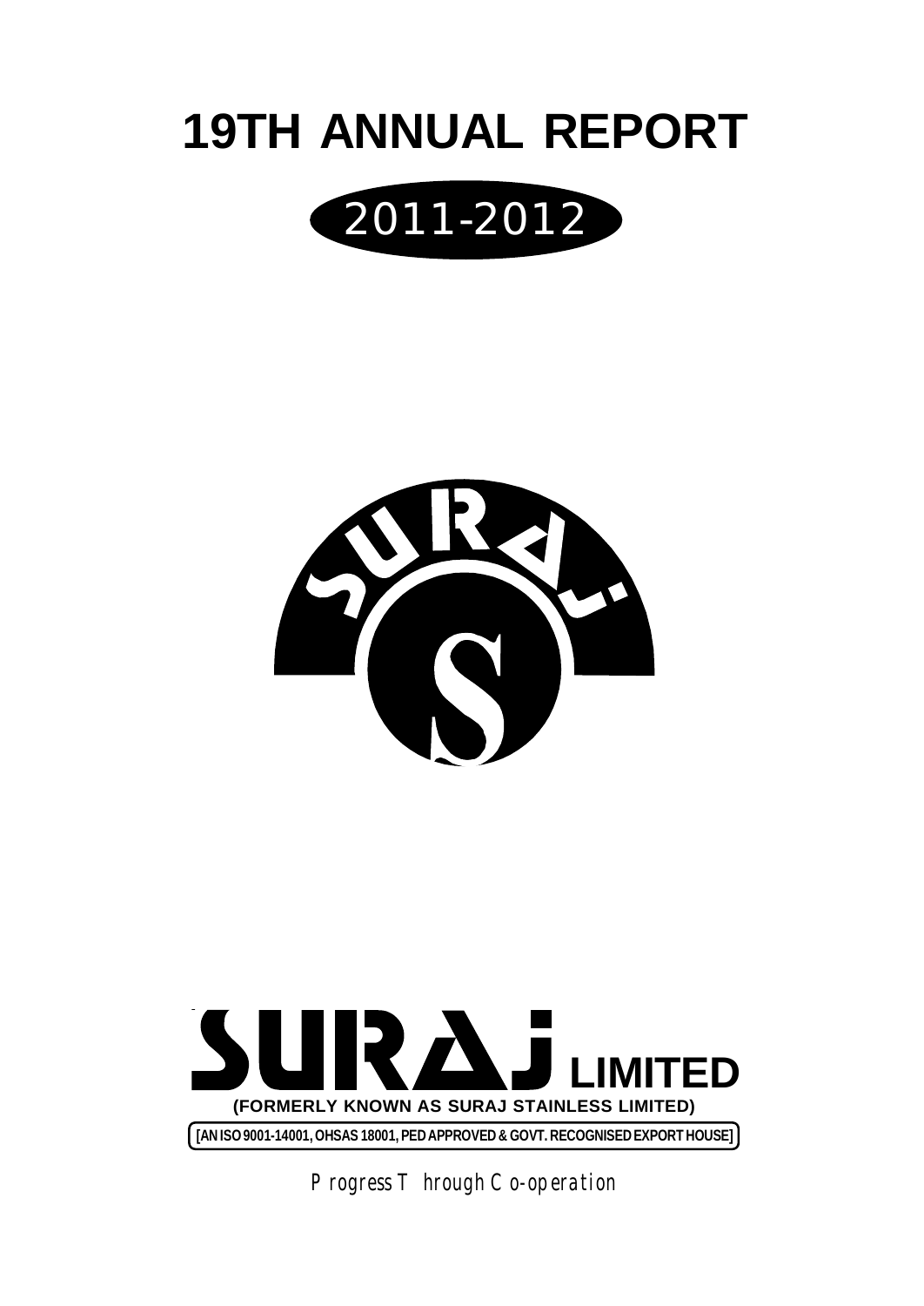# 19TH ANNUAL REPORT

## 2011-2012

# SURAJ LIMITED

**(FORMERLY KNOWN AS SURAJ STAINLESS LIMITED)**

**[AN ISO 9001-14001, OHSAS 18001, PED APPROVED & GOVT. RECOGNISED EXPORT HOUSE]**

*Progress Through Co-operation*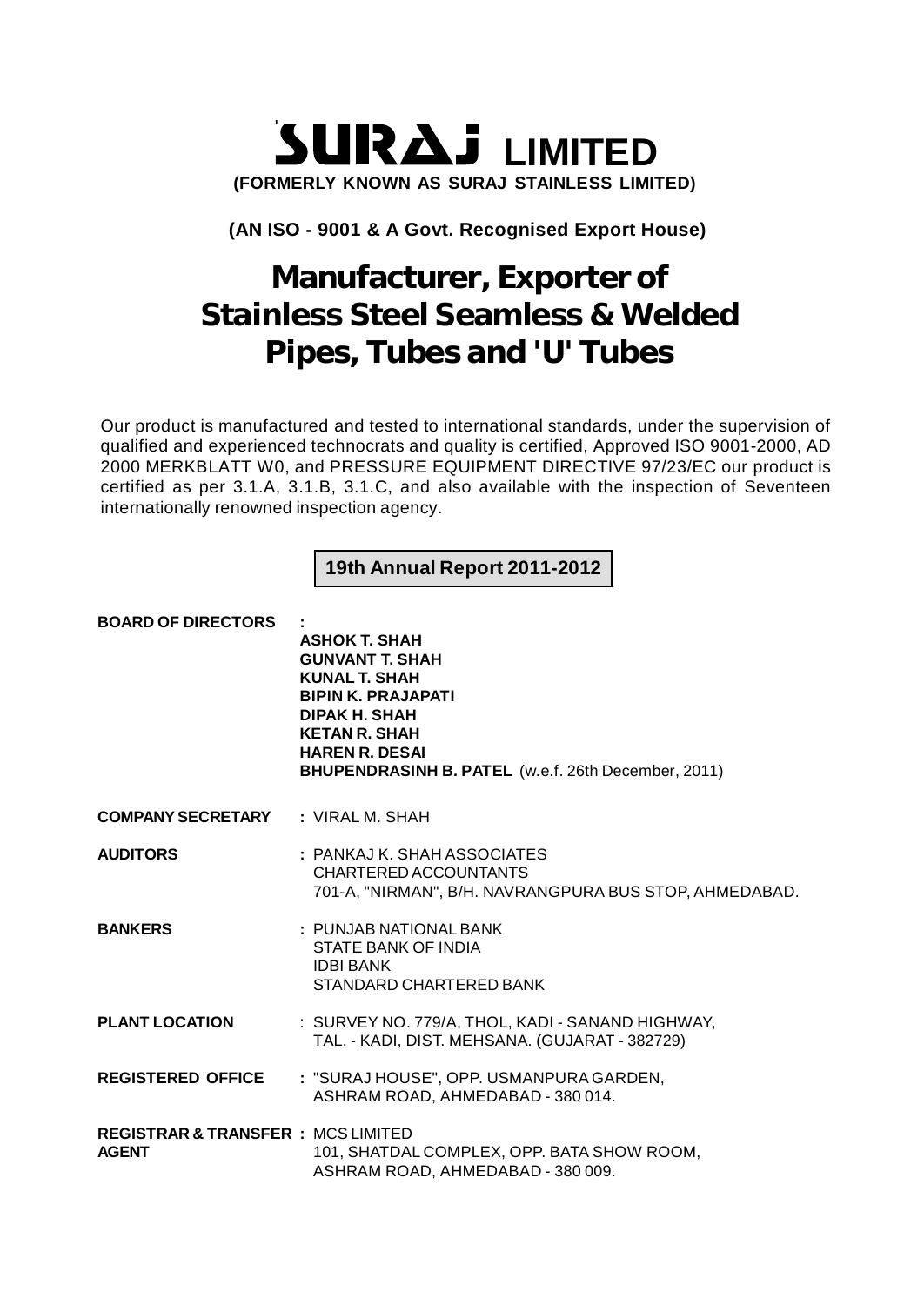# SURAJ LIMITED

**(FORMERLY KNOWN AS SURAJ STAINLESS LIMITED)**

**(AN ISO - 9001 & A Govt. Recognised Export House)**

# Manufacturer, Exporter of Stainless Steel Seamless & Welded Pipes, Tubes and 'U' Tubes

Our product is manufactured and tested to international standards, under the supervision of qualified and experienced technocrats and quality is certified, Approved ISO 9001-2000, AD 2000 MERKBLATT W0, and PRESSURE EQUIPMENT DIRECTIVE 97/23/EC our product is certified as per 3.1.A, 3.1.B, 3.1.C, and also available with the inspection of Seventeen internationally renowned inspection agency.

## 19th Annual Report 2011-2012

**BOARD OF DIRECTORS :**

**ASHOK T. SHAH**
**GUNVANT T. SHAH**
**KUNAL T. SHAH**
**BIPIN K. PRAJAPATI**
**DIPAK H. SHAH**
**KETAN R. SHAH**
**HAREN R. DESAI**
**BHUPENDRASINH B. PATEL** (w.e.f. 26th December, 2011)

**COMPANY SECRETARY :** VIRAL M. SHAH

**AUDITORS :** PANKAJ K. SHAH ASSOCIATES
CHARTERED ACCOUNTANTS
701-A, "NIRMAN", B/H. NAVRANGPURA BUS STOP, AHMEDABAD.

**BANKERS :** PUNJAB NATIONAL BANK
STATE BANK OF INDIA
IDBI BANK
STANDARD CHARTERED BANK

**PLANT LOCATION :** SURVEY NO. 779/A, THOL, KADI - SANAND HIGHWAY,
TAL. - KADI, DIST. MEHSANA. (GUJARAT - 382729)

**REGISTERED OFFICE :** "SURAJ HOUSE", OPP. USMANPURA GARDEN,
ASHRAM ROAD, AHMEDABAD - 380 014.

**REGISTRAR & TRANSFER AGENT :** MCS LIMITED
101, SHATDAL COMPLEX, OPP. BATA SHOW ROOM,
ASHRAM ROAD, AHMEDABAD - 380 009.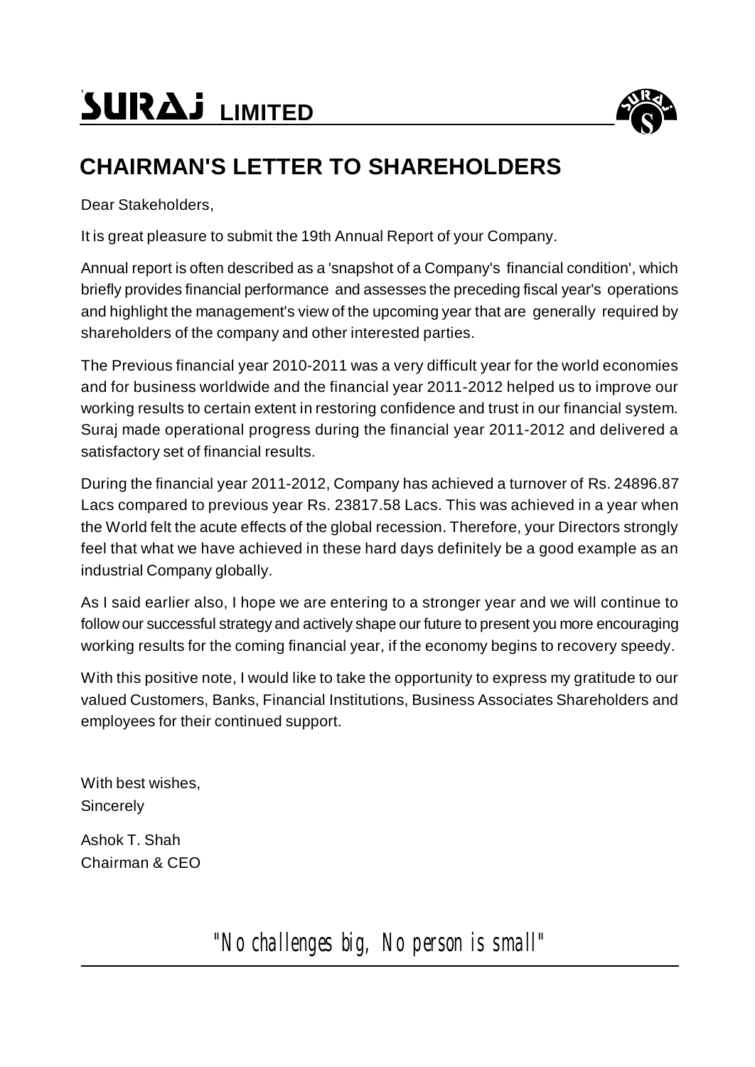# CHAIRMAN'S LETTER TO SHAREHOLDERS

Dear Stakeholders,

It is great pleasure to submit the 19th Annual Report of your Company.

Annual report is often described as a 'snapshot of a Company's financial condition', which briefly provides financial performance and assesses the preceding fiscal year's operations and highlight the management's view of the upcoming year that are generally required by shareholders of the company and other interested parties.

The Previous financial year 2010-2011 was a very difficult year for the world economies and for business worldwide and the financial year 2011-2012 helped us to improve our working results to certain extent in restoring confidence and trust in our financial system. Suraj made operational progress during the financial year 2011-2012 and delivered a satisfactory set of financial results.

During the financial year 2011-2012, Company has achieved a turnover of Rs. 24896.87 Lacs compared to previous year Rs. 23817.58 Lacs. This was achieved in a year when the World felt the acute effects of the global recession. Therefore, your Directors strongly feel that what we have achieved in these hard days definitely be a good example as an industrial Company globally.

As I said earlier also, I hope we are entering to a stronger year and we will continue to follow our successful strategy and actively shape our future to present you more encouraging working results for the coming financial year, if the economy begins to recovery speedy.

With this positive note, I would like to take the opportunity to express my gratitude to our valued Customers, Banks, Financial Institutions, Business Associates Shareholders and employees for their continued support.

With best wishes,
Sincerely

Ashok T. Shah
Chairman & CEO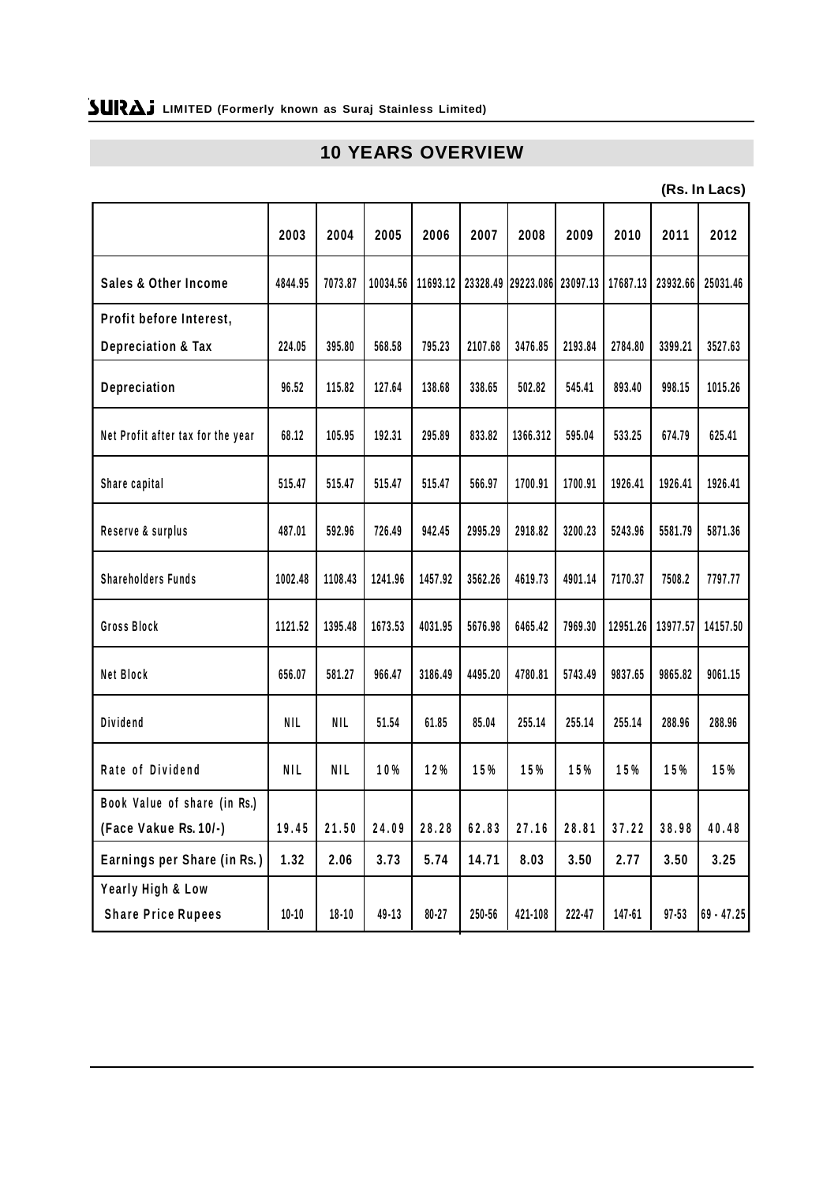# 10 YEARS OVERVIEW

**(Rs. In Lacs)**

| | 2003 | 2004 | 2005 | 2006 | 2007 | 2008 | 2009 | 2010 | 2011 | 2012 |
|---|---|---|---|---|---|---|---|---|---|---|
| Sales & Other Income | 4844.95 | 7073.87 | 10034.56 | 11693.12 | 23328.49 | 29223.086 | 23097.13 | 17687.13 | 23932.66 | 25031.46 |
| Profit before Interest, Depreciation & Tax | 224.05 | 395.80 | 568.58 | 795.23 | 2107.68 | 3476.85 | 2193.84 | 2784.80 | 3399.21 | 3527.63 |
| Depreciation | 96.52 | 115.82 | 127.64 | 138.68 | 338.65 | 502.82 | 545.41 | 893.40 | 998.15 | 1015.26 |
| Net Profit after tax for the year | 68.12 | 105.95 | 192.31 | 295.89 | 833.82 | 1366.312 | 595.04 | 533.25 | 674.79 | 625.41 |
| Share capital | 515.47 | 515.47 | 515.47 | 515.47 | 566.97 | 1700.91 | 1700.91 | 1926.41 | 1926.41 | 1926.41 |
| Reserve & surplus | 487.01 | 592.96 | 726.49 | 942.45 | 2995.29 | 2918.82 | 3200.23 | 5243.96 | 5581.79 | 5871.36 |
| Shareholders Funds | 1002.48 | 1108.43 | 1241.96 | 1457.92 | 3562.26 | 4619.73 | 4901.14 | 7170.37 | 7508.2 | 7797.77 |
| Gross Block | 1121.52 | 1395.48 | 1673.53 | 4031.95 | 5676.98 | 6465.42 | 7969.30 | 12951.26 | 13977.57 | 14157.50 |
| Net Block | 656.07 | 581.27 | 966.47 | 3186.49 | 4495.20 | 4780.81 | 5743.49 | 9837.65 | 9865.82 | 9061.15 |
| Dividend | NIL | NIL | 51.54 | 61.85 | 85.04 | 255.14 | 255.14 | 255.14 | 288.96 | 288.96 |
| Rate of Dividend | NIL | NIL | 10% | 12% | 15% | 15% | 15% | 15% | 15% | 15% |
| Book Value of share (in Rs.) (Face Vakue Rs. 10/-) | 19.45 | 21.50 | 24.09 | 28.28 | 62.83 | 27.16 | 28.81 | 37.22 | 38.98 | 40.48 |
| Earnings per Share (in Rs.) | 1.32 | 2.06 | 3.73 | 5.74 | 14.71 | 8.03 | 3.50 | 2.77 | 3.50 | 3.25 |
| Yearly High & Low Share Price Rupees | 10-10 | 18-10 | 49-13 | 80-27 | 250-56 | 421-108 | 222-47 | 147-61 | 97-53 | 69 - 47.25 |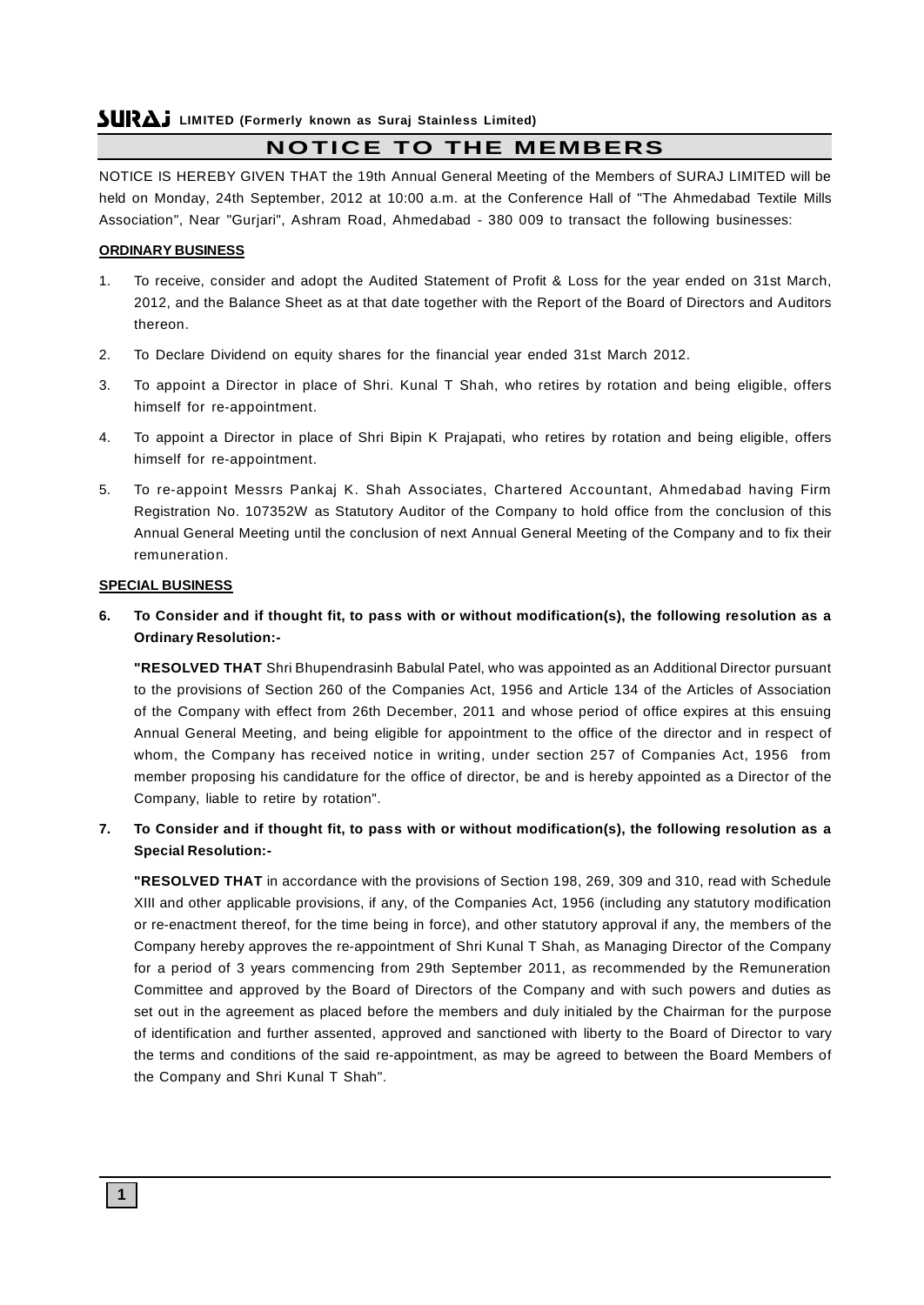# NOTICE TO THE MEMBERS

NOTICE IS HEREBY GIVEN THAT the 19th Annual General Meeting of the Members of SURAJ LIMITED will be held on Monday, 24th September, 2012 at 10:00 a.m. at the Conference Hall of "The Ahmedabad Textile Mills Association", Near "Gurjari", Ashram Road, Ahmedabad - 380 009 to transact the following businesses:

**ORDINARY BUSINESS**

1. To receive, consider and adopt the Audited Statement of Profit & Loss for the year ended on 31st March, 2012, and the Balance Sheet as at that date together with the Report of the Board of Directors and Auditors thereon.
2. To Declare Dividend on equity shares for the financial year ended 31st March 2012.
3. To appoint a Director in place of Shri. Kunal T Shah, who retires by rotation and being eligible, offers himself for re-appointment.
4. To appoint a Director in place of Shri Bipin K Prajapati, who retires by rotation and being eligible, offers himself for re-appointment.
5. To re-appoint Messrs Pankaj K. Shah Associates, Chartered Accountant, Ahmedabad having Firm Registration No. 107352W as Statutory Auditor of the Company to hold office from the conclusion of this Annual General Meeting until the conclusion of next Annual General Meeting of the Company and to fix their remuneration.

**SPECIAL BUSINESS**

6. **To Consider and if thought fit, to pass with or without modification(s), the following resolution as a Ordinary Resolution:-**

   **"RESOLVED THAT** Shri Bhupendrasinh Babulal Patel, who was appointed as an Additional Director pursuant to the provisions of Section 260 of the Companies Act, 1956 and Article 134 of the Articles of Association of the Company with effect from 26th December, 2011 and whose period of office expires at this ensuing Annual General Meeting, and being eligible for appointment to the office of the director and in respect of whom, the Company has received notice in writing, under section 257 of Companies Act, 1956 from member proposing his candidature for the office of director, be and is hereby appointed as a Director of the Company, liable to retire by rotation".

7. **To Consider and if thought fit, to pass with or without modification(s), the following resolution as a Special Resolution:-**

   **"RESOLVED THAT** in accordance with the provisions of Section 198, 269, 309 and 310, read with Schedule XIII and other applicable provisions, if any, of the Companies Act, 1956 (including any statutory modification or re-enactment thereof, for the time being in force), and other statutory approval if any, the members of the Company hereby approves the re-appointment of Shri Kunal T Shah, as Managing Director of the Company for a period of 3 years commencing from 29th September 2011, as recommended by the Remuneration Committee and approved by the Board of Directors of the Company and with such powers and duties as set out in the agreement as placed before the members and duly initialed by the Chairman for the purpose of identification and further assented, approved and sanctioned with liberty to the Board of Director to vary the terms and conditions of the said re-appointment, as may be agreed to between the Board Members of the Company and Shri Kunal T Shah".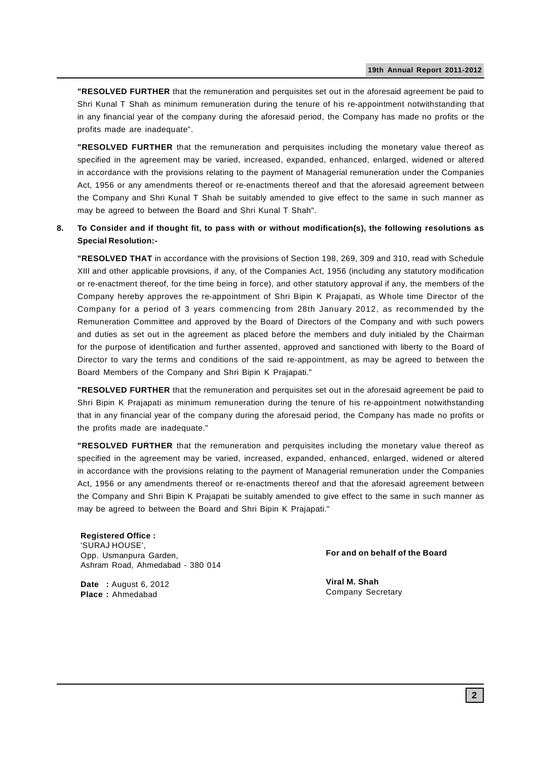**"RESOLVED FURTHER** that the remuneration and perquisites set out in the aforesaid agreement be paid to Shri Kunal T Shah as minimum remuneration during the tenure of his re-appointment notwithstanding that in any financial year of the company during the aforesaid period, the Company has made no profits or the profits made are inadequate".

**"RESOLVED FURTHER** that the remuneration and perquisites including the monetary value thereof as specified in the agreement may be varied, increased, expanded, enhanced, enlarged, widened or altered in accordance with the provisions relating to the payment of Managerial remuneration under the Companies Act, 1956 or any amendments thereof or re-enactments thereof and that the aforesaid agreement between the Company and Shri Kunal T Shah be suitably amended to give effect to the same in such manner as may be agreed to between the Board and Shri Kunal T Shah".

**8. To Consider and if thought fit, to pass with or without modification(s), the following resolutions as Special Resolution:-**

**"RESOLVED THAT** in accordance with the provisions of Section 198, 269, 309 and 310, read with Schedule XIII and other applicable provisions, if any, of the Companies Act, 1956 (including any statutory modification or re-enactment thereof, for the time being in force), and other statutory approval if any, the members of the Company hereby approves the re-appointment of Shri Bipin K Prajapati, as Whole time Director of the Company for a period of 3 years commencing from 28th January 2012, as recommended by the Remuneration Committee and approved by the Board of Directors of the Company and with such powers and duties as set out in the agreement as placed before the members and duly initialed by the Chairman for the purpose of identification and further assented, approved and sanctioned with liberty to the Board of Director to vary the terms and conditions of the said re-appointment, as may be agreed to between the Board Members of the Company and Shri Bipin K Prajapati."

**"RESOLVED FURTHER** that the remuneration and perquisites set out in the aforesaid agreement be paid to Shri Bipin K Prajapati as minimum remuneration during the tenure of his re-appointment notwithstanding that in any financial year of the company during the aforesaid period, the Company has made no profits or the profits made are inadequate."

**"RESOLVED FURTHER** that the remuneration and perquisites including the monetary value thereof as specified in the agreement may be varied, increased, expanded, enhanced, enlarged, widened or altered in accordance with the provisions relating to the payment of Managerial remuneration under the Companies Act, 1956 or any amendments thereof or re-enactments thereof and that the aforesaid agreement between the Company and Shri Bipin K Prajapati be suitably amended to give effect to the same in such manner as may be agreed to between the Board and Shri Bipin K Prajapati."

**Registered Office :**
'SURAJ HOUSE',
Opp. Usmanpura Garden,
Ashram Road, Ahmedabad - 380 014

**Date :** August 6, 2012
**Place :** Ahmedabad

**For and on behalf of the Board**

**Viral M. Shah**
Company Secretary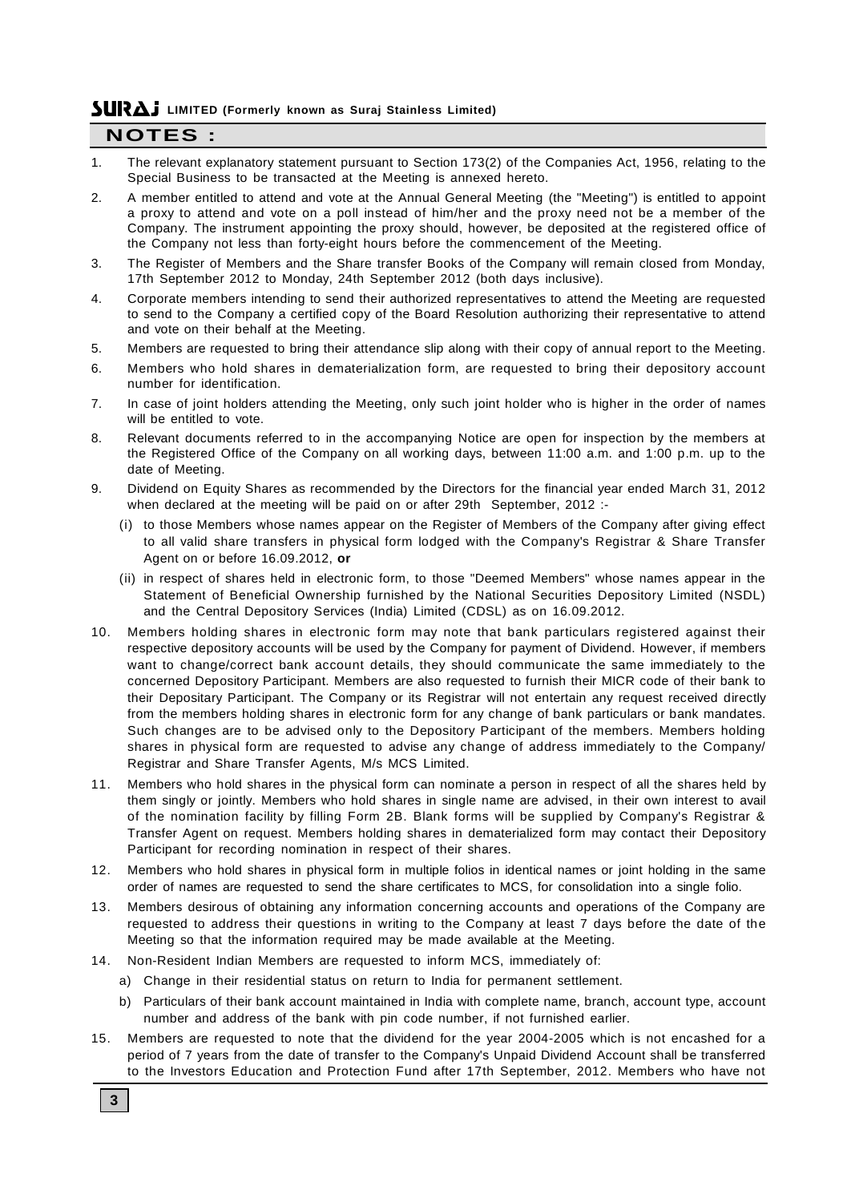## NOTES :

1. The relevant explanatory statement pursuant to Section 173(2) of the Companies Act, 1956, relating to the Special Business to be transacted at the Meeting is annexed hereto.
2. A member entitled to attend and vote at the Annual General Meeting (the "Meeting") is entitled to appoint a proxy to attend and vote on a poll instead of him/her and the proxy need not be a member of the Company. The instrument appointing the proxy should, however, be deposited at the registered office of the Company not less than forty-eight hours before the commencement of the Meeting.
3. The Register of Members and the Share transfer Books of the Company will remain closed from Monday, 17th September 2012 to Monday, 24th September 2012 (both days inclusive).
4. Corporate members intending to send their authorized representatives to attend the Meeting are requested to send to the Company a certified copy of the Board Resolution authorizing their representative to attend and vote on their behalf at the Meeting.
5. Members are requested to bring their attendance slip along with their copy of annual report to the Meeting.
6. Members who hold shares in dematerialization form, are requested to bring their depository account number for identification.
7. In case of joint holders attending the Meeting, only such joint holder who is higher in the order of names will be entitled to vote.
8. Relevant documents referred to in the accompanying Notice are open for inspection by the members at the Registered Office of the Company on all working days, between 11:00 a.m. and 1:00 p.m. up to the date of Meeting.
9. Dividend on Equity Shares as recommended by the Directors for the financial year ended March 31, 2012 when declared at the meeting will be paid on or after 29th September, 2012 :-
   (i) to those Members whose names appear on the Register of Members of the Company after giving effect to all valid share transfers in physical form lodged with the Company's Registrar & Share Transfer Agent on or before 16.09.2012, **or**
   (ii) in respect of shares held in electronic form, to those "Deemed Members" whose names appear in the Statement of Beneficial Ownership furnished by the National Securities Depository Limited (NSDL) and the Central Depository Services (India) Limited (CDSL) as on 16.09.2012.
10. Members holding shares in electronic form may note that bank particulars registered against their respective depository accounts will be used by the Company for payment of Dividend. However, if members want to change/correct bank account details, they should communicate the same immediately to the concerned Depository Participant. Members are also requested to furnish their MICR code of their bank to their Depositary Participant. The Company or its Registrar will not entertain any request received directly from the members holding shares in electronic form for any change of bank particulars or bank mandates. Such changes are to be advised only to the Depository Participant of the members. Members holding shares in physical form are requested to advise any change of address immediately to the Company/ Registrar and Share Transfer Agents, M/s MCS Limited.
11. Members who hold shares in the physical form can nominate a person in respect of all the shares held by them singly or jointly. Members who hold shares in single name are advised, in their own interest to avail of the nomination facility by filling Form 2B. Blank forms will be supplied by Company's Registrar & Transfer Agent on request. Members holding shares in dematerialized form may contact their Depository Participant for recording nomination in respect of their shares.
12. Members who hold shares in physical form in multiple folios in identical names or joint holding in the same order of names are requested to send the share certificates to MCS, for consolidation into a single folio.
13. Members desirous of obtaining any information concerning accounts and operations of the Company are requested to address their questions in writing to the Company at least 7 days before the date of the Meeting so that the information required may be made available at the Meeting.
14. Non-Resident Indian Members are requested to inform MCS, immediately of:
    a) Change in their residential status on return to India for permanent settlement.
    b) Particulars of their bank account maintained in India with complete name, branch, account type, account number and address of the bank with pin code number, if not furnished earlier.
15. Members are requested to note that the dividend for the year 2004-2005 which is not encashed for a period of 7 years from the date of transfer to the Company's Unpaid Dividend Account shall be transferred to the Investors Education and Protection Fund after 17th September, 2012. Members who have not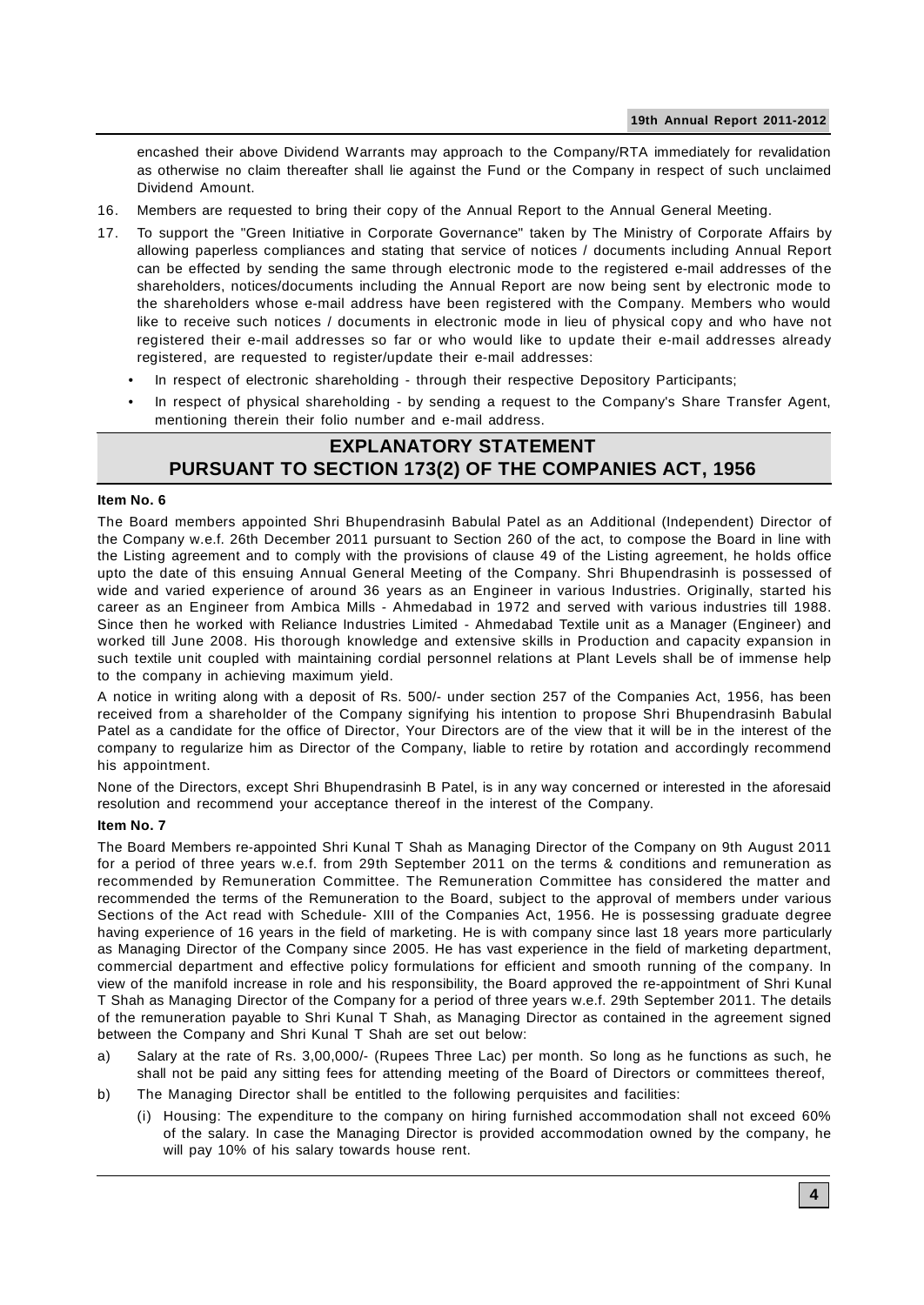encashed their above Dividend Warrants may approach to the Company/RTA immediately for revalidation as otherwise no claim thereafter shall lie against the Fund or the Company in respect of such unclaimed Dividend Amount.

16. Members are requested to bring their copy of the Annual Report to the Annual General Meeting.

17. To support the "Green Initiative in Corporate Governance" taken by The Ministry of Corporate Affairs by allowing paperless compliances and stating that service of notices / documents including Annual Report can be effected by sending the same through electronic mode to the registered e-mail addresses of the shareholders, notices/documents including the Annual Report are now being sent by electronic mode to the shareholders whose e-mail address have been registered with the Company. Members who would like to receive such notices / documents in electronic mode in lieu of physical copy and who have not registered their e-mail addresses so far or who would like to update their e-mail addresses already registered, are requested to register/update their e-mail addresses:

   - In respect of electronic shareholding - through their respective Depository Participants;
   - In respect of physical shareholding - by sending a request to the Company's Share Transfer Agent, mentioning therein their folio number and e-mail address.

## EXPLANATORY STATEMENT PURSUANT TO SECTION 173(2) OF THE COMPANIES ACT, 1956

**Item No. 6**

The Board members appointed Shri Bhupendrasinh Babulal Patel as an Additional (Independent) Director of the Company w.e.f. 26th December 2011 pursuant to Section 260 of the act, to compose the Board in line with the Listing agreement and to comply with the provisions of clause 49 of the Listing agreement, he holds office upto the date of this ensuing Annual General Meeting of the Company. Shri Bhupendrasinh is possessed of wide and varied experience of around 36 years as an Engineer in various Industries. Originally, started his career as an Engineer from Ambica Mills - Ahmedabad in 1972 and served with various industries till 1988. Since then he worked with Reliance Industries Limited - Ahmedabad Textile unit as a Manager (Engineer) and worked till June 2008. His thorough knowledge and extensive skills in Production and capacity expansion in such textile unit coupled with maintaining cordial personnel relations at Plant Levels shall be of immense help to the company in achieving maximum yield.

A notice in writing along with a deposit of Rs. 500/- under section 257 of the Companies Act, 1956, has been received from a shareholder of the Company signifying his intention to propose Shri Bhupendrasinh Babulal Patel as a candidate for the office of Director, Your Directors are of the view that it will be in the interest of the company to regularize him as Director of the Company, liable to retire by rotation and accordingly recommend his appointment.

None of the Directors, except Shri Bhupendrasinh B Patel, is in any way concerned or interested in the aforesaid resolution and recommend your acceptance thereof in the interest of the Company.

**Item No. 7**

The Board Members re-appointed Shri Kunal T Shah as Managing Director of the Company on 9th August 2011 for a period of three years w.e.f. from 29th September 2011 on the terms & conditions and remuneration as recommended by Remuneration Committee. The Remuneration Committee has considered the matter and recommended the terms of the Remuneration to the Board, subject to the approval of members under various Sections of the Act read with Schedule- XIII of the Companies Act, 1956. He is possessing graduate degree having experience of 16 years in the field of marketing. He is with company since last 18 years more particularly as Managing Director of the Company since 2005. He has vast experience in the field of marketing department, commercial department and effective policy formulations for efficient and smooth running of the company. In view of the manifold increase in role and his responsibility, the Board approved the re-appointment of Shri Kunal T Shah as Managing Director of the Company for a period of three years w.e.f. 29th September 2011. The details of the remuneration payable to Shri Kunal T Shah, as Managing Director as contained in the agreement signed between the Company and Shri Kunal T Shah are set out below:

a) Salary at the rate of Rs. 3,00,000/- (Rupees Three Lac) per month. So long as he functions as such, he shall not be paid any sitting fees for attending meeting of the Board of Directors or committees thereof,

b) The Managing Director shall be entitled to the following perquisites and facilities:

   (i) Housing: The expenditure to the company on hiring furnished accommodation shall not exceed 60% of the salary. In case the Managing Director is provided accommodation owned by the company, he will pay 10% of his salary towards house rent.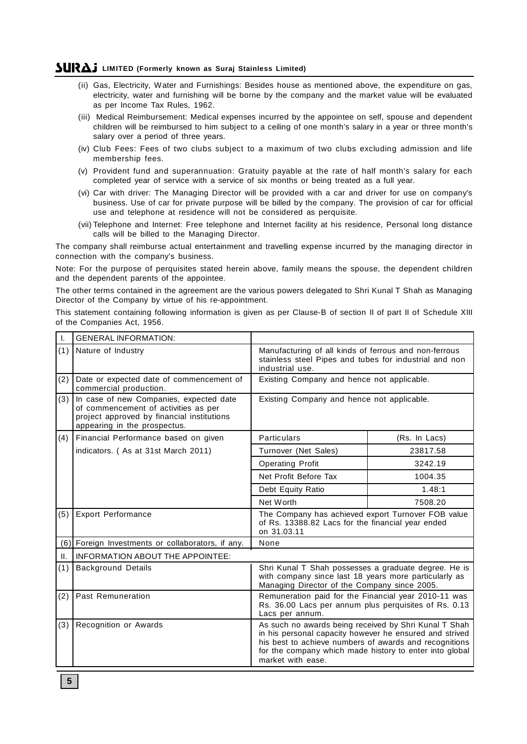(ii) Gas, Electricity, Water and Furnishings: Besides house as mentioned above, the expenditure on gas, electricity, water and furnishing will be borne by the company and the market value will be evaluated as per Income Tax Rules, 1962.

(iii) Medical Reimbursement: Medical expenses incurred by the appointee on self, spouse and dependent children will be reimbursed to him subject to a ceiling of one month's salary in a year or three month's salary over a period of three years.

(iv) Club Fees: Fees of two clubs subject to a maximum of two clubs excluding admission and life membership fees.

(v) Provident fund and superannuation: Gratuity payable at the rate of half month's salary for each completed year of service with a service of six months or being treated as a full year.

(vi) Car with driver: The Managing Director will be provided with a car and driver for use on company's business. Use of car for private purpose will be billed by the company. The provision of car for official use and telephone at residence will not be considered as perquisite.

(vii) Telephone and Internet: Free telephone and Internet facility at his residence, Personal long distance calls will be billed to the Managing Director.

The company shall reimburse actual entertainment and travelling expense incurred by the managing director in connection with the company's business.

Note: For the purpose of perquisites stated herein above, family means the spouse, the dependent children and the dependent parents of the appointee.

The other terms contained in the agreement are the various powers delegated to Shri Kunal T Shah as Managing Director of the Company by virtue of his re-appointment.

This statement containing following information is given as per Clause-B of section II of part II of Schedule XIII of the Companies Act, 1956.

| I. | GENERAL INFORMATION: | | |
|---|---|---|---|
| (1) | Nature of Industry | Manufacturing of all kinds of ferrous and non-ferrous stainless steel Pipes and tubes for industrial and non industrial use. | |
| (2) | Date or expected date of commencement of commercial production. | Existing Company and hence not applicable. | |
| (3) | In case of new Companies, expected date of commencement of activities as per project approved by financial institutions appearing in the prospectus. | Existing Company and hence not applicable. | |
| (4) | Financial Performance based on given indicators. ( As at 31st March 2011) | Particulars | (Rs. In Lacs) |
| | | Turnover (Net Sales) | 23817.58 |
| | | Operating Profit | 3242.19 |
| | | Net Profit Before Tax | 1004.35 |
| | | Debt Equity Ratio | 1.48:1 |
| | | Net Worth | 7508.20 |
| (5) | Export Performance | The Company has achieved export Turnover FOB value of Rs. 13388.82 Lacs for the financial year ended on 31.03.11 | |
| (6) | Foreign Investments or collaborators, if any. | None | |
| II. | INFORMATION ABOUT THE APPOINTEE: | | |
| (1) | Background Details | Shri Kunal T Shah possesses a graduate degree. He is with company since last 18 years more particularly as Managing Director of the Company since 2005. | |
| (2) | Past Remuneration | Remuneration paid for the Financial year 2010-11 was Rs. 36.00 Lacs per annum plus perquisites of Rs. 0.13 Lacs per annum. | |
| (3) | Recognition or Awards | As such no awards being received by Shri Kunal T Shah in his personal capacity however he ensured and strived his best to achieve numbers of awards and recognitions for the company which made history to enter into global market with ease. | |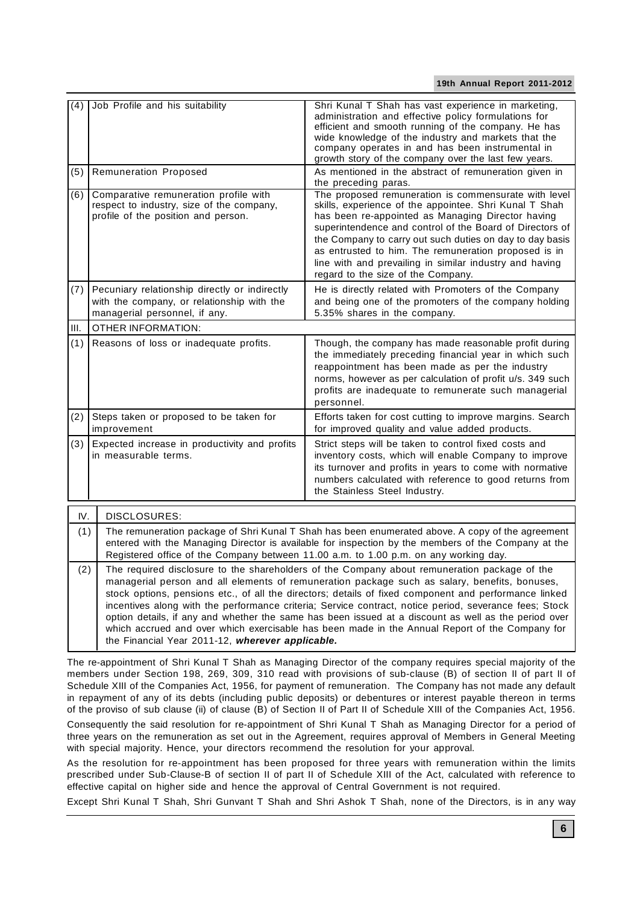| | | |
|---|---|---|
| (4) | Job Profile and his suitability | Shri Kunal T Shah has vast experience in marketing, administration and effective policy formulations for efficient and smooth running of the company. He has wide knowledge of the industry and markets that the company operates in and has been instrumental in growth story of the company over the last few years. |
| (5) | Remuneration Proposed | As mentioned in the abstract of remuneration given in the preceding paras. |
| (6) | Comparative remuneration profile with respect to industry, size of the company, profile of the position and person. | The proposed remuneration is commensurate with level skills, experience of the appointee. Shri Kunal T Shah has been re-appointed as Managing Director having superintendence and control of the Board of Directors of the Company to carry out such duties on day to day basis as entrusted to him. The remuneration proposed is in line with and prevailing in similar industry and having regard to the size of the Company. |
| (7) | Pecuniary relationship directly or indirectly with the company, or relationship with the managerial personnel, if any. | He is directly related with Promoters of the Company and being one of the promoters of the company holding 5.35% shares in the company. |
| III. | OTHER INFORMATION: | |
| (1) | Reasons of loss or inadequate profits. | Though, the company has made reasonable profit during the immediately preceding financial year in which such reappointment has been made as per the industry norms, however as per calculation of profit u/s. 349 such profits are inadequate to remunerate such managerial personnel. |
| (2) | Steps taken or proposed to be taken for improvement | Efforts taken for cost cutting to improve margins. Search for improved quality and value added products. |
| (3) | Expected increase in productivity and profits in measurable terms. | Strict steps will be taken to control fixed costs and inventory costs, which will enable Company to improve its turnover and profits in years to come with normative numbers calculated with reference to good returns from the Stainless Steel Industry. |

| | |
|---|---|
| IV. | DISCLOSURES: |
| (1) | The remuneration package of Shri Kunal T Shah has been enumerated above. A copy of the agreement entered with the Managing Director is available for inspection by the members of the Company at the Registered office of the Company between 11.00 a.m. to 1.00 p.m. on any working day. |
| (2) | The required disclosure to the shareholders of the Company about remuneration package of the managerial person and all elements of remuneration package such as salary, benefits, bonuses, stock options, pensions etc., of all the directors; details of fixed component and performance linked incentives along with the performance criteria; Service contract, notice period, severance fees; Stock option details, if any and whether the same has been issued at a discount as well as the period over which accrued and over which exercisable has been made in the Annual Report of the Company for the Financial Year 2011-12, ***wherever applicable.*** |

The re-appointment of Shri Kunal T Shah as Managing Director of the company requires special majority of the members under Section 198, 269, 309, 310 read with provisions of sub-clause (B) of section II of part II of Schedule XIII of the Companies Act, 1956, for payment of remuneration. The Company has not made any default in repayment of any of its debts (including public deposits) or debentures or interest payable thereon in terms of the proviso of sub clause (ii) of clause (B) of Section II of Part II of Schedule XIII of the Companies Act, 1956.

Consequently the said resolution for re-appointment of Shri Kunal T Shah as Managing Director for a period of three years on the remuneration as set out in the Agreement, requires approval of Members in General Meeting with special majority. Hence, your directors recommend the resolution for your approval.

As the resolution for re-appointment has been proposed for three years with remuneration within the limits prescribed under Sub-Clause-B of section II of part II of Schedule XIII of the Act, calculated with reference to effective capital on higher side and hence the approval of Central Government is not required.

Except Shri Kunal T Shah, Shri Gunvant T Shah and Shri Ashok T Shah, none of the Directors, is in any way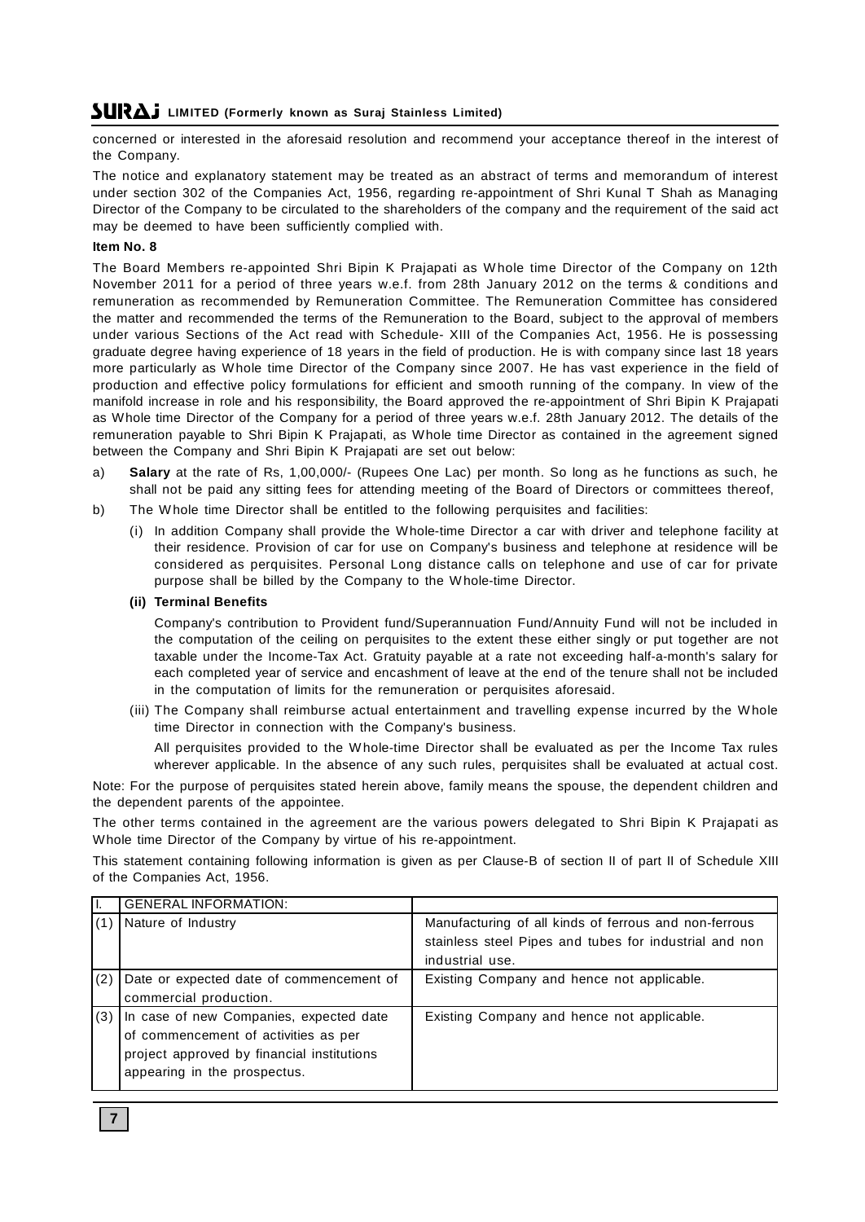concerned or interested in the aforesaid resolution and recommend your acceptance thereof in the interest of the Company.

The notice and explanatory statement may be treated as an abstract of terms and memorandum of interest under section 302 of the Companies Act, 1956, regarding re-appointment of Shri Kunal T Shah as Managing Director of the Company to be circulated to the shareholders of the company and the requirement of the said act may be deemed to have been sufficiently complied with.

**Item No. 8**

The Board Members re-appointed Shri Bipin K Prajapati as Whole time Director of the Company on 12th November 2011 for a period of three years w.e.f. from 28th January 2012 on the terms & conditions and remuneration as recommended by Remuneration Committee. The Remuneration Committee has considered the matter and recommended the terms of the Remuneration to the Board, subject to the approval of members under various Sections of the Act read with Schedule- XIII of the Companies Act, 1956. He is possessing graduate degree having experience of 18 years in the field of production. He is with company since last 18 years more particularly as Whole time Director of the Company since 2007. He has vast experience in the field of production and effective policy formulations for efficient and smooth running of the company. In view of the manifold increase in role and his responsibility, the Board approved the re-appointment of Shri Bipin K Prajapati as Whole time Director of the Company for a period of three years w.e.f. 28th January 2012. The details of the remuneration payable to Shri Bipin K Prajapati, as Whole time Director as contained in the agreement signed between the Company and Shri Bipin K Prajapati are set out below:

a) **Salary** at the rate of Rs, 1,00,000/- (Rupees One Lac) per month. So long as he functions as such, he shall not be paid any sitting fees for attending meeting of the Board of Directors or committees thereof,

b) The Whole time Director shall be entitled to the following perquisites and facilities:

   (i) In addition Company shall provide the Whole-time Director a car with driver and telephone facility at their residence. Provision of car for use on Company's business and telephone at residence will be considered as perquisites. Personal Long distance calls on telephone and use of car for private purpose shall be billed by the Company to the Whole-time Director.

   **(ii) Terminal Benefits**

   Company's contribution to Provident fund/Superannuation Fund/Annuity Fund will not be included in the computation of the ceiling on perquisites to the extent these either singly or put together are not taxable under the Income-Tax Act. Gratuity payable at a rate not exceeding half-a-month's salary for each completed year of service and encashment of leave at the end of the tenure shall not be included in the computation of limits for the remuneration or perquisites aforesaid.

   (iii) The Company shall reimburse actual entertainment and travelling expense incurred by the Whole time Director in connection with the Company's business.

   All perquisites provided to the Whole-time Director shall be evaluated as per the Income Tax rules wherever applicable. In the absence of any such rules, perquisites shall be evaluated at actual cost.

Note: For the purpose of perquisites stated herein above, family means the spouse, the dependent children and the dependent parents of the appointee.

The other terms contained in the agreement are the various powers delegated to Shri Bipin K Prajapati as Whole time Director of the Company by virtue of his re-appointment.

This statement containing following information is given as per Clause-B of section II of part II of Schedule XIII of the Companies Act, 1956.

| I. | GENERAL INFORMATION: | |
|---|---|---|
| (1) | Nature of Industry | Manufacturing of all kinds of ferrous and non-ferrous stainless steel Pipes and tubes for industrial and non industrial use. |
| (2) | Date or expected date of commencement of commercial production. | Existing Company and hence not applicable. |
| (3) | In case of new Companies, expected date of commencement of activities as per project approved by financial institutions appearing in the prospectus. | Existing Company and hence not applicable. |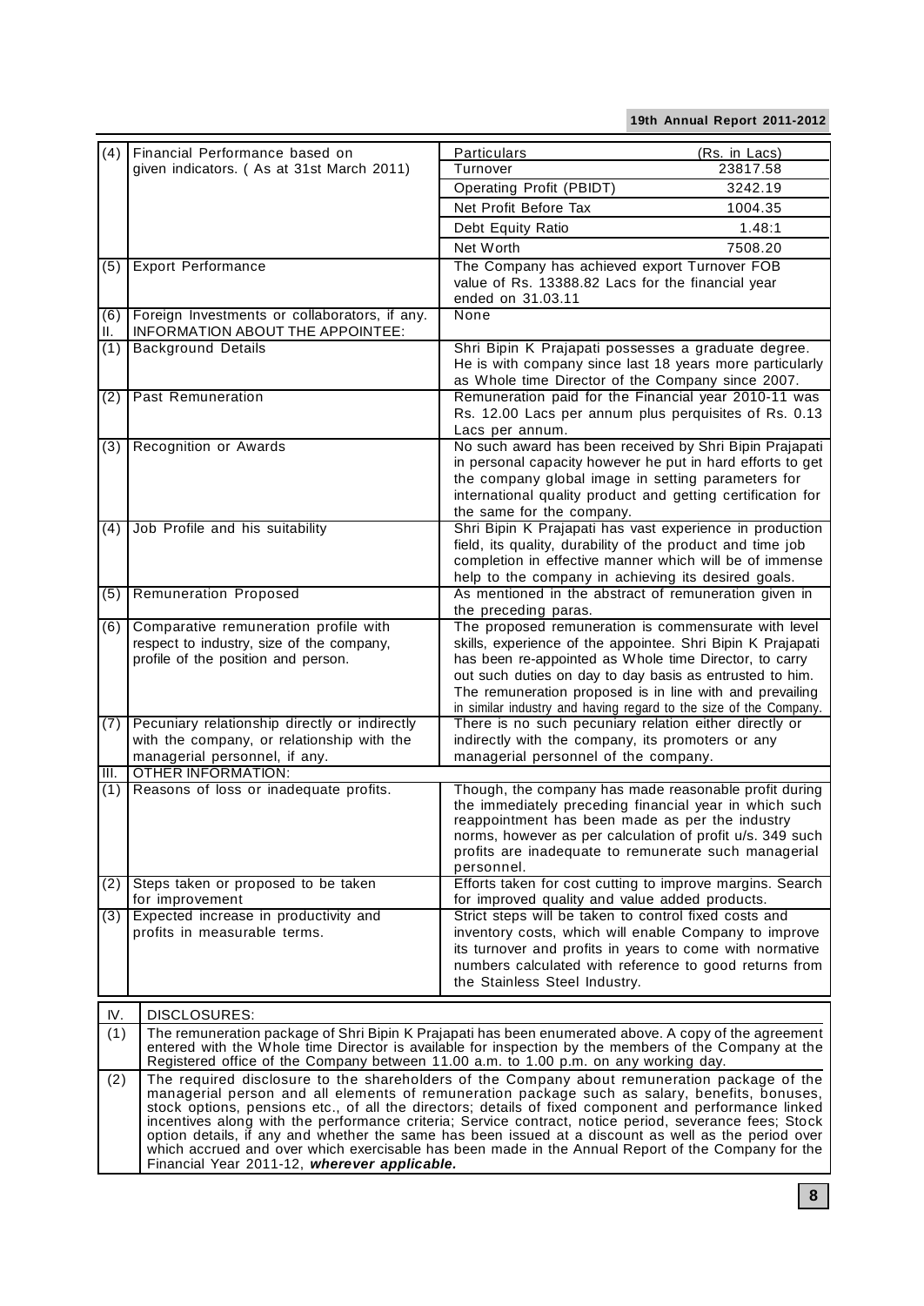| | | | |
|---|---|---|---|
| (4) | Financial Performance based on given indicators. ( As at 31st March 2011) | Particulars | (Rs. in Lacs) |
| | | Turnover | 23817.58 |
| | | Operating Profit (PBIDT) | 3242.19 |
| | | Net Profit Before Tax | 1004.35 |
| | | Debt Equity Ratio | 1.48:1 |
| | | Net Worth | 7508.20 |
| (5) | Export Performance | The Company has achieved export Turnover FOB value of Rs. 13388.82 Lacs for the financial year ended on 31.03.11 | |
| (6) | Foreign Investments or collaborators, if any. | None | |
| II. | INFORMATION ABOUT THE APPOINTEE: | | |
| (1) | Background Details | Shri Bipin K Prajapati possesses a graduate degree. He is with company since last 18 years more particularly as Whole time Director of the Company since 2007. | |
| (2) | Past Remuneration | Remuneration paid for the Financial year 2010-11 was Rs. 12.00 Lacs per annum plus perquisites of Rs. 0.13 Lacs per annum. | |
| (3) | Recognition or Awards | No such award has been received by Shri Bipin Prajapati in personal capacity however he put in hard efforts to get the company global image in setting parameters for international quality product and getting certification for the same for the company. | |
| (4) | Job Profile and his suitability | Shri Bipin K Prajapati has vast experience in production field, its quality, durability of the product and time job completion in effective manner which will be of immense help to the company in achieving its desired goals. | |
| (5) | Remuneration Proposed | As mentioned in the abstract of remuneration given in the preceding paras. | |
| (6) | Comparative remuneration profile with respect to industry, size of the company, profile of the position and person. | The proposed remuneration is commensurate with level skills, experience of the appointee. Shri Bipin K Prajapati has been re-appointed as Whole time Director, to carry out such duties on day to day basis as entrusted to him. The remuneration proposed is in line with and prevailing in similar industry and having regard to the size of the Company. | |
| (7) | Pecuniary relationship directly or indirectly with the company, or relationship with the managerial personnel, if any. | There is no such pecuniary relation either directly or indirectly with the company, its promoters or any managerial personnel of the company. | |
| III. | OTHER INFORMATION: | | |
| (1) | Reasons of loss or inadequate profits. | Though, the company has made reasonable profit during the immediately preceding financial year in which such reappointment has been made as per the industry norms, however as per calculation of profit u/s. 349 such profits are inadequate to remunerate such managerial personnel. | |
| (2) | Steps taken or proposed to be taken for improvement | Efforts taken for cost cutting to improve margins. Search for improved quality and value added products. | |
| (3) | Expected increase in productivity and profits in measurable terms. | Strict steps will be taken to control fixed costs and inventory costs, which will enable Company to improve its turnover and profits in years to come with normative numbers calculated with reference to good returns from the Stainless Steel Industry. | |

| | |
|---|---|
| IV. | DISCLOSURES: |
| (1) | The remuneration package of Shri Bipin K Prajapati has been enumerated above. A copy of the agreement entered with the Whole time Director is available for inspection by the members of the Company at the Registered office of the Company between 11.00 a.m. to 1.00 p.m. on any working day. |
| (2) | The required disclosure to the shareholders of the Company about remuneration package of the managerial person and all elements of remuneration package such as salary, benefits, bonuses, stock options, pensions etc., of all the directors; details of fixed component and performance linked incentives along with the performance criteria; Service contract, notice period, severance fees; Stock option details, if any and whether the same has been issued at a discount as well as the period over which accrued and over which exercisable has been made in the Annual Report of the Company for the Financial Year 2011-12, ***wherever applicable.*** |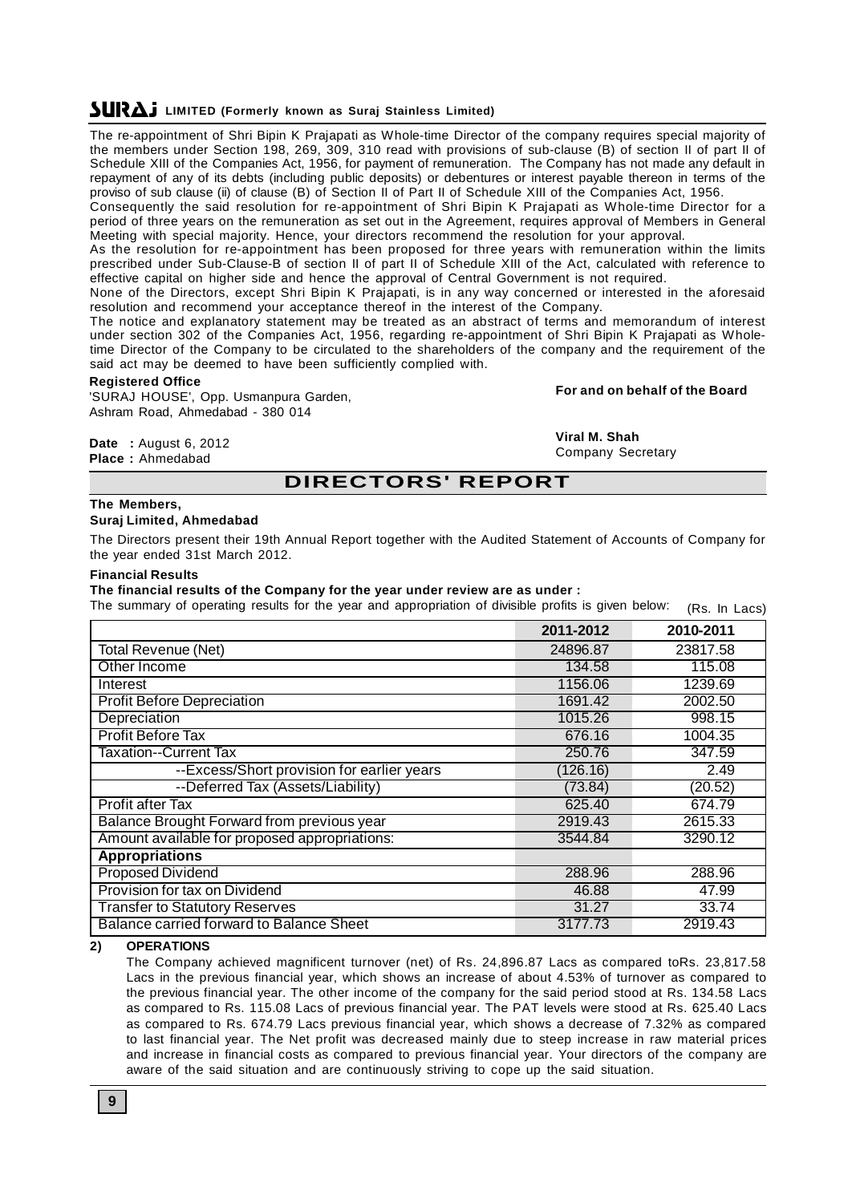The re-appointment of Shri Bipin K Prajapati as Whole-time Director of the company requires special majority of the members under Section 198, 269, 309, 310 read with provisions of sub-clause (B) of section II of part II of Schedule XIII of the Companies Act, 1956, for payment of remuneration. The Company has not made any default in repayment of any of its debts (including public deposits) or debentures or interest payable thereon in terms of the proviso of sub clause (ii) of clause (B) of Section II of Part II of Schedule XIII of the Companies Act, 1956.

Consequently the said resolution for re-appointment of Shri Bipin K Prajapati as Whole-time Director for a period of three years on the remuneration as set out in the Agreement, requires approval of Members in General Meeting with special majority. Hence, your directors recommend the resolution for your approval.

As the resolution for re-appointment has been proposed for three years with remuneration within the limits prescribed under Sub-Clause-B of section II of part II of Schedule XIII of the Act, calculated with reference to effective capital on higher side and hence the approval of Central Government is not required.

None of the Directors, except Shri Bipin K Prajapati, is in any way concerned or interested in the aforesaid resolution and recommend your acceptance thereof in the interest of the Company.

The notice and explanatory statement may be treated as an abstract of terms and memorandum of interest under section 302 of the Companies Act, 1956, regarding re-appointment of Shri Bipin K Prajapati as Whole-time Director of the Company to be circulated to the shareholders of the company and the requirement of the said act may be deemed to have been sufficiently complied with.

**Registered Office**
'SURAJ HOUSE', Opp. Usmanpura Garden,
Ashram Road, Ahmedabad - 380 014

**For and on behalf of the Board**

**Date :** August 6, 2012
**Place :** Ahmedabad

**Viral M. Shah**
Company Secretary

# DIRECTORS' REPORT

**The Members,**
**Suraj Limited, Ahmedabad**

The Directors present their 19th Annual Report together with the Audited Statement of Accounts of Company for the year ended 31st March 2012.

**Financial Results**

**The financial results of the Company for the year under review are as under :**

The summary of operating results for the year and appropriation of divisible profits is given below: (Rs. In Lacs)

| | 2011-2012 | 2010-2011 |
|---|---|---|
| Total Revenue (Net) | 24896.87 | 23817.58 |
| Other Income | 134.58 | 115.08 |
| Interest | 1156.06 | 1239.69 |
| Profit Before Depreciation | 1691.42 | 2002.50 |
| Depreciation | 1015.26 | 998.15 |
| Profit Before Tax | 676.16 | 1004.35 |
| Taxation--Current Tax | 250.76 | 347.59 |
| --Excess/Short provision for earlier years | (126.16) | 2.49 |
| --Deferred Tax (Assets/Liability) | (73.84) | (20.52) |
| Profit after Tax | 625.40 | 674.79 |
| Balance Brought Forward from previous year | 2919.43 | 2615.33 |
| Amount available for proposed appropriations: | 3544.84 | 3290.12 |
| **Appropriations** | | |
| Proposed Dividend | 288.96 | 288.96 |
| Provision for tax on Dividend | 46.88 | 47.99 |
| Transfer to Statutory Reserves | 31.27 | 33.74 |
| Balance carried forward to Balance Sheet | 3177.73 | 2919.43 |

**2) OPERATIONS**

The Company achieved magnificent turnover (net) of Rs. 24,896.87 Lacs as compared toRs. 23,817.58 Lacs in the previous financial year, which shows an increase of about 4.53% of turnover as compared to the previous financial year. The other income of the company for the said period stood at Rs. 134.58 Lacs as compared to Rs. 115.08 Lacs of previous financial year. The PAT levels were stood at Rs. 625.40 Lacs as compared to Rs. 674.79 Lacs previous financial year, which shows a decrease of 7.32% as compared to last financial year. The Net profit was decreased mainly due to steep increase in raw material prices and increase in financial costs as compared to previous financial year. Your directors of the company are aware of the said situation and are continuously striving to cope up the said situation.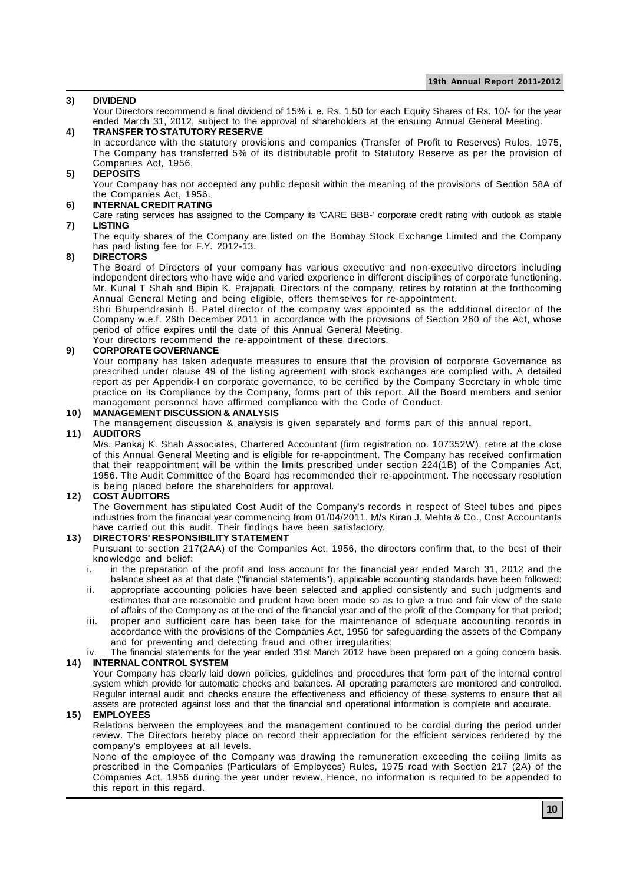## 3) DIVIDEND

Your Directors recommend a final dividend of 15% i. e. Rs. 1.50 for each Equity Shares of Rs. 10/- for the year ended March 31, 2012, subject to the approval of shareholders at the ensuing Annual General Meeting.

## 4) TRANSFER TO STATUTORY RESERVE

In accordance with the statutory provisions and companies (Transfer of Profit to Reserves) Rules, 1975, The Company has transferred 5% of its distributable profit to Statutory Reserve as per the provision of Companies Act, 1956.

## 5) DEPOSITS

Your Company has not accepted any public deposit within the meaning of the provisions of Section 58A of the Companies Act, 1956.

## 6) INTERNAL CREDIT RATING

Care rating services has assigned to the Company its 'CARE BBB-' corporate credit rating with outlook as stable

## 7) LISTING

The equity shares of the Company are listed on the Bombay Stock Exchange Limited and the Company has paid listing fee for F.Y. 2012-13.

## 8) DIRECTORS

The Board of Directors of your company has various executive and non-executive directors including independent directors who have wide and varied experience in different disciplines of corporate functioning. Mr. Kunal T Shah and Bipin K. Prajapati, Directors of the company, retires by rotation at the forthcoming Annual General Meting and being eligible, offers themselves for re-appointment.

Shri Bhupendrasinh B. Patel director of the company was appointed as the additional director of the Company w.e.f. 26th December 2011 in accordance with the provisions of Section 260 of the Act, whose period of office expires until the date of this Annual General Meeting.

Your directors recommend the re-appointment of these directors.

## 9) CORPORATE GOVERNANCE

Your company has taken adequate measures to ensure that the provision of corporate Governance as prescribed under clause 49 of the listing agreement with stock exchanges are complied with. A detailed report as per Appendix-I on corporate governance, to be certified by the Company Secretary in whole time practice on its Compliance by the Company, forms part of this report. All the Board members and senior management personnel have affirmed compliance with the Code of Conduct.

## 10) MANAGEMENT DISCUSSION & ANALYSIS

The management discussion & analysis is given separately and forms part of this annual report.

## 11) AUDITORS

M/s. Pankaj K. Shah Associates, Chartered Accountant (firm registration no. 107352W), retire at the close of this Annual General Meeting and is eligible for re-appointment. The Company has received confirmation that their reappointment will be within the limits prescribed under section 224(1B) of the Companies Act, 1956. The Audit Committee of the Board has recommended their re-appointment. The necessary resolution is being placed before the shareholders for approval.

## 12) COST AUDITORS

The Government has stipulated Cost Audit of the Company's records in respect of Steel tubes and pipes industries from the financial year commencing from 01/04/2011. M/s Kiran J. Mehta & Co., Cost Accountants have carried out this audit. Their findings have been satisfactory.

## 13) DIRECTORS' RESPONSIBILITY STATEMENT

Pursuant to section 217(2AA) of the Companies Act, 1956, the directors confirm that, to the best of their knowledge and belief:

i. in the preparation of the profit and loss account for the financial year ended March 31, 2012 and the balance sheet as at that date ("financial statements"), applicable accounting standards have been followed;

ii. appropriate accounting policies have been selected and applied consistently and such judgments and estimates that are reasonable and prudent have been made so as to give a true and fair view of the state of affairs of the Company as at the end of the financial year and of the profit of the Company for that period;

iii. proper and sufficient care has been take for the maintenance of adequate accounting records in accordance with the provisions of the Companies Act, 1956 for safeguarding the assets of the Company and for preventing and detecting fraud and other irregularities;

iv. The financial statements for the year ended 31st March 2012 have been prepared on a going concern basis.

## 14) INTERNAL CONTROL SYSTEM

Your Company has clearly laid down policies, guidelines and procedures that form part of the internal control system which provide for automatic checks and balances. All operating parameters are monitored and controlled. Regular internal audit and checks ensure the effectiveness and efficiency of these systems to ensure that all assets are protected against loss and that the financial and operational information is complete and accurate.

## 15) EMPLOYEES

Relations between the employees and the management continued to be cordial during the period under review. The Directors hereby place on record their appreciation for the efficient services rendered by the company's employees at all levels.

None of the employee of the Company was drawing the remuneration exceeding the ceiling limits as prescribed in the Companies (Particulars of Employees) Rules, 1975 read with Section 217 (2A) of the Companies Act, 1956 during the year under review. Hence, no information is required to be appended to this report in this regard.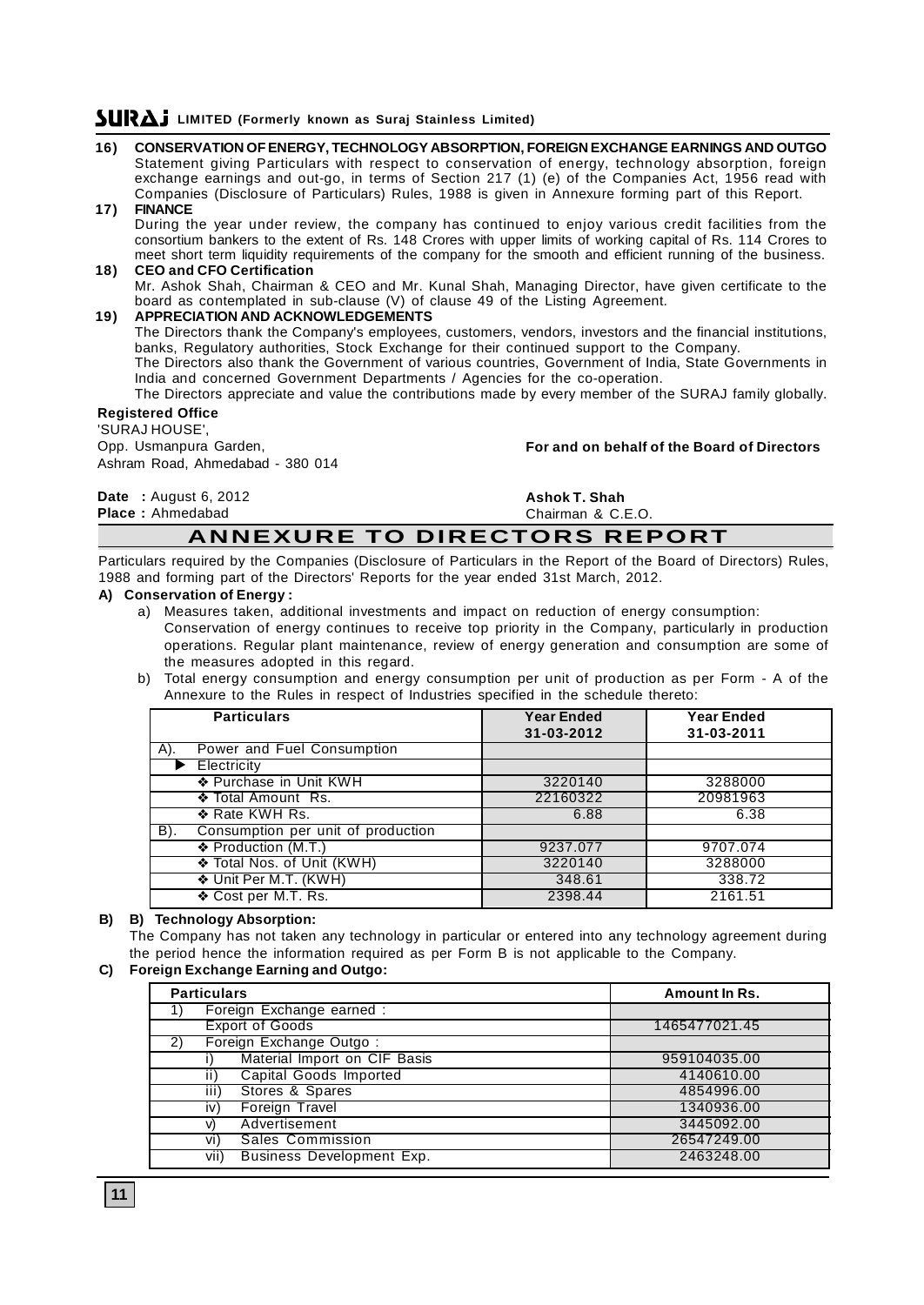**16) CONSERVATION OF ENERGY, TECHNOLOGY ABSORPTION, FOREIGN EXCHANGE EARNINGS AND OUTGO**

Statement giving Particulars with respect to conservation of energy, technology absorption, foreign exchange earnings and out-go, in terms of Section 217 (1) (e) of the Companies Act, 1956 read with Companies (Disclosure of Particulars) Rules, 1988 is given in Annexure forming part of this Report.

**17) FINANCE**

During the year under review, the company has continued to enjoy various credit facilities from the consortium bankers to the extent of Rs. 148 Crores with upper limits of working capital of Rs. 114 Crores to meet short term liquidity requirements of the company for the smooth and efficient running of the business.

**18) CEO and CFO Certification**

Mr. Ashok Shah, Chairman & CEO and Mr. Kunal Shah, Managing Director, have given certificate to the board as contemplated in sub-clause (V) of clause 49 of the Listing Agreement.

**19) APPRECIATION AND ACKNOWLEDGEMENTS**

The Directors thank the Company's employees, customers, vendors, investors and the financial institutions, banks, Regulatory authorities, Stock Exchange for their continued support to the Company.

The Directors also thank the Government of various countries, Government of India, State Governments in India and concerned Government Departments / Agencies for the co-operation.

The Directors appreciate and value the contributions made by every member of the SURAJ family globally.

**Registered Office**
'SURAJ HOUSE',
Opp. Usmanpura Garden,
Ashram Road, Ahmedabad - 380 014

**For and on behalf of the Board of Directors**

**Date :** August 6, 2012
**Place :** Ahmedabad

**Ashok T. Shah**
Chairman & C.E.O.

# ANNEXURE TO DIRECTORS REPORT

Particulars required by the Companies (Disclosure of Particulars in the Report of the Board of Directors) Rules, 1988 and forming part of the Directors' Reports for the year ended 31st March, 2012.

**A) Conservation of Energy :**

a) Measures taken, additional investments and impact on reduction of energy consumption:
Conservation of energy continues to receive top priority in the Company, particularly in production operations. Regular plant maintenance, review of energy generation and consumption are some of the measures adopted in this regard.

b) Total energy consumption and energy consumption per unit of production as per Form - A of the Annexure to the Rules in respect of Industries specified in the schedule thereto:

| Particulars | Year Ended 31-03-2012 | Year Ended 31-03-2011 |
|---|---|---|
| A). Power and Fuel Consumption | | |
| ▶ Electricity | | |
| ❖ Purchase in Unit KWH | 3220140 | 3288000 |
| ❖ Total Amount Rs. | 22160322 | 20981963 |
| ❖ Rate KWH Rs. | 6.88 | 6.38 |
| B). Consumption per unit of production | | |
| ❖ Production (M.T.) | 9237.077 | 9707.074 |
| ❖ Total Nos. of Unit (KWH) | 3220140 | 3288000 |
| ❖ Unit Per M.T. (KWH) | 348.61 | 338.72 |
| ❖ Cost per M.T. Rs. | 2398.44 | 2161.51 |

**B) B) Technology Absorption:**

The Company has not taken any technology in particular or entered into any technology agreement during the period hence the information required as per Form B is not applicable to the Company.

**C) Foreign Exchange Earning and Outgo:**

| Particulars | Amount In Rs. |
|---|---|
| 1) Foreign Exchange earned : | |
| Export of Goods | 1465477021.45 |
| 2) Foreign Exchange Outgo : | |
| i) Material Import on CIF Basis | 959104035.00 |
| ii) Capital Goods Imported | 4140610.00 |
| iii) Stores & Spares | 4854996.00 |
| iv) Foreign Travel | 1340936.00 |
| v) Advertisement | 3445092.00 |
| vi) Sales Commission | 26547249.00 |
| vii) Business Development Exp. | 2463248.00 |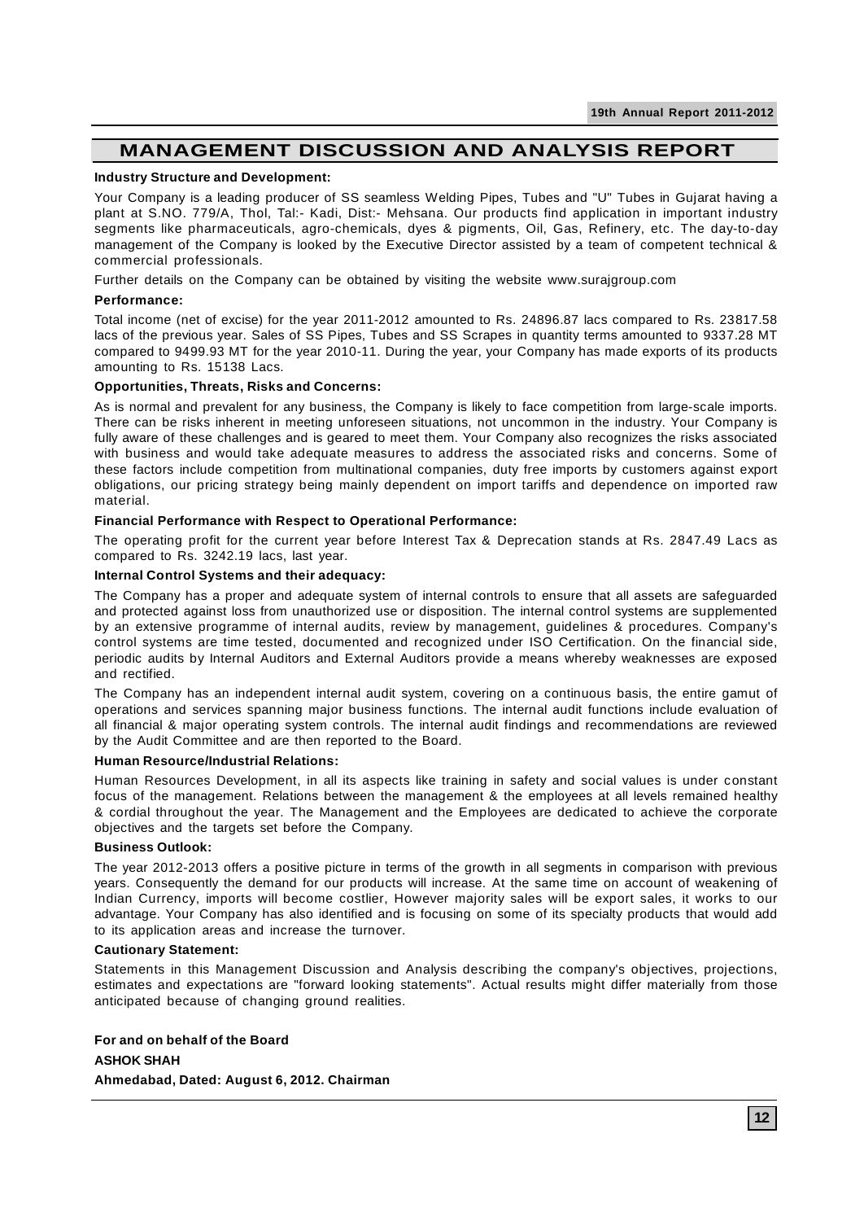# MANAGEMENT DISCUSSION AND ANALYSIS REPORT

**Industry Structure and Development:**

Your Company is a leading producer of SS seamless Welding Pipes, Tubes and "U" Tubes in Gujarat having a plant at S.NO. 779/A, Thol, Tal:- Kadi, Dist:- Mehsana. Our products find application in important industry segments like pharmaceuticals, agro-chemicals, dyes & pigments, Oil, Gas, Refinery, etc. The day-to-day management of the Company is looked by the Executive Director assisted by a team of competent technical & commercial professionals.

Further details on the Company can be obtained by visiting the website www.surajgroup.com

**Performance:**

Total income (net of excise) for the year 2011-2012 amounted to Rs. 24896.87 lacs compared to Rs. 23817.58 lacs of the previous year. Sales of SS Pipes, Tubes and SS Scrapes in quantity terms amounted to 9337.28 MT compared to 9499.93 MT for the year 2010-11. During the year, your Company has made exports of its products amounting to Rs. 15138 Lacs.

**Opportunities, Threats, Risks and Concerns:**

As is normal and prevalent for any business, the Company is likely to face competition from large-scale imports. There can be risks inherent in meeting unforeseen situations, not uncommon in the industry. Your Company is fully aware of these challenges and is geared to meet them. Your Company also recognizes the risks associated with business and would take adequate measures to address the associated risks and concerns. Some of these factors include competition from multinational companies, duty free imports by customers against export obligations, our pricing strategy being mainly dependent on import tariffs and dependence on imported raw material.

**Financial Performance with Respect to Operational Performance:**

The operating profit for the current year before Interest Tax & Deprecation stands at Rs. 2847.49 Lacs as compared to Rs. 3242.19 lacs, last year.

**Internal Control Systems and their adequacy:**

The Company has a proper and adequate system of internal controls to ensure that all assets are safeguarded and protected against loss from unauthorized use or disposition. The internal control systems are supplemented by an extensive programme of internal audits, review by management, guidelines & procedures. Company's control systems are time tested, documented and recognized under ISO Certification. On the financial side, periodic audits by Internal Auditors and External Auditors provide a means whereby weaknesses are exposed and rectified.

The Company has an independent internal audit system, covering on a continuous basis, the entire gamut of operations and services spanning major business functions. The internal audit functions include evaluation of all financial & major operating system controls. The internal audit findings and recommendations are reviewed by the Audit Committee and are then reported to the Board.

**Human Resource/Industrial Relations:**

Human Resources Development, in all its aspects like training in safety and social values is under constant focus of the management. Relations between the management & the employees at all levels remained healthy & cordial throughout the year. The Management and the Employees are dedicated to achieve the corporate objectives and the targets set before the Company.

**Business Outlook:**

The year 2012-2013 offers a positive picture in terms of the growth in all segments in comparison with previous years. Consequently the demand for our products will increase. At the same time on account of weakening of Indian Currency, imports will become costlier, However majority sales will be export sales, it works to our advantage. Your Company has also identified and is focusing on some of its specialty products that would add to its application areas and increase the turnover.

**Cautionary Statement:**

Statements in this Management Discussion and Analysis describing the company's objectives, projections, estimates and expectations are "forward looking statements". Actual results might differ materially from those anticipated because of changing ground realities.

**For and on behalf of the Board**

**ASHOK SHAH**

**Ahmedabad, Dated: August 6, 2012. Chairman**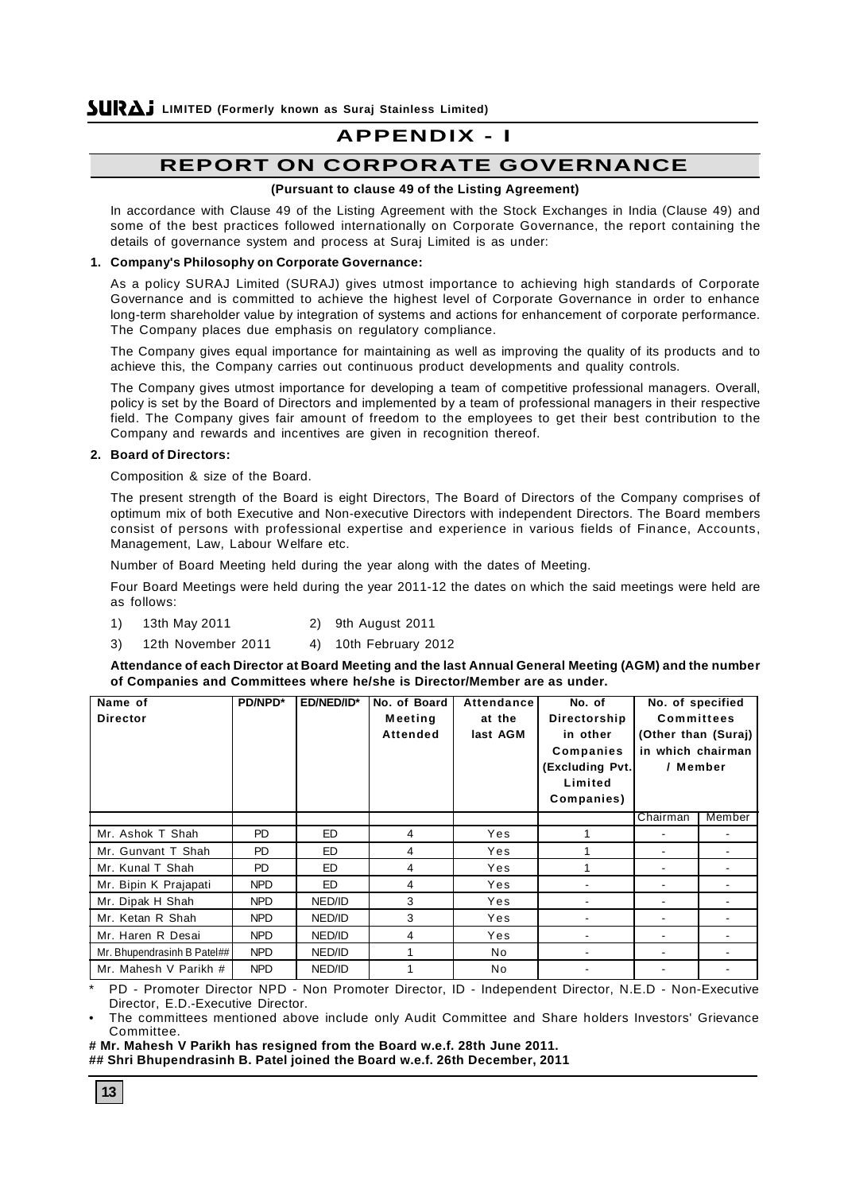# APPENDIX - I

## REPORT ON CORPORATE GOVERNANCE

**(Pursuant to clause 49 of the Listing Agreement)**

In accordance with Clause 49 of the Listing Agreement with the Stock Exchanges in India (Clause 49) and some of the best practices followed internationally on Corporate Governance, the report containing the details of governance system and process at Suraj Limited is as under:

### 1. Company's Philosophy on Corporate Governance:

As a policy SURAJ Limited (SURAJ) gives utmost importance to achieving high standards of Corporate Governance and is committed to achieve the highest level of Corporate Governance in order to enhance long-term shareholder value by integration of systems and actions for enhancement of corporate performance. The Company places due emphasis on regulatory compliance.

The Company gives equal importance for maintaining as well as improving the quality of its products and to achieve this, the Company carries out continuous product developments and quality controls.

The Company gives utmost importance for developing a team of competitive professional managers. Overall, policy is set by the Board of Directors and implemented by a team of professional managers in their respective field. The Company gives fair amount of freedom to the employees to get their best contribution to the Company and rewards and incentives are given in recognition thereof.

### 2. Board of Directors:

Composition & size of the Board.

The present strength of the Board is eight Directors, The Board of Directors of the Company comprises of optimum mix of both Executive and Non-executive Directors with independent Directors. The Board members consist of persons with professional expertise and experience in various fields of Finance, Accounts, Management, Law, Labour Welfare etc.

Number of Board Meeting held during the year along with the dates of Meeting.

Four Board Meetings were held during the year 2011-12 the dates on which the said meetings were held are as follows:

1) 13th May 2011
2) 9th August 2011
3) 12th November 2011
4) 10th February 2012

**Attendance of each Director at Board Meeting and the last Annual General Meeting (AGM) and the number of Companies and Committees where he/she is Director/Member are as under.**

| Name of Director | PD/NPD* | ED/NED/ID* | No. of Board Meeting Attended | Attendance at the last AGM | No. of Directorship in other Companies (Excluding Pvt. Limited Companies) | No. of specified Committees (Other than Suraj) in which chairman / Member | |
|---|---|---|---|---|---|---|---|
| | | | | | | Chairman | Member |
| Mr. Ashok T Shah | PD | ED | 4 | Yes | 1 | - | - |
| Mr. Gunvant T Shah | PD | ED | 4 | Yes | 1 | - | - |
| Mr. Kunal T Shah | PD | ED | 4 | Yes | 1 | - | - |
| Mr. Bipin K Prajapati | NPD | ED | 4 | Yes | - | - | - |
| Mr. Dipak H Shah | NPD | NED/ID | 3 | Yes | - | - | - |
| Mr. Ketan R Shah | NPD | NED/ID | 3 | Yes | - | - | - |
| Mr. Haren R Desai | NPD | NED/ID | 4 | Yes | - | - | - |
| Mr. Bhupendrasinh B Patel## | NPD | NED/ID | 1 | No | - | - | - |
| Mr. Mahesh V Parikh # | NPD | NED/ID | 1 | No | - | - | - |

\* PD - Promoter Director NPD - Non Promoter Director, ID - Independent Director, N.E.D - Non-Executive Director, E.D.-Executive Director.

• The committees mentioned above include only Audit Committee and Share holders Investors' Grievance Committee.

**# Mr. Mahesh V Parikh has resigned from the Board w.e.f. 28th June 2011.**

**## Shri Bhupendrasinh B. Patel joined the Board w.e.f. 26th December, 2011**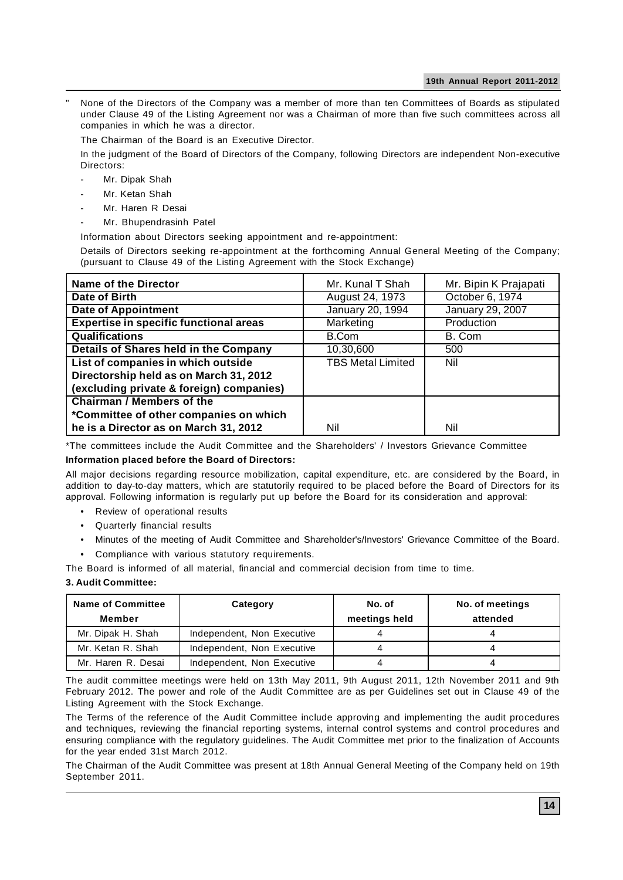" None of the Directors of the Company was a member of more than ten Committees of Boards as stipulated under Clause 49 of the Listing Agreement nor was a Chairman of more than five such committees across all companies in which he was a director.

The Chairman of the Board is an Executive Director.

In the judgment of the Board of Directors of the Company, following Directors are independent Non-executive Directors:

- Mr. Dipak Shah
- Mr. Ketan Shah
- Mr. Haren R Desai
- Mr. Bhupendrasinh Patel

Information about Directors seeking appointment and re-appointment:

Details of Directors seeking re-appointment at the forthcoming Annual General Meeting of the Company; (pursuant to Clause 49 of the Listing Agreement with the Stock Exchange)

| **Name of the Director** | Mr. Kunal T Shah | Mr. Bipin K Prajapati |
|---|---|---|
| **Date of Birth** | August 24, 1973 | October 6, 1974 |
| **Date of Appointment** | January 20, 1994 | January 29, 2007 |
| **Expertise in specific functional areas** | Marketing | Production |
| **Qualifications** | B.Com | B. Com |
| **Details of Shares held in the Company** | 10,30,600 | 500 |
| **List of companies in which outside Directorship held as on March 31, 2012 (excluding private & foreign) companies)** | TBS Metal Limited | Nil |
| **Chairman / Members of the *Committee of other companies on which he is a Director as on March 31, 2012** | Nil | Nil |

*The committees include the Audit Committee and the Shareholders' / Investors Grievance Committee

**Information placed before the Board of Directors:**

All major decisions regarding resource mobilization, capital expenditure, etc. are considered by the Board, in addition to day-to-day matters, which are statutorily required to be placed before the Board of Directors for its approval. Following information is regularly put up before the Board for its consideration and approval:

- Review of operational results
- Quarterly financial results
- Minutes of the meeting of Audit Committee and Shareholder's/Investors' Grievance Committee of the Board.
- Compliance with various statutory requirements.

The Board is informed of all material, financial and commercial decision from time to time.

**3. Audit Committee:**

| Name of Committee Member | Category | No. of meetings held | No. of meetings attended |
|---|---|---|---|
| Mr. Dipak H. Shah | Independent, Non Executive | 4 | 4 |
| Mr. Ketan R. Shah | Independent, Non Executive | 4 | 4 |
| Mr. Haren R. Desai | Independent, Non Executive | 4 | 4 |

The audit committee meetings were held on 13th May 2011, 9th August 2011, 12th November 2011 and 9th February 2012. The power and role of the Audit Committee are as per Guidelines set out in Clause 49 of the Listing Agreement with the Stock Exchange.

The Terms of the reference of the Audit Committee include approving and implementing the audit procedures and techniques, reviewing the financial reporting systems, internal control systems and control procedures and ensuring compliance with the regulatory guidelines. The Audit Committee met prior to the finalization of Accounts for the year ended 31st March 2012.

The Chairman of the Audit Committee was present at 18th Annual General Meeting of the Company held on 19th September 2011.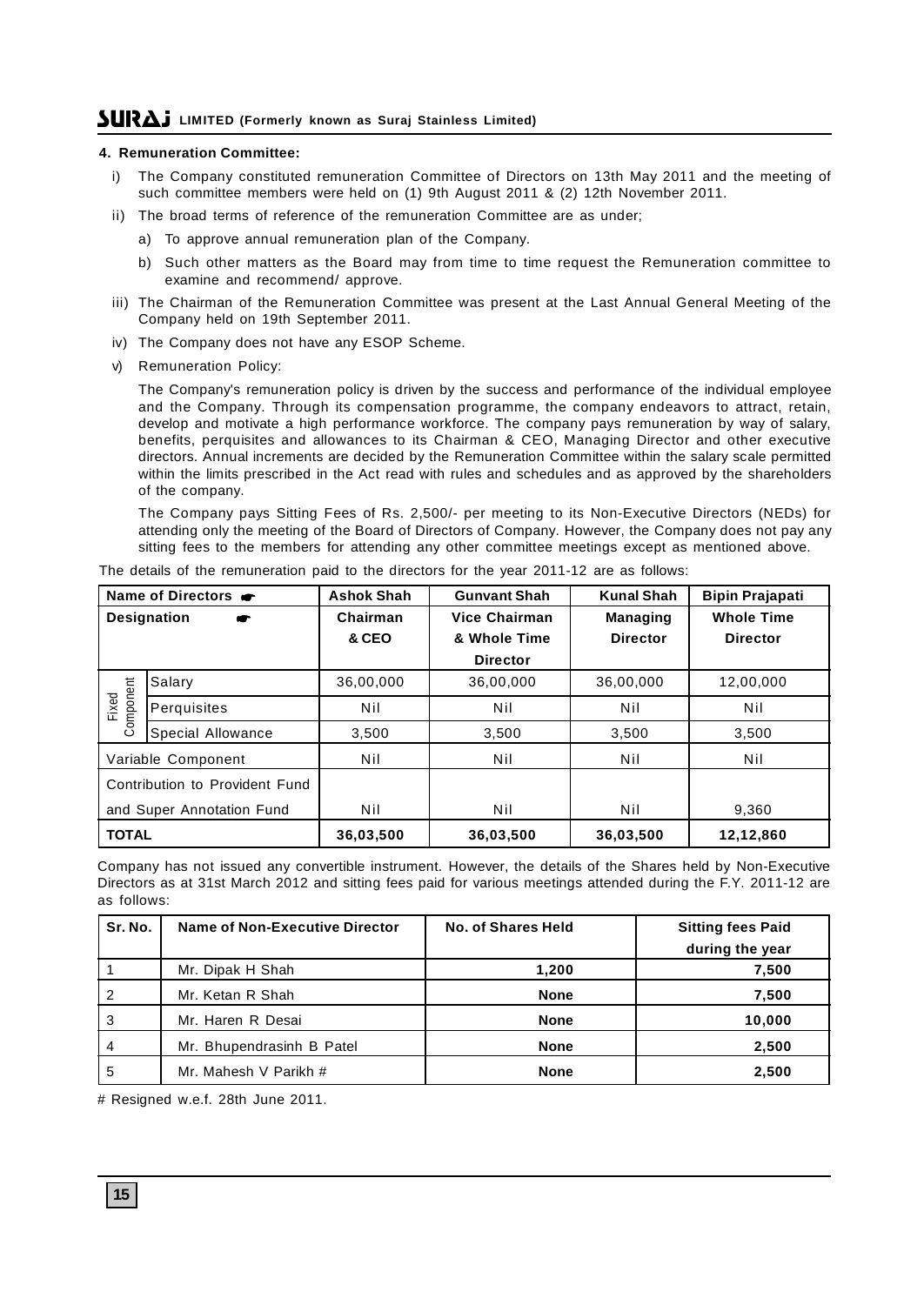### 4. Remuneration Committee:

i) The Company constituted remuneration Committee of Directors on 13th May 2011 and the meeting of such committee members were held on (1) 9th August 2011 & (2) 12th November 2011.

ii) The broad terms of reference of the remuneration Committee are as under;

   a) To approve annual remuneration plan of the Company.

   b) Such other matters as the Board may from time to time request the Remuneration committee to examine and recommend/ approve.

iii) The Chairman of the Remuneration Committee was present at the Last Annual General Meeting of the Company held on 19th September 2011.

iv) The Company does not have any ESOP Scheme.

v) Remuneration Policy:

The Company's remuneration policy is driven by the success and performance of the individual employee and the Company. Through its compensation programme, the company endeavors to attract, retain, develop and motivate a high performance workforce. The company pays remuneration by way of salary, benefits, perquisites and allowances to its Chairman & CEO, Managing Director and other executive directors. Annual increments are decided by the Remuneration Committee within the salary scale permitted within the limits prescribed in the Act read with rules and schedules and as approved by the shareholders of the company.

The Company pays Sitting Fees of Rs. 2,500/- per meeting to its Non-Executive Directors (NEDs) for attending only the meeting of the Board of Directors of Company. However, the Company does not pay any sitting fees to the members for attending any other committee meetings except as mentioned above.

The details of the remuneration paid to the directors for the year 2011-12 are as follows:

| Name of Directors ☛ | | Ashok Shah | Gunvant Shah | Kunal Shah | Bipin Prajapati |
|---|---|---|---|---|---|
| **Designation ☛** | | **Chairman & CEO** | **Vice Chairman & Whole Time Director** | **Managing Director** | **Whole Time Director** |
| Fixed Component | Salary | 36,00,000 | 36,00,000 | 36,00,000 | 12,00,000 |
| | Perquisites | Nil | Nil | Nil | Nil |
| | Special Allowance | 3,500 | 3,500 | 3,500 | 3,500 |
| Variable Component | | Nil | Nil | Nil | Nil |
| Contribution to Provident Fund and Super Annotation Fund | | Nil | Nil | Nil | 9,360 |
| **TOTAL** | | **36,03,500** | **36,03,500** | **36,03,500** | **12,12,860** |

Company has not issued any convertible instrument. However, the details of the Shares held by Non-Executive Directors as at 31st March 2012 and sitting fees paid for various meetings attended during the F.Y. 2011-12 are as follows:

| Sr. No. | Name of Non-Executive Director | No. of Shares Held | Sitting fees Paid during the year |
|---|---|---|---|
| 1 | Mr. Dipak H Shah | **1,200** | **7,500** |
| 2 | Mr. Ketan R Shah | **None** | **7,500** |
| 3 | Mr. Haren R Desai | **None** | **10,000** |
| 4 | Mr. Bhupendrasinh B Patel | **None** | **2,500** |
| 5 | Mr. Mahesh V Parikh # | **None** | **2,500** |

# Resigned w.e.f. 28th June 2011.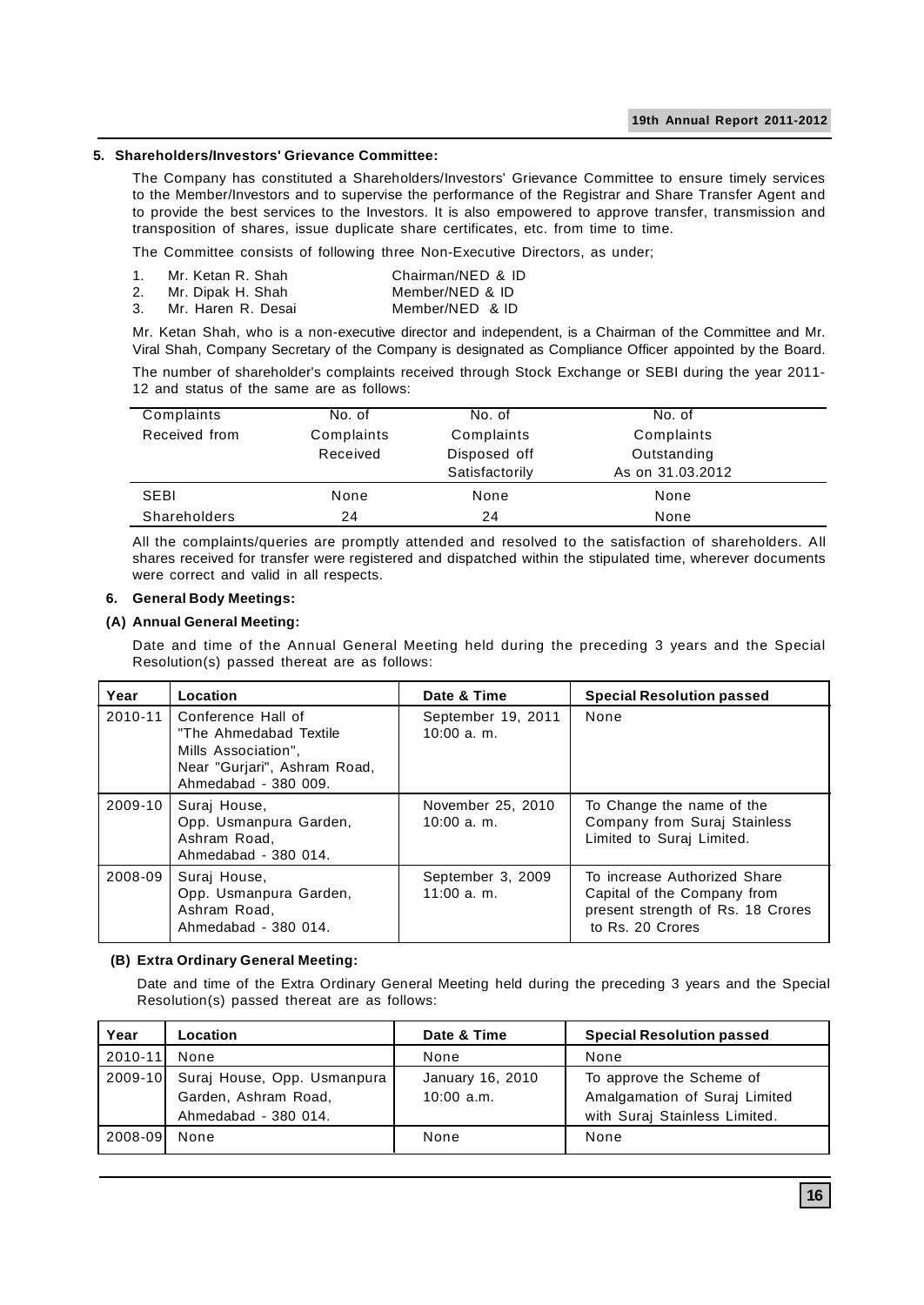## 5. Shareholders/Investors' Grievance Committee:

The Company has constituted a Shareholders/Investors' Grievance Committee to ensure timely services to the Member/Investors and to supervise the performance of the Registrar and Share Transfer Agent and to provide the best services to the Investors. It is also empowered to approve transfer, transmission and transposition of shares, issue duplicate share certificates, etc. from time to time.

The Committee consists of following three Non-Executive Directors, as under;

1. Mr. Ketan R. Shah — Chairman/NED & ID
2. Mr. Dipak H. Shah — Member/NED & ID
3. Mr. Haren R. Desai — Member/NED & ID

Mr. Ketan Shah, who is a non-executive director and independent, is a Chairman of the Committee and Mr. Viral Shah, Company Secretary of the Company is designated as Compliance Officer appointed by the Board.

The number of shareholder's complaints received through Stock Exchange or SEBI during the year 2011-12 and status of the same are as follows:

| Complaints Received from | No. of Complaints Received | No. of Complaints Disposed off Satisfactorily | No. of Complaints Outstanding As on 31.03.2012 |
|---|---|---|---|
| SEBI | None | None | None |
| Shareholders | 24 | 24 | None |

All the complaints/queries are promptly attended and resolved to the satisfaction of shareholders. All shares received for transfer were registered and dispatched within the stipulated time, wherever documents were correct and valid in all respects.

## 6. General Body Meetings:

### (A) Annual General Meeting:

Date and time of the Annual General Meeting held during the preceding 3 years and the Special Resolution(s) passed thereat are as follows:

| Year | Location | Date & Time | Special Resolution passed |
|---|---|---|---|
| 2010-11 | Conference Hall of "The Ahmedabad Textile Mills Association", Near "Gurjari", Ashram Road, Ahmedabad - 380 009. | September 19, 2011 10:00 a. m. | None |
| 2009-10 | Suraj House, Opp. Usmanpura Garden, Ashram Road, Ahmedabad - 380 014. | November 25, 2010 10:00 a. m. | To Change the name of the Company from Suraj Stainless Limited to Suraj Limited. |
| 2008-09 | Suraj House, Opp. Usmanpura Garden, Ashram Road, Ahmedabad - 380 014. | September 3, 2009 11:00 a. m. | To increase Authorized Share Capital of the Company from present strength of Rs. 18 Crores to Rs. 20 Crores |

### (B) Extra Ordinary General Meeting:

Date and time of the Extra Ordinary General Meeting held during the preceding 3 years and the Special Resolution(s) passed thereat are as follows:

| Year | Location | Date & Time | Special Resolution passed |
|---|---|---|---|
| 2010-11 | None | None | None |
| 2009-10 | Suraj House, Opp. Usmanpura Garden, Ashram Road, Ahmedabad - 380 014. | January 16, 2010 10:00 a.m. | To approve the Scheme of Amalgamation of Suraj Limited with Suraj Stainless Limited. |
| 2008-09 | None | None | None |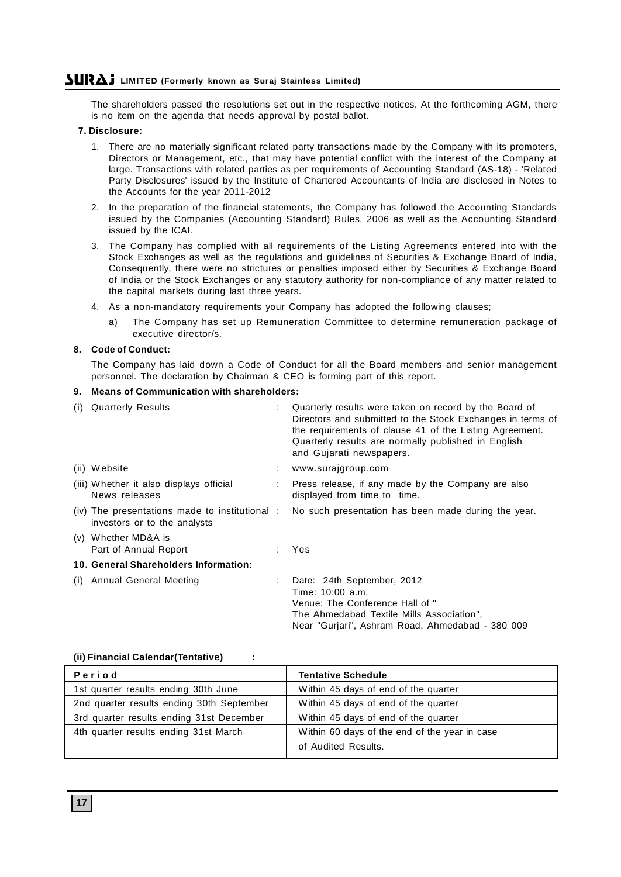The shareholders passed the resolutions set out in the respective notices. At the forthcoming AGM, there is no item on the agenda that needs approval by postal ballot.

**7. Disclosure:**

1. There are no materially significant related party transactions made by the Company with its promoters, Directors or Management, etc., that may have potential conflict with the interest of the Company at large. Transactions with related parties as per requirements of Accounting Standard (AS-18) - 'Related Party Disclosures' issued by the Institute of Chartered Accountants of India are disclosed in Notes to the Accounts for the year 2011-2012
2. In the preparation of the financial statements, the Company has followed the Accounting Standards issued by the Companies (Accounting Standard) Rules, 2006 as well as the Accounting Standard issued by the ICAI.
3. The Company has complied with all requirements of the Listing Agreements entered into with the Stock Exchanges as well as the regulations and guidelines of Securities & Exchange Board of India, Consequently, there were no strictures or penalties imposed either by Securities & Exchange Board of India or the Stock Exchanges or any statutory authority for non-compliance of any matter related to the capital markets during last three years.
4. As a non-mandatory requirements your Company has adopted the following clauses;
   a) The Company has set up Remuneration Committee to determine remuneration package of executive director/s.

**8. Code of Conduct:**

The Company has laid down a Code of Conduct for all the Board members and senior management personnel. The declaration by Chairman & CEO is forming part of this report.

**9. Means of Communication with shareholders:**

(i) Quarterly Results : Quarterly results were taken on record by the Board of Directors and submitted to the Stock Exchanges in terms of the requirements of clause 41 of the Listing Agreement. Quarterly results are normally published in English and Gujarati newspapers.

(ii) Website : www.surajgroup.com

(iii) Whether it also displays official News releases : Press release, if any made by the Company are also displayed from time to time.

(iv) The presentations made to institutional investors or to the analysts : No such presentation has been made during the year.

(v) Whether MD&A is Part of Annual Report : Yes

**10. General Shareholders Information:**

(i) Annual General Meeting : Date: 24th September, 2012
Time: 10:00 a.m.
Venue: The Conference Hall of " The Ahmedabad Textile Mills Association", Near "Gurjari", Ashram Road, Ahmedabad - 380 009

**(ii) Financial Calendar(Tentative) :**

| Period | Tentative Schedule |
|---|---|
| 1st quarter results ending 30th June | Within 45 days of end of the quarter |
| 2nd quarter results ending 30th September | Within 45 days of end of the quarter |
| 3rd quarter results ending 31st December | Within 45 days of end of the quarter |
| 4th quarter results ending 31st March | Within 60 days of the end of the year in case of Audited Results. |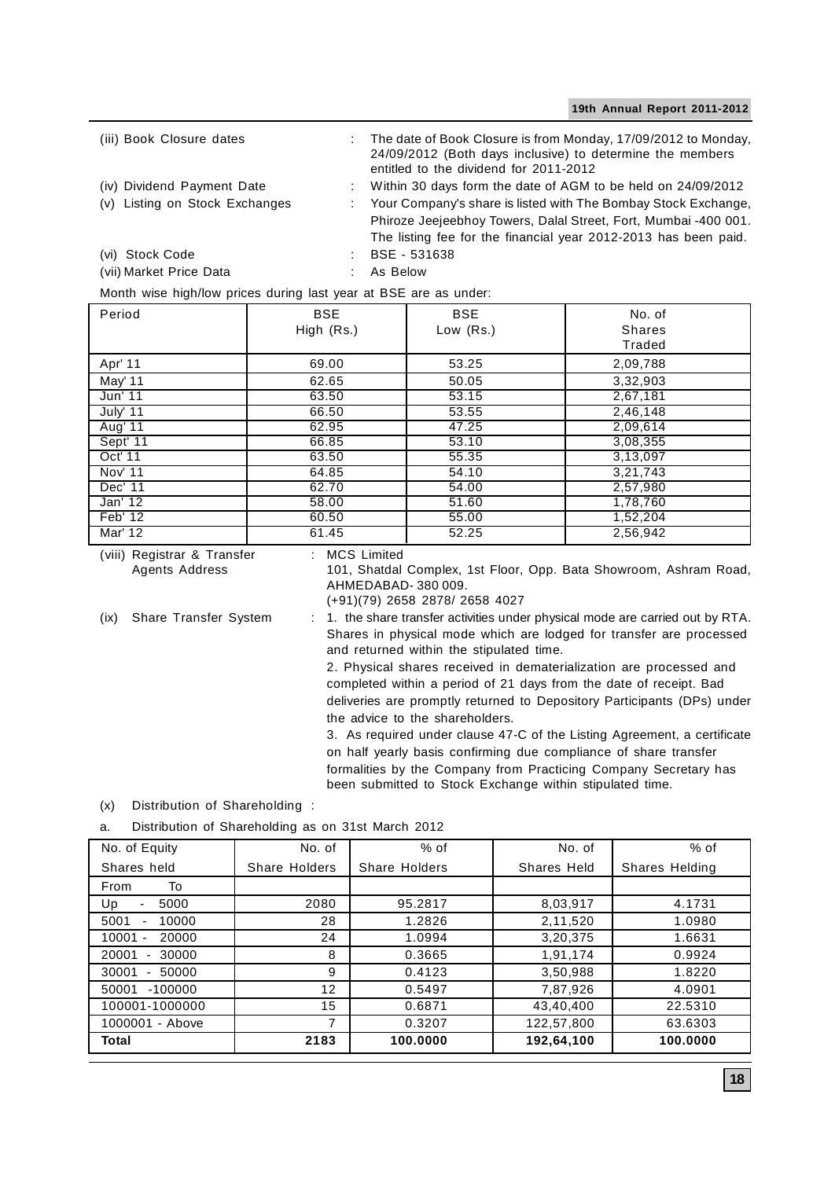| | | |
|---|---|---|
| (iii) Book Closure dates | : | The date of Book Closure is from Monday, 17/09/2012 to Monday, 24/09/2012 (Both days inclusive) to determine the members entitled to the dividend for 2011-2012 |
| (iv) Dividend Payment Date | : | Within 30 days form the date of AGM to be held on 24/09/2012 |
| (v) Listing on Stock Exchanges | : | Your Company's share is listed with The Bombay Stock Exchange, Phiroze Jeejeebhoy Towers, Dalal Street, Fort, Mumbai -400 001. The listing fee for the financial year 2012-2013 has been paid. |
| (vi) Stock Code | : | BSE - 531638 |
| (vii) Market Price Data | : | As Below |

Month wise high/low prices during last year at BSE are as under:

| Period | BSE High (Rs.) | BSE Low (Rs.) | No. of Shares Traded |
|---|---|---|---|
| Apr' 11 | 69.00 | 53.25 | 2,09,788 |
| May' 11 | 62.65 | 50.05 | 3,32,903 |
| Jun' 11 | 63.50 | 53.15 | 2,67,181 |
| July' 11 | 66.50 | 53.55 | 2,46,148 |
| Aug' 11 | 62.95 | 47.25 | 2,09,614 |
| Sept' 11 | 66.85 | 53.10 | 3,08,355 |
| Oct' 11 | 63.50 | 55.35 | 3,13,097 |
| Nov' 11 | 64.85 | 54.10 | 3,21,743 |
| Dec' 11 | 62.70 | 54.00 | 2,57,980 |
| Jan' 12 | 58.00 | 51.60 | 1,78,760 |
| Feb' 12 | 60.50 | 55.00 | 1,52,204 |
| Mar' 12 | 61.45 | 52.25 | 2,56,942 |

(viii) Registrar & Transfer Agents Address : MCS Limited
101, Shatdal Complex, 1st Floor, Opp. Bata Showroom, Ashram Road, AHMEDABAD- 380 009.
(+91)(79) 2658 2878/ 2658 4027

(ix) Share Transfer System :

1. the share transfer activities under physical mode are carried out by RTA. Shares in physical mode which are lodged for transfer are processed and returned within the stipulated time.
2. Physical shares received in dematerialization are processed and completed within a period of 21 days from the date of receipt. Bad deliveries are promptly returned to Depository Participants (DPs) under the advice to the shareholders.
3. As required under clause 47-C of the Listing Agreement, a certificate on half yearly basis confirming due compliance of share transfer formalities by the Company from Practicing Company Secretary has been submitted to Stock Exchange within stipulated time.

(x) Distribution of Shareholding :

a. Distribution of Shareholding as on 31st March 2012

| No. of Equity Shares held From To | No. of Share Holders | % of Share Holders | No. of Shares Held | % of Shares Helding |
|---|---|---|---|---|
| Up - 5000 | 2080 | 95.2817 | 8,03,917 | 4.1731 |
| 5001 - 10000 | 28 | 1.2826 | 2,11,520 | 1.0980 |
| 10001 - 20000 | 24 | 1.0994 | 3,20,375 | 1.6631 |
| 20001 - 30000 | 8 | 0.3665 | 1,91,174 | 0.9924 |
| 30001 - 50000 | 9 | 0.4123 | 3,50,988 | 1.8220 |
| 50001 -100000 | 12 | 0.5497 | 7,87,926 | 4.0901 |
| 100001-1000000 | 15 | 0.6871 | 43,40,400 | 22.5310 |
| 1000001 - Above | 7 | 0.3207 | 122,57,800 | 63.6303 |
| **Total** | **2183** | **100.0000** | **192,64,100** | **100.0000** |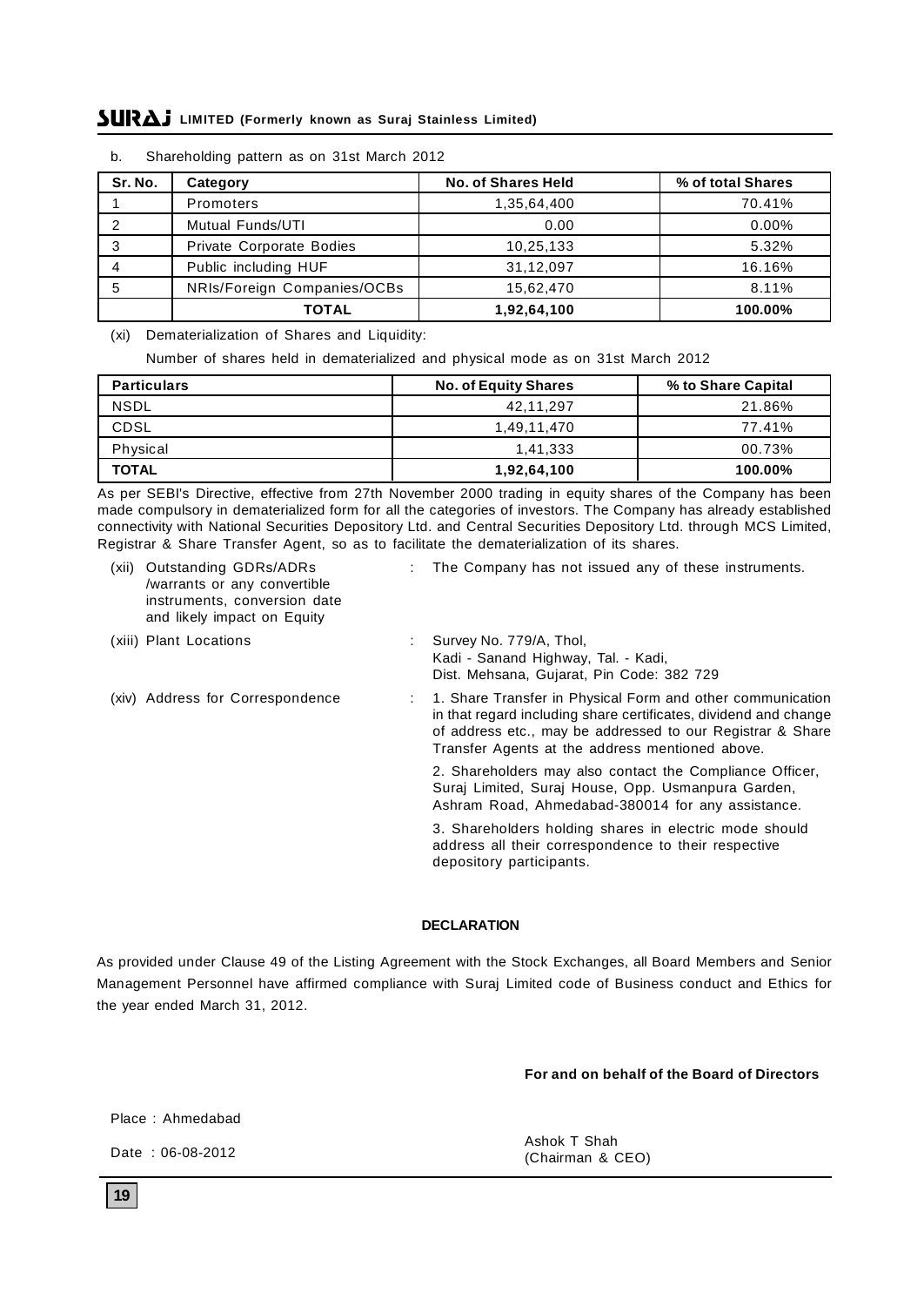b. Shareholding pattern as on 31st March 2012

| Sr. No. | Category | No. of Shares Held | % of total Shares |
|---|---|---|---|
| 1 | Promoters | 1,35,64,400 | 70.41% |
| 2 | Mutual Funds/UTI | 0.00 | 0.00% |
| 3 | Private Corporate Bodies | 10,25,133 | 5.32% |
| 4 | Public including HUF | 31,12,097 | 16.16% |
| 5 | NRIs/Foreign Companies/OCBs | 15,62,470 | 8.11% |
| | **TOTAL** | **1,92,64,100** | **100.00%** |

(xi) Dematerialization of Shares and Liquidity:

Number of shares held in dematerialized and physical mode as on 31st March 2012

| Particulars | No. of Equity Shares | % to Share Capital |
|---|---|---|
| NSDL | 42,11,297 | 21.86% |
| CDSL | 1,49,11,470 | 77.41% |
| Physical | 1,41,333 | 00.73% |
| **TOTAL** | **1,92,64,100** | **100.00%** |

As per SEBI's Directive, effective from 27th November 2000 trading in equity shares of the Company has been made compulsory in dematerialized form for all the categories of investors. The Company has already established connectivity with National Securities Depository Ltd. and Central Securities Depository Ltd. through MCS Limited, Registrar & Share Transfer Agent, so as to facilitate the dematerialization of its shares.

(xii) Outstanding GDRs/ADRs /warrants or any convertible instruments, conversion date and likely impact on Equity : The Company has not issued any of these instruments.

(xiii) Plant Locations : Survey No. 779/A, Thol, Kadi - Sanand Highway, Tal. - Kadi, Dist. Mehsana, Gujarat, Pin Code: 382 729

(xiv) Address for Correspondence :

1. Share Transfer in Physical Form and other communication in that regard including share certificates, dividend and change of address etc., may be addressed to our Registrar & Share Transfer Agents at the address mentioned above.

2. Shareholders may also contact the Compliance Officer, Suraj Limited, Suraj House, Opp. Usmanpura Garden, Ashram Road, Ahmedabad-380014 for any assistance.

3. Shareholders holding shares in electric mode should address all their correspondence to their respective depository participants.

## DECLARATION

As provided under Clause 49 of the Listing Agreement with the Stock Exchanges, all Board Members and Senior Management Personnel have affirmed compliance with Suraj Limited code of Business conduct and Ethics for the year ended March 31, 2012.

**For and on behalf of the Board of Directors**

Place : Ahmedabad

Date : 06-08-2012

Ashok T Shah
(Chairman & CEO)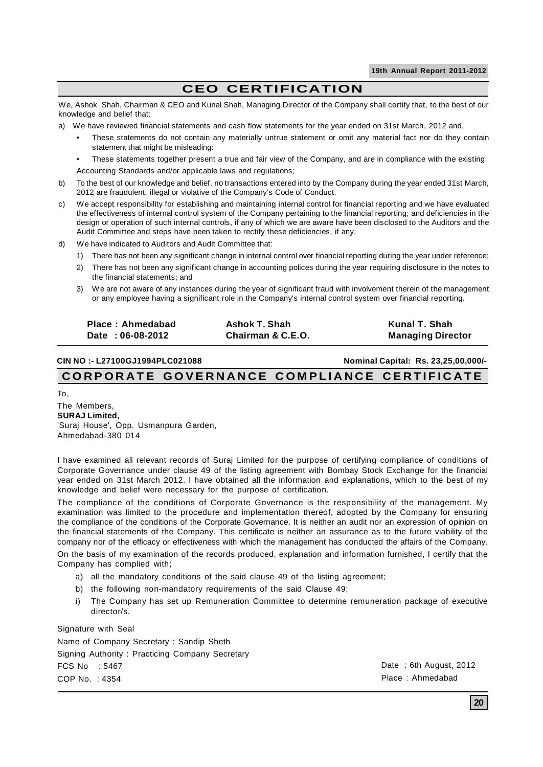# CEO CERTIFICATION

We, Ashok Shah, Chairman & CEO and Kunal Shah, Managing Director of the Company shall certify that, to the best of our knowledge and belief that:

a) We have reviewed financial statements and cash flow statements for the year ended on 31st March, 2012 and,

- These statements do not contain any materially untrue statement or omit any material fact nor do they contain statement that might be misleading:
- These statements together present a true and fair view of the Company, and are in compliance with the existing

Accounting Standards and/or applicable laws and regulations;

b) To the best of our knowledge and belief, no transactions entered into by the Company during the year ended 31st March, 2012 are fraudulent, illegal or violative of the Company's Code of Conduct.

c) We accept responsibility for establishing and maintaining internal control for financial reporting and we have evaluated the effectiveness of internal control system of the Company pertaining to the financial reporting; and deficiencies in the design or operation of such internal controls, if any of which we are aware have been disclosed to the Auditors and the Audit Committee and steps have been taken to rectify these deficiencies, if any.

d) We have indicated to Auditors and Audit Committee that:

1) There has not been any significant change in internal control over financial reporting during the year under reference;
2) There has not been any significant change in accounting polices during the year requiring disclosure in the notes to the financial statements; and
3) We are not aware of any instances during the year of significant fraud with involvement therein of the management or any employee having a significant role in the Company's internal control system over financial reporting.

| | | |
|---|---|---|
| **Place : Ahmedabad** | **Ashok T. Shah** | **Kunal T. Shah** |
| **Date : 06-08-2012** | **Chairman & C.E.O.** | **Managing Director** |

**CIN NO :- L27100GJ1994PLC021088** **Nominal Capital: Rs. 23,25,00,000/-**

# CORPORATE GOVERNANCE COMPLIANCE CERTIFICATE

To,

The Members,
**SURAJ Limited,**
'Suraj House', Opp. Usmanpura Garden,
Ahmedabad-380 014

I have examined all relevant records of Suraj Limited for the purpose of certifying compliance of conditions of Corporate Governance under clause 49 of the listing agreement with Bombay Stock Exchange for the financial year ended on 31st March 2012. I have obtained all the information and explanations, which to the best of my knowledge and belief were necessary for the purpose of certification.

The compliance of the conditions of Corporate Governance is the responsibility of the management. My examination was limited to the procedure and implementation thereof, adopted by the Company for ensuring the compliance of the conditions of the Corporate Governance. It is neither an audit nor an expression of opinion on the financial statements of the Company. This certificate is neither an assurance as to the future viability of the company nor of the efficacy or effectiveness with which the management has conducted the affairs of the Company.

On the basis of my examination of the records produced, explanation and information furnished, I certify that the Company has complied with;

a) all the mandatory conditions of the said clause 49 of the listing agreement;

b) the following non-mandatory requirements of the said Clause 49;

i) The Company has set up Remuneration Committee to determine remuneration package of executive director/s.

Signature with Seal

Name of Company Secretary : Sandip Sheth

Signing Authority : Practicing Company Secretary

FCS No : 5467

COP No. : 4354

Date : 6th August, 2012

Place : Ahmedabad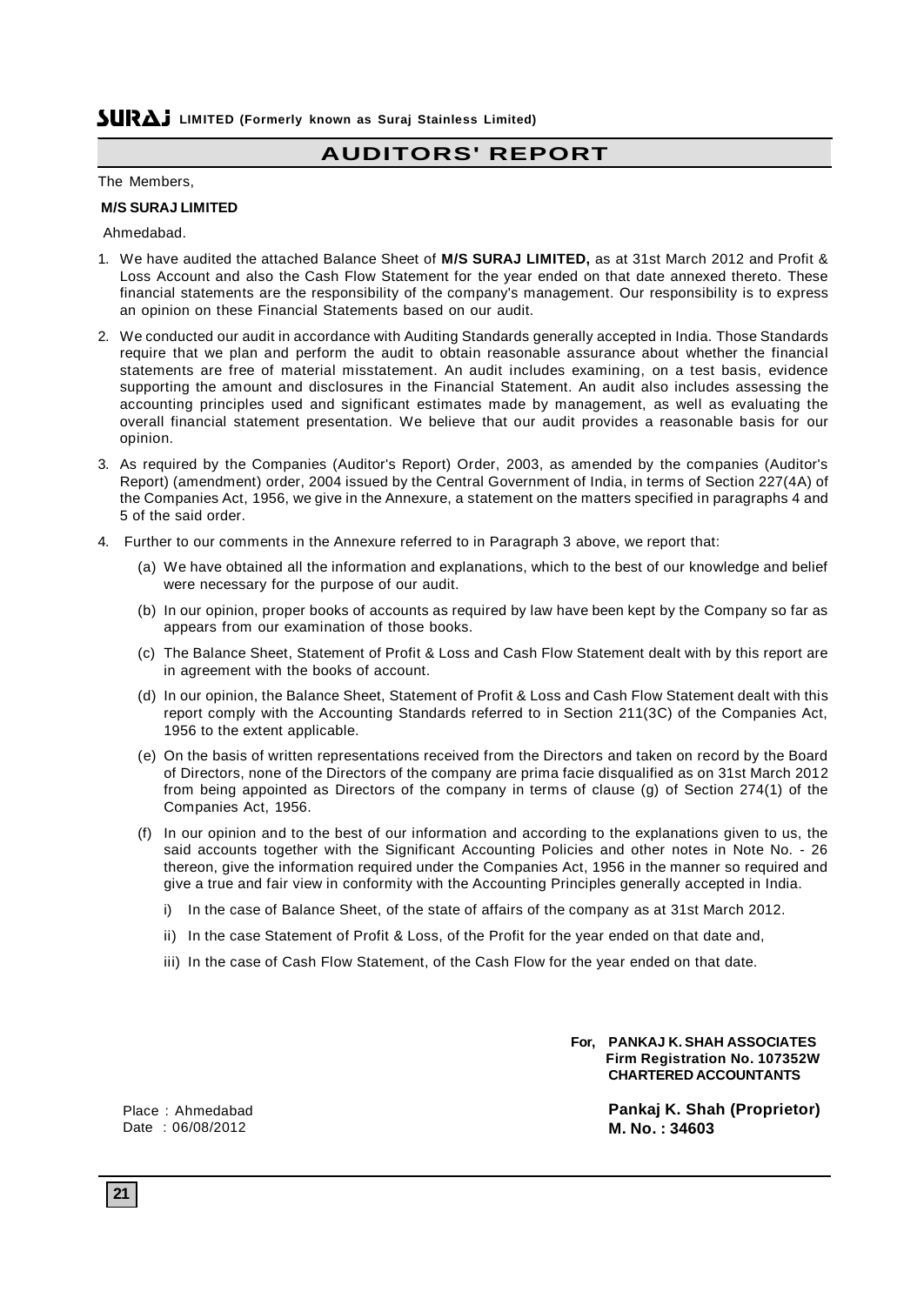# AUDITORS' REPORT

The Members,

**M/S SURAJ LIMITED**

Ahmedabad.

1. We have audited the attached Balance Sheet of **M/S SURAJ LIMITED,** as at 31st March 2012 and Profit & Loss Account and also the Cash Flow Statement for the year ended on that date annexed thereto. These financial statements are the responsibility of the company's management. Our responsibility is to express an opinion on these Financial Statements based on our audit.

2. We conducted our audit in accordance with Auditing Standards generally accepted in India. Those Standards require that we plan and perform the audit to obtain reasonable assurance about whether the financial statements are free of material misstatement. An audit includes examining, on a test basis, evidence supporting the amount and disclosures in the Financial Statement. An audit also includes assessing the accounting principles used and significant estimates made by management, as well as evaluating the overall financial statement presentation. We believe that our audit provides a reasonable basis for our opinion.

3. As required by the Companies (Auditor's Report) Order, 2003, as amended by the companies (Auditor's Report) (amendment) order, 2004 issued by the Central Government of India, in terms of Section 227(4A) of the Companies Act, 1956, we give in the Annexure, a statement on the matters specified in paragraphs 4 and 5 of the said order.

4. Further to our comments in the Annexure referred to in Paragraph 3 above, we report that:

   (a) We have obtained all the information and explanations, which to the best of our knowledge and belief were necessary for the purpose of our audit.

   (b) In our opinion, proper books of accounts as required by law have been kept by the Company so far as appears from our examination of those books.

   (c) The Balance Sheet, Statement of Profit & Loss and Cash Flow Statement dealt with by this report are in agreement with the books of account.

   (d) In our opinion, the Balance Sheet, Statement of Profit & Loss and Cash Flow Statement dealt with this report comply with the Accounting Standards referred to in Section 211(3C) of the Companies Act, 1956 to the extent applicable.

   (e) On the basis of written representations received from the Directors and taken on record by the Board of Directors, none of the Directors of the company are prima facie disqualified as on 31st March 2012 from being appointed as Directors of the company in terms of clause (g) of Section 274(1) of the Companies Act, 1956.

   (f) In our opinion and to the best of our information and according to the explanations given to us, the said accounts together with the Significant Accounting Policies and other notes in Note No. - 26 thereon, give the information required under the Companies Act, 1956 in the manner so required and give a true and fair view in conformity with the Accounting Principles generally accepted in India.

      i) In the case of Balance Sheet, of the state of affairs of the company as at 31st March 2012.

      ii) In the case Statement of Profit & Loss, of the Profit for the year ended on that date and,

      iii) In the case of Cash Flow Statement, of the Cash Flow for the year ended on that date.

**For, PANKAJ K. SHAH ASSOCIATES**
**Firm Registration No. 107352W**
**CHARTERED ACCOUNTANTS**

Place : Ahmedabad
Date : 06/08/2012

**Pankaj K. Shah (Proprietor)**
**M. No. : 34603**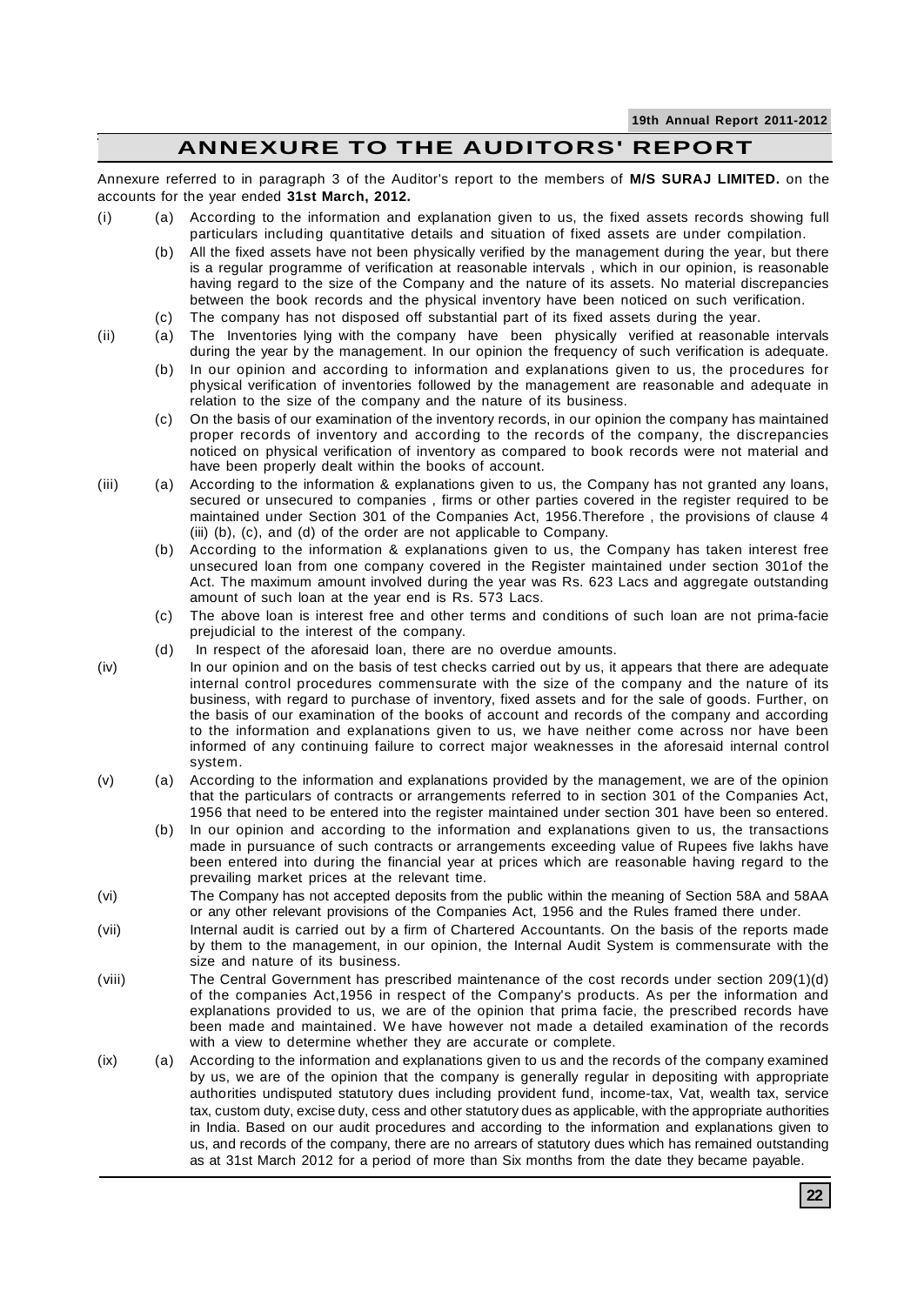# ANNEXURE TO THE AUDITORS' REPORT

Annexure referred to in paragraph 3 of the Auditor's report to the members of **M/S SURAJ LIMITED.** on the accounts for the year ended **31st March, 2012.**

(i) (a) According to the information and explanation given to us, the fixed assets records showing full particulars including quantitative details and situation of fixed assets are under compilation.

(b) All the fixed assets have not been physically verified by the management during the year, but there is a regular programme of verification at reasonable intervals , which in our opinion, is reasonable having regard to the size of the Company and the nature of its assets. No material discrepancies between the book records and the physical inventory have been noticed on such verification.

(c) The company has not disposed off substantial part of its fixed assets during the year.

(ii) (a) The Inventories lying with the company have been physically verified at reasonable intervals during the year by the management. In our opinion the frequency of such verification is adequate.

(b) In our opinion and according to information and explanations given to us, the procedures for physical verification of inventories followed by the management are reasonable and adequate in relation to the size of the company and the nature of its business.

(c) On the basis of our examination of the inventory records, in our opinion the company has maintained proper records of inventory and according to the records of the company, the discrepancies noticed on physical verification of inventory as compared to book records were not material and have been properly dealt within the books of account.

(iii) (a) According to the information & explanations given to us, the Company has not granted any loans, secured or unsecured to companies , firms or other parties covered in the register required to be maintained under Section 301 of the Companies Act, 1956.Therefore , the provisions of clause 4 (iii) (b), (c), and (d) of the order are not applicable to Company.

(b) According to the information & explanations given to us, the Company has taken interest free unsecured loan from one company covered in the Register maintained under section 301of the Act. The maximum amount involved during the year was Rs. 623 Lacs and aggregate outstanding amount of such loan at the year end is Rs. 573 Lacs.

(c) The above loan is interest free and other terms and conditions of such loan are not prima-facie prejudicial to the interest of the company.

(d) In respect of the aforesaid loan, there are no overdue amounts.

(iv) In our opinion and on the basis of test checks carried out by us, it appears that there are adequate internal control procedures commensurate with the size of the company and the nature of its business, with regard to purchase of inventory, fixed assets and for the sale of goods. Further, on the basis of our examination of the books of account and records of the company and according to the information and explanations given to us, we have neither come across nor have been informed of any continuing failure to correct major weaknesses in the aforesaid internal control system.

(v) (a) According to the information and explanations provided by the management, we are of the opinion that the particulars of contracts or arrangements referred to in section 301 of the Companies Act, 1956 that need to be entered into the register maintained under section 301 have been so entered.

(b) In our opinion and according to the information and explanations given to us, the transactions made in pursuance of such contracts or arrangements exceeding value of Rupees five lakhs have been entered into during the financial year at prices which are reasonable having regard to the prevailing market prices at the relevant time.

(vi) The Company has not accepted deposits from the public within the meaning of Section 58A and 58AA or any other relevant provisions of the Companies Act, 1956 and the Rules framed there under.

(vii) Internal audit is carried out by a firm of Chartered Accountants. On the basis of the reports made by them to the management, in our opinion, the Internal Audit System is commensurate with the size and nature of its business.

(viii) The Central Government has prescribed maintenance of the cost records under section 209(1)(d) of the companies Act,1956 in respect of the Company's products. As per the information and explanations provided to us, we are of the opinion that prima facie, the prescribed records have been made and maintained. We have however not made a detailed examination of the records with a view to determine whether they are accurate or complete.

(ix) (a) According to the information and explanations given to us and the records of the company examined by us, we are of the opinion that the company is generally regular in depositing with appropriate authorities undisputed statutory dues including provident fund, income-tax, Vat, wealth tax, service tax, custom duty, excise duty, cess and other statutory dues as applicable, with the appropriate authorities in India. Based on our audit procedures and according to the information and explanations given to us, and records of the company, there are no arrears of statutory dues which has remained outstanding as at 31st March 2012 for a period of more than Six months from the date they became payable.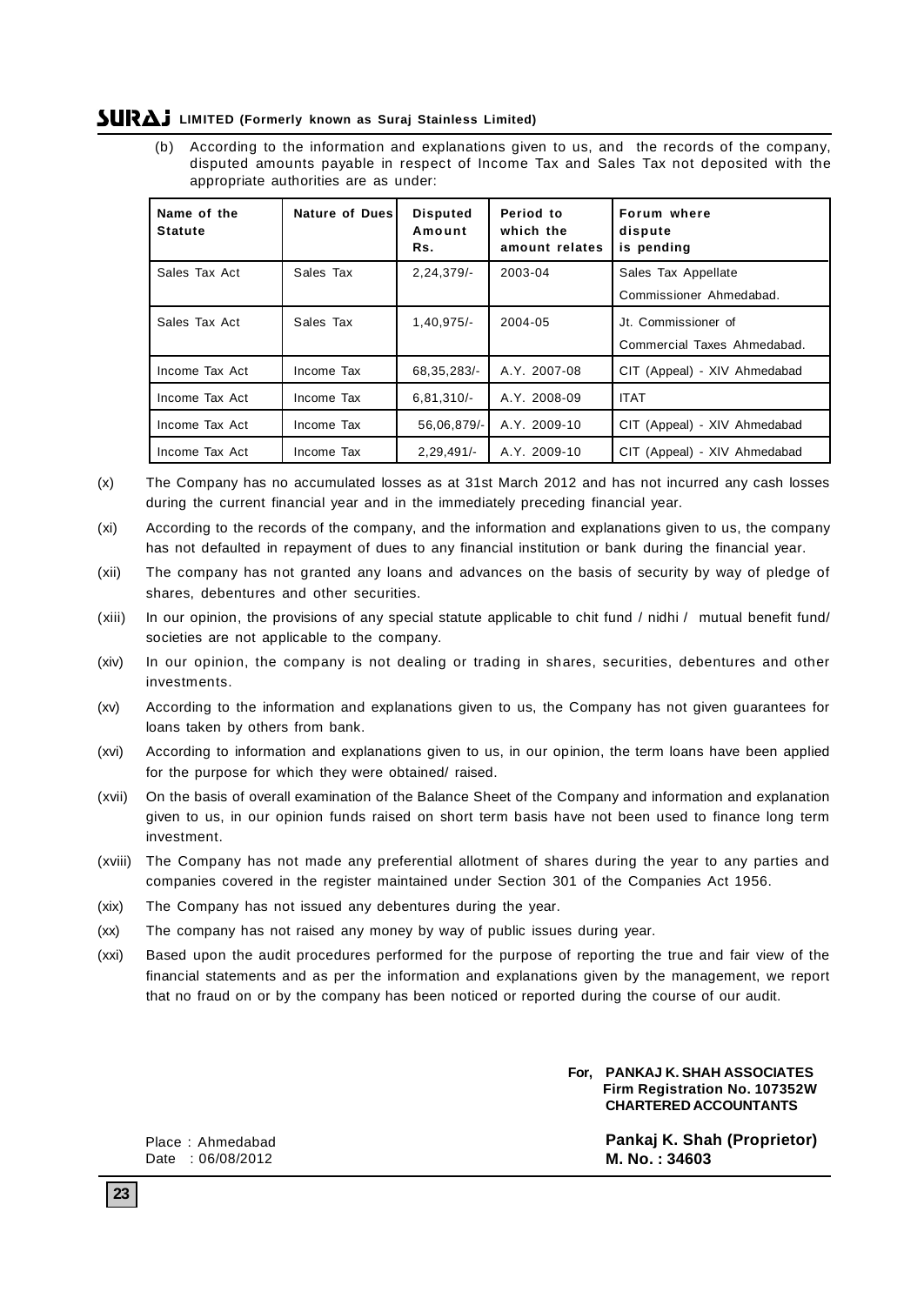(b) According to the information and explanations given to us, and the records of the company, disputed amounts payable in respect of Income Tax and Sales Tax not deposited with the appropriate authorities are as under:

| Name of the Statute | Nature of Dues | Disputed Amount Rs. | Period to which the amount relates | Forum where dispute is pending |
|---|---|---|---|---|
| Sales Tax Act | Sales Tax | 2,24,379/- | 2003-04 | Sales Tax Appellate Commissioner Ahmedabad. |
| Sales Tax Act | Sales Tax | 1,40,975/- | 2004-05 | Jt. Commissioner of Commercial Taxes Ahmedabad. |
| Income Tax Act | Income Tax | 68,35,283/- | A.Y. 2007-08 | CIT (Appeal) - XIV Ahmedabad |
| Income Tax Act | Income Tax | 6,81,310/- | A.Y. 2008-09 | ITAT |
| Income Tax Act | Income Tax | 56,06,879/- | A.Y. 2009-10 | CIT (Appeal) - XIV Ahmedabad |
| Income Tax Act | Income Tax | 2,29,491/- | A.Y. 2009-10 | CIT (Appeal) - XIV Ahmedabad |

(x) The Company has no accumulated losses as at 31st March 2012 and has not incurred any cash losses during the current financial year and in the immediately preceding financial year.

(xi) According to the records of the company, and the information and explanations given to us, the company has not defaulted in repayment of dues to any financial institution or bank during the financial year.

(xii) The company has not granted any loans and advances on the basis of security by way of pledge of shares, debentures and other securities.

(xiii) In our opinion, the provisions of any special statute applicable to chit fund / nidhi / mutual benefit fund/ societies are not applicable to the company.

(xiv) In our opinion, the company is not dealing or trading in shares, securities, debentures and other investments.

(xv) According to the information and explanations given to us, the Company has not given guarantees for loans taken by others from bank.

(xvi) According to information and explanations given to us, in our opinion, the term loans have been applied for the purpose for which they were obtained/ raised.

(xvii) On the basis of overall examination of the Balance Sheet of the Company and information and explanation given to us, in our opinion funds raised on short term basis have not been used to finance long term investment.

(xviii) The Company has not made any preferential allotment of shares during the year to any parties and companies covered in the register maintained under Section 301 of the Companies Act 1956.

(xix) The Company has not issued any debentures during the year.

(xx) The company has not raised any money by way of public issues during year.

(xxi) Based upon the audit procedures performed for the purpose of reporting the true and fair view of the financial statements and as per the information and explanations given by the management, we report that no fraud on or by the company has been noticed or reported during the course of our audit.

**For, PANKAJ K. SHAH ASSOCIATES**
**Firm Registration No. 107352W**
**CHARTERED ACCOUNTANTS**

Place : Ahmedabad
Date : 06/08/2012

**Pankaj K. Shah (Proprietor)**
**M. No. : 34603**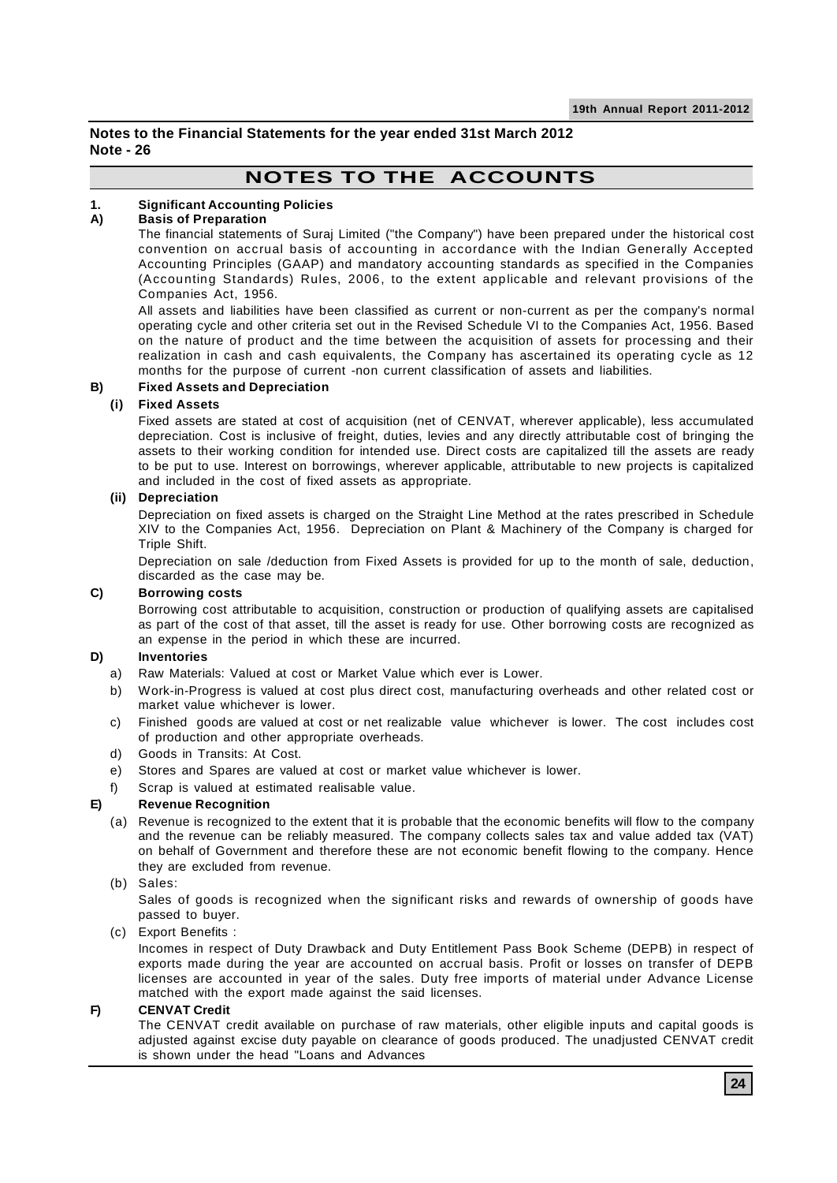**Notes to the Financial Statements for the year ended 31st March 2012**
**Note - 26**

# NOTES TO THE ACCOUNTS

**1. Significant Accounting Policies**

**A) Basis of Preparation**

The financial statements of Suraj Limited ("the Company") have been prepared under the historical cost convention on accrual basis of accounting in accordance with the Indian Generally Accepted Accounting Principles (GAAP) and mandatory accounting standards as specified in the Companies (Accounting Standards) Rules, 2006, to the extent applicable and relevant provisions of the Companies Act, 1956.

All assets and liabilities have been classified as current or non-current as per the company's normal operating cycle and other criteria set out in the Revised Schedule VI to the Companies Act, 1956. Based on the nature of product and the time between the acquisition of assets for processing and their realization in cash and cash equivalents, the Company has ascertained its operating cycle as 12 months for the purpose of current -non current classification of assets and liabilities.

**B) Fixed Assets and Depreciation**

**(i) Fixed Assets**

Fixed assets are stated at cost of acquisition (net of CENVAT, wherever applicable), less accumulated depreciation. Cost is inclusive of freight, duties, levies and any directly attributable cost of bringing the assets to their working condition for intended use. Direct costs are capitalized till the assets are ready to be put to use. Interest on borrowings, wherever applicable, attributable to new projects is capitalized and included in the cost of fixed assets as appropriate.

**(ii) Depreciation**

Depreciation on fixed assets is charged on the Straight Line Method at the rates prescribed in Schedule XIV to the Companies Act, 1956. Depreciation on Plant & Machinery of the Company is charged for Triple Shift.

Depreciation on sale /deduction from Fixed Assets is provided for up to the month of sale, deduction, discarded as the case may be.

**C) Borrowing costs**

Borrowing cost attributable to acquisition, construction or production of qualifying assets are capitalised as part of the cost of that asset, till the asset is ready for use. Other borrowing costs are recognized as an expense in the period in which these are incurred.

**D) Inventories**

a) Raw Materials: Valued at cost or Market Value which ever is Lower.

b) Work-in-Progress is valued at cost plus direct cost, manufacturing overheads and other related cost or market value whichever is lower.

c) Finished goods are valued at cost or net realizable value whichever is lower. The cost includes cost of production and other appropriate overheads.

d) Goods in Transits: At Cost.

e) Stores and Spares are valued at cost or market value whichever is lower.

f) Scrap is valued at estimated realisable value.

**E) Revenue Recognition**

(a) Revenue is recognized to the extent that it is probable that the economic benefits will flow to the company and the revenue can be reliably measured. The company collects sales tax and value added tax (VAT) on behalf of Government and therefore these are not economic benefit flowing to the company. Hence they are excluded from revenue.

(b) Sales:

Sales of goods is recognized when the significant risks and rewards of ownership of goods have passed to buyer.

(c) Export Benefits :

Incomes in respect of Duty Drawback and Duty Entitlement Pass Book Scheme (DEPB) in respect of exports made during the year are accounted on accrual basis. Profit or losses on transfer of DEPB licenses are accounted in year of the sales. Duty free imports of material under Advance License matched with the export made against the said licenses.

**F) CENVAT Credit**

The CENVAT credit available on purchase of raw materials, other eligible inputs and capital goods is adjusted against excise duty payable on clearance of goods produced. The unadjusted CENVAT credit is shown under the head "Loans and Advances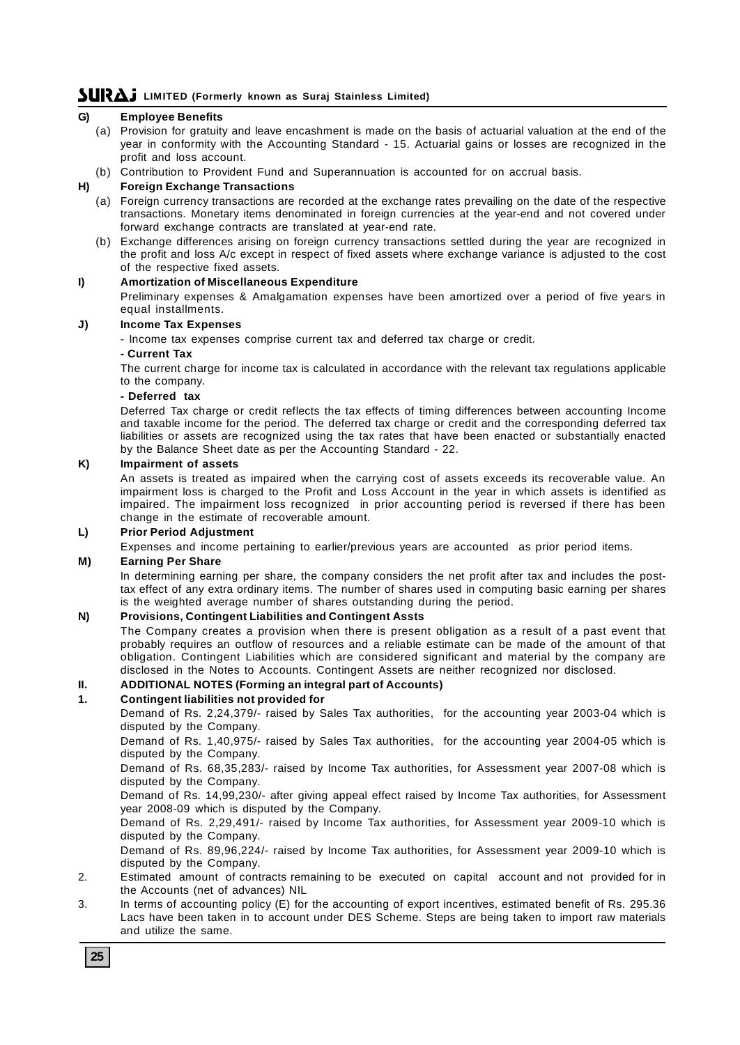### G) Employee Benefits

(a) Provision for gratuity and leave encashment is made on the basis of actuarial valuation at the end of the year in conformity with the Accounting Standard - 15. Actuarial gains or losses are recognized in the profit and loss account.

(b) Contribution to Provident Fund and Superannuation is accounted for on accrual basis.

### H) Foreign Exchange Transactions

(a) Foreign currency transactions are recorded at the exchange rates prevailing on the date of the respective transactions. Monetary items denominated in foreign currencies at the year-end and not covered under forward exchange contracts are translated at year-end rate.

(b) Exchange differences arising on foreign currency transactions settled during the year are recognized in the profit and loss A/c except in respect of fixed assets where exchange variance is adjusted to the cost of the respective fixed assets.

### I) Amortization of Miscellaneous Expenditure

Preliminary expenses & Amalgamation expenses have been amortized over a period of five years in equal installments.

### J) Income Tax Expenses

- Income tax expenses comprise current tax and deferred tax charge or credit.

**- Current Tax**

The current charge for income tax is calculated in accordance with the relevant tax regulations applicable to the company.

**- Deferred tax**

Deferred Tax charge or credit reflects the tax effects of timing differences between accounting Income and taxable income for the period. The deferred tax charge or credit and the corresponding deferred tax liabilities or assets are recognized using the tax rates that have been enacted or substantially enacted by the Balance Sheet date as per the Accounting Standard - 22.

### K) Impairment of assets

An assets is treated as impaired when the carrying cost of assets exceeds its recoverable value. An impairment loss is charged to the Profit and Loss Account in the year in which assets is identified as impaired. The impairment loss recognized in prior accounting period is reversed if there has been change in the estimate of recoverable amount.

### L) Prior Period Adjustment

Expenses and income pertaining to earlier/previous years are accounted as prior period items.

### M) Earning Per Share

In determining earning per share, the company considers the net profit after tax and includes the post-tax effect of any extra ordinary items. The number of shares used in computing basic earning per shares is the weighted average number of shares outstanding during the period.

### N) Provisions, Contingent Liabilities and Contingent Assts

The Company creates a provision when there is present obligation as a result of a past event that probably requires an outflow of resources and a reliable estimate can be made of the amount of that obligation. Contingent Liabilities which are considered significant and material by the company are disclosed in the Notes to Accounts. Contingent Assets are neither recognized nor disclosed.

## II. ADDITIONAL NOTES (Forming an integral part of Accounts)

**1. Contingent liabilities not provided for**

Demand of Rs. 2,24,379/- raised by Sales Tax authorities, for the accounting year 2003-04 which is disputed by the Company.

Demand of Rs. 1,40,975/- raised by Sales Tax authorities, for the accounting year 2004-05 which is disputed by the Company.

Demand of Rs. 68,35,283/- raised by Income Tax authorities, for Assessment year 2007-08 which is disputed by the Company.

Demand of Rs. 14,99,230/- after giving appeal effect raised by Income Tax authorities, for Assessment year 2008-09 which is disputed by the Company.

Demand of Rs. 2,29,491/- raised by Income Tax authorities, for Assessment year 2009-10 which is disputed by the Company.

Demand of Rs. 89,96,224/- raised by Income Tax authorities, for Assessment year 2009-10 which is disputed by the Company.

2. Estimated amount of contracts remaining to be executed on capital account and not provided for in the Accounts (net of advances) NIL

3. In terms of accounting policy (E) for the accounting of export incentives, estimated benefit of Rs. 295.36 Lacs have been taken in to account under DES Scheme. Steps are being taken to import raw materials and utilize the same.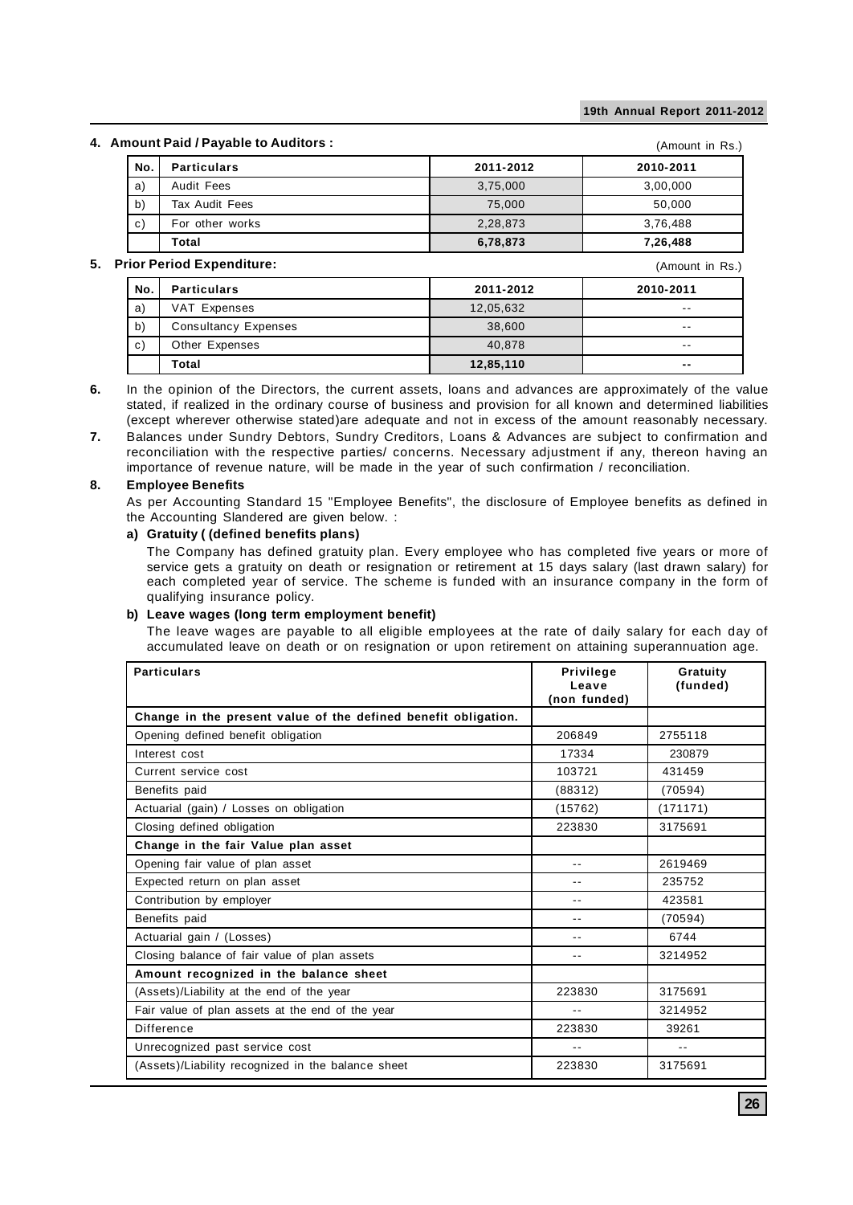**4. Amount Paid / Payable to Auditors :**

(Amount in Rs.)

| No. | Particulars | 2011-2012 | 2010-2011 |
|---|---|---|---|
| a) | Audit Fees | 3,75,000 | 3,00,000 |
| b) | Tax Audit Fees | 75,000 | 50,000 |
| c) | For other works | 2,28,873 | 3,76,488 |
| | **Total** | **6,78,873** | **7,26,488** |

**5. Prior Period Expenditure:**

(Amount in Rs.)

| No. | Particulars | 2011-2012 | 2010-2011 |
|---|---|---|---|
| a) | VAT Expenses | 12,05,632 | -- |
| b) | Consultancy Expenses | 38,600 | -- |
| c) | Other Expenses | 40,878 | -- |
| | **Total** | **12,85,110** | **--** |

**6.** In the opinion of the Directors, the current assets, loans and advances are approximately of the value stated, if realized in the ordinary course of business and provision for all known and determined liabilities (except wherever otherwise stated)are adequate and not in excess of the amount reasonably necessary.

**7.** Balances under Sundry Debtors, Sundry Creditors, Loans & Advances are subject to confirmation and reconciliation with the respective parties/ concerns. Necessary adjustment if any, thereon having an importance of revenue nature, will be made in the year of such confirmation / reconciliation.

**8. Employee Benefits**

As per Accounting Standard 15 "Employee Benefits", the disclosure of Employee benefits as defined in the Accounting Slandered are given below. :

**a) Gratuity ( (defined benefits plans)**

The Company has defined gratuity plan. Every employee who has completed five years or more of service gets a gratuity on death or resignation or retirement at 15 days salary (last drawn salary) for each completed year of service. The scheme is funded with an insurance company in the form of qualifying insurance policy.

**b) Leave wages (long term employment benefit)**

The leave wages are payable to all eligible employees at the rate of daily salary for each day of accumulated leave on death or on resignation or upon retirement on attaining superannuation age.

| Particulars | Privilege Leave (non funded) | Gratuity (funded) |
|---|---|---|
| **Change in the present value of the defined benefit obligation.** | | |
| Opening defined benefit obligation | 206849 | 2755118 |
| Interest cost | 17334 | 230879 |
| Current service cost | 103721 | 431459 |
| Benefits paid | (88312) | (70594) |
| Actuarial (gain) / Losses on obligation | (15762) | (171171) |
| Closing defined obligation | 223830 | 3175691 |
| **Change in the fair Value plan asset** | | |
| Opening fair value of plan asset | -- | 2619469 |
| Expected return on plan asset | -- | 235752 |
| Contribution by employer | -- | 423581 |
| Benefits paid | -- | (70594) |
| Actuarial gain / (Losses) | -- | 6744 |
| Closing balance of fair value of plan assets | -- | 3214952 |
| **Amount recognized in the balance sheet** | | |
| (Assets)/Liability at the end of the year | 223830 | 3175691 |
| Fair value of plan assets at the end of the year | -- | 3214952 |
| Difference | 223830 | 39261 |
| Unrecognized past service cost | -- | -- |
| (Assets)/Liability recognized in the balance sheet | 223830 | 3175691 |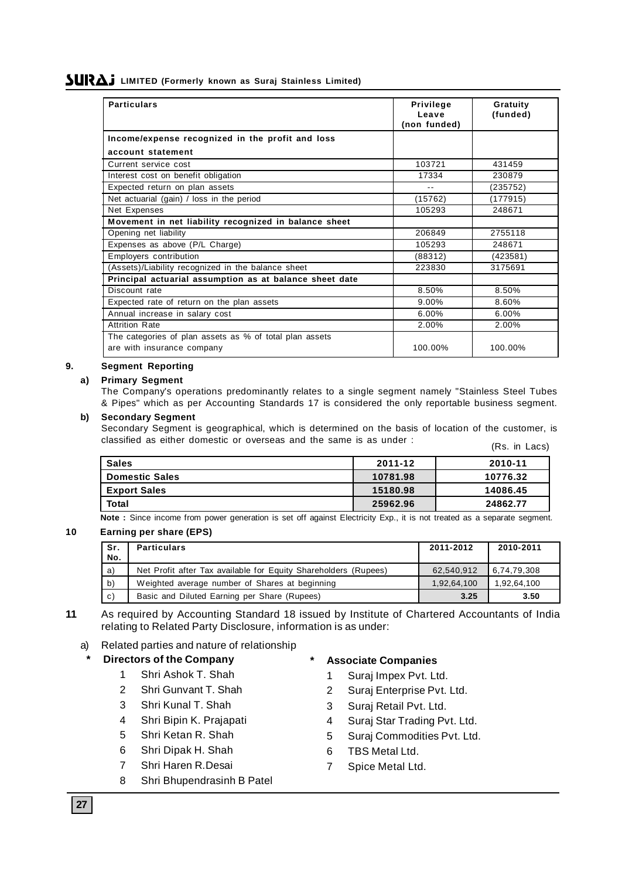| Particulars | Privilege Leave (non funded) | Gratuity (funded) |
|---|---|---|
| **Income/expense recognized in the profit and loss account statement** | | |
| Current service cost | 103721 | 431459 |
| Interest cost on benefit obligation | 17334 | 230879 |
| Expected return on plan assets | -- | (235752) |
| Net actuarial (gain) / loss in the period | (15762) | (177915) |
| Net Expenses | 105293 | 248671 |
| **Movement in net liability recognized in balance sheet** | | |
| Opening net liability | 206849 | 2755118 |
| Expenses as above (P/L Charge) | 105293 | 248671 |
| Employers contribution | (88312) | (423581) |
| (Assets)/Liability recognized in the balance sheet | 223830 | 3175691 |
| **Principal actuarial assumption as at balance sheet date** | | |
| Discount rate | 8.50% | 8.50% |
| Expected rate of return on the plan assets | 9.00% | 8.60% |
| Annual increase in salary cost | 6.00% | 6.00% |
| Attrition Rate | 2.00% | 2.00% |
| The categories of plan assets as % of total plan assets are with insurance company | 100.00% | 100.00% |

**9. Segment Reporting**

**a) Primary Segment**

The Company's operations predominantly relates to a single segment namely "Stainless Steel Tubes & Pipes" which as per Accounting Standards 17 is considered the only reportable business segment.

**b) Secondary Segment**

Secondary Segment is geographical, which is determined on the basis of location of the customer, is classified as either domestic or overseas and the same is as under :

(Rs. in Lacs)

| Sales | 2011-12 | 2010-11 |
|---|---|---|
| **Domestic Sales** | **10781.98** | **10776.32** |
| **Export Sales** | **15180.98** | **14086.45** |
| **Total** | **25962.96** | **24862.77** |

**Note :** Since income from power generation is set off against Electricity Exp., it is not treated as a separate segment.

**10 Earning per share (EPS)**

| Sr. No. | Particulars | 2011-2012 | 2010-2011 |
|---|---|---|---|
| a) | Net Profit after Tax available for Equity Shareholders (Rupees) | 62,540,912 | 6,74,79,308 |
| b) | Weighted average number of Shares at beginning | 1,92,64,100 | 1,92,64,100 |
| c) | Basic and Diluted Earning per Share (Rupees) | **3.25** | **3.50** |

**11** As required by Accounting Standard 18 issued by Institute of Chartered Accountants of India relating to Related Party Disclosure, information is as under:

a) Related parties and nature of relationship

**\* Directors of the Company**

1. Shri Ashok T. Shah
2. Shri Gunvant T. Shah
3. Shri Kunal T. Shah
4. Shri Bipin K. Prajapati
5. Shri Ketan R. Shah
6. Shri Dipak H. Shah
7. Shri Haren R.Desai
8. Shri Bhupendrasinh B Patel

**\* Associate Companies**

1. Suraj Impex Pvt. Ltd.
2. Suraj Enterprise Pvt. Ltd.
3. Suraj Retail Pvt. Ltd.
4. Suraj Star Trading Pvt. Ltd.
5. Suraj Commodities Pvt. Ltd.
6. TBS Metal Ltd.
7. Spice Metal Ltd.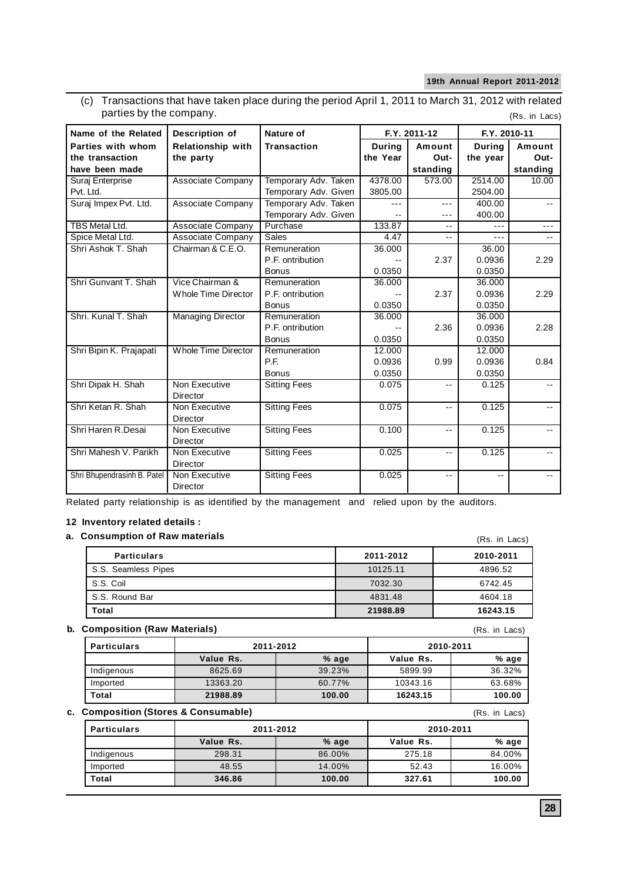(c) Transactions that have taken place during the period April 1, 2011 to March 31, 2012 with related parties by the company.

(Rs. in Lacs)

| Name of the Related Parties with whom the transaction have been made | Description of Relationship with the party | Nature of Transaction | F.Y. 2011-12 | | F.Y. 2010-11 | |
|---|---|---|---|---|---|---|
| | | | During the Year | Amount Out-standing | During the year | Amount Out-standing |
| Suraj Enterprise Pvt. Ltd. | Associate Company | Temporary Adv. Taken | 4378.00 | 573.00 | 2514.00 | 10.00 |
| | | Temporary Adv. Given | 3805.00 | | 2504.00 | |
| Suraj Impex Pvt. Ltd. | Associate Company | Temporary Adv. Taken | --- | --- | 400.00 | -- |
| | | Temporary Adv. Given | -- | --- | 400.00 | |
| TBS Metal Ltd. | Associate Company | Purchase | 133.87 | -- | --- | --- |
| Spice Metal Ltd. | Associate Company | Sales | 4.47 | -- | --- | -- |
| Shri Ashok T. Shah | Chairman & C.E.O. | Remuneration | 36.000 | | 36.00 | |
| | | P.F. ontribution | -- | 2.37 | 0.0936 | 2.29 |
| | | Bonus | 0.0350 | | 0.0350 | |
| Shri Gunvant T. Shah | Vice Chairman & Whole Time Director | Remuneration | 36.000 | | 36.000 | |
| | | P.F. ontribution | -- | 2.37 | 0.0936 | 2.29 |
| | | Bonus | 0.0350 | | 0.0350 | |
| Shri. Kunal T. Shah | Managing Director | Remuneration | 36.000 | | 36.000 | |
| | | P.F. ontribution | -- | 2.36 | 0.0936 | 2.28 |
| | | Bonus | 0.0350 | | 0.0350 | |
| Shri Bipin K. Prajapati | Whole Time Director | Remuneration | 12.000 | | 12.000 | |
| | | P.F. | 0.0936 | 0.99 | 0.0936 | 0.84 |
| | | Bonus | 0.0350 | | 0.0350 | |
| Shri Dipak H. Shah | Non Executive Director | Sitting Fees | 0.075 | -- | 0.125 | -- |
| Shri Ketan R. Shah | Non Executive Director | Sitting Fees | 0.075 | -- | 0.125 | -- |
| Shri Haren R.Desai | Non Executive Director | Sitting Fees | 0.100 | -- | 0.125 | -- |
| Shri Mahesh V. Parikh | Non Executive Director | Sitting Fees | 0.025 | -- | 0.125 | -- |
| Shri Bhupendrasinh B. Patel | Non Executive Director | Sitting Fees | 0.025 | -- | -- | -- |

Related party relationship is as identified by the management and relied upon by the auditors.

### 12 Inventory related details :

**a. Consumption of Raw materials**

(Rs. in Lacs)

| Particulars | 2011-2012 | 2010-2011 |
|---|---|---|
| S.S. Seamless Pipes | 10125.11 | 4896.52 |
| S.S. Coil | 7032.30 | 6742.45 |
| S.S. Round Bar | 4831.48 | 4604.18 |
| **Total** | **21988.89** | **16243.15** |

**b. Composition (Raw Materials)**

(Rs. in Lacs)

| Particulars | 2011-2012 | | 2010-2011 | |
|---|---|---|---|---|
| | Value Rs. | % age | Value Rs. | % age |
| Indigenous | 8625.69 | 39.23% | 5899.99 | 36.32% |
| Imported | 13363.20 | 60.77% | 10343.16 | 63.68% |
| **Total** | **21988.89** | **100.00** | **16243.15** | **100.00** |

**c. Composition (Stores & Consumable)**

(Rs. in Lacs)

| Particulars | 2011-2012 | | 2010-2011 | |
|---|---|---|---|---|
| | Value Rs. | % age | Value Rs. | % age |
| Indigenous | 298.31 | 86.00% | 275.18 | 84.00% |
| Imported | 48.55 | 14.00% | 52.43 | 16.00% |
| **Total** | **346.86** | **100.00** | **327.61** | **100.00** |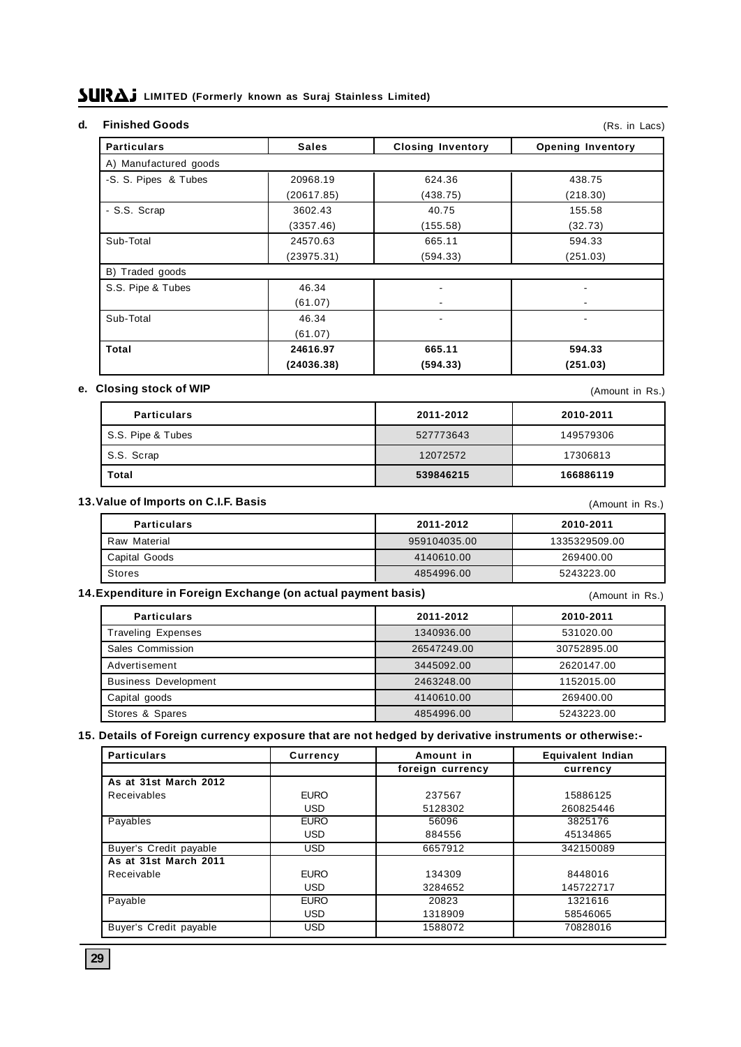**d. Finished Goods**

(Rs. in Lacs)

| Particulars | Sales | Closing Inventory | Opening Inventory |
|---|---|---|---|
| A) Manufactured goods | | | |
| -S. S. Pipes & Tubes | 20968.19 | 624.36 | 438.75 |
| | (20617.85) | (438.75) | (218.30) |
| - S.S. Scrap | 3602.43 | 40.75 | 155.58 |
| | (3357.46) | (155.58) | (32.73) |
| Sub-Total | 24570.63 | 665.11 | 594.33 |
| | (23975.31) | (594.33) | (251.03) |
| B) Traded goods | | | |
| S.S. Pipe & Tubes | 46.34 | - | - |
| | (61.07) | - | - |
| Sub-Total | 46.34 | - | - |
| | (61.07) | | |
| **Total** | **24616.97** | **665.11** | **594.33** |
| | **(24036.38)** | **(594.33)** | **(251.03)** |

**e. Closing stock of WIP**

(Amount in Rs.)

| Particulars | 2011-2012 | 2010-2011 |
|---|---|---|
| S.S. Pipe & Tubes | 527773643 | 149579306 |
| S.S. Scrap | 12072572 | 17306813 |
| **Total** | **539846215** | **166886119** |

**13. Value of Imports on C.I.F. Basis**

(Amount in Rs.)

| Particulars | 2011-2012 | 2010-2011 |
|---|---|---|
| Raw Material | 959104035.00 | 1335329509.00 |
| Capital Goods | 4140610.00 | 269400.00 |
| Stores | 4854996.00 | 5243223.00 |

**14. Expenditure in Foreign Exchange (on actual payment basis)**

(Amount in Rs.)

| Particulars | 2011-2012 | 2010-2011 |
|---|---|---|
| Traveling Expenses | 1340936.00 | 531020.00 |
| Sales Commission | 26547249.00 | 30752895.00 |
| Advertisement | 3445092.00 | 2620147.00 |
| Business Development | 2463248.00 | 1152015.00 |
| Capital goods | 4140610.00 | 269400.00 |
| Stores & Spares | 4854996.00 | 5243223.00 |

**15. Details of Foreign currency exposure that are not hedged by derivative instruments or otherwise:-**

| Particulars | Currency | Amount in foreign currency | Equivalent Indian currency |
|---|---|---|---|
| **As at 31st March 2012** | | | |
| Receivables | EURO | 237567 | 15886125 |
| | USD | 5128302 | 260825446 |
| Payables | EURO | 56096 | 3825176 |
| | USD | 884556 | 45134865 |
| Buyer's Credit payable | USD | 6657912 | 342150089 |
| **As at 31st March 2011** | | | |
| Receivable | EURO | 134309 | 8448016 |
| | USD | 3284652 | 145722717 |
| Payable | EURO | 20823 | 1321616 |
| | USD | 1318909 | 58546065 |
| Buyer's Credit payable | USD | 1588072 | 70828016 |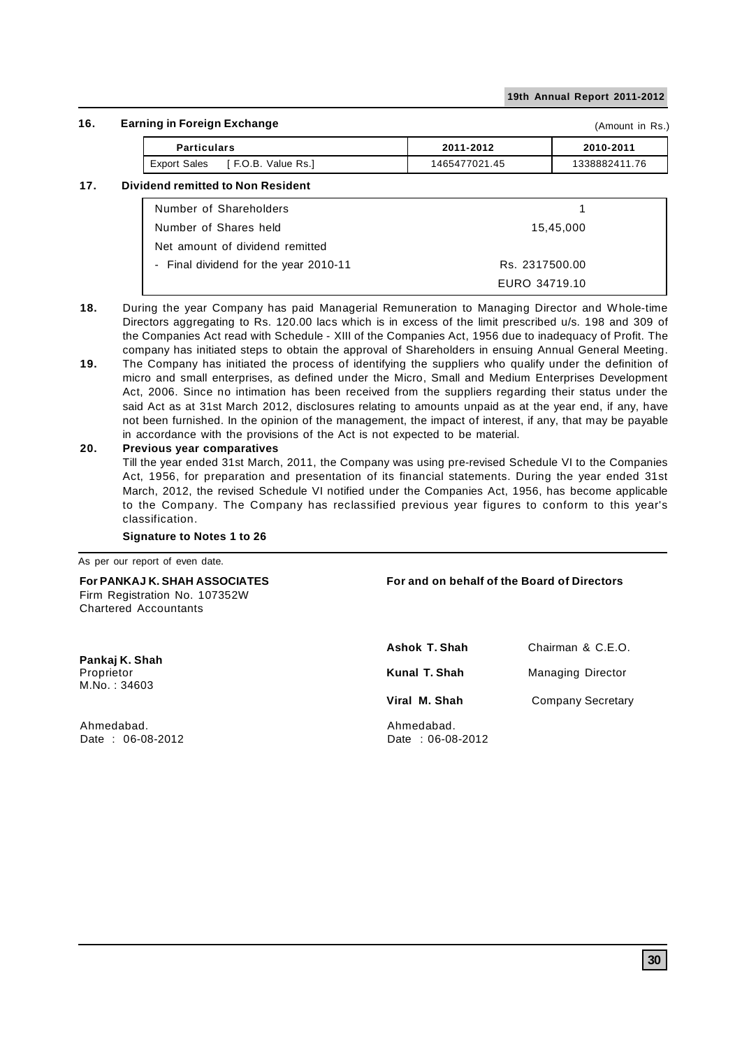**16. Earning in Foreign Exchange**

(Amount in Rs.)

| Particulars | 2011-2012 | 2010-2011 |
|---|---|---|
| Export Sales [ F.O.B. Value Rs.] | 1465477021.45 | 1338882411.76 |

**17. Dividend remitted to Non Resident**

| | |
|---|---|
| Number of Shareholders | 1 |
| Number of Shares held | 15,45,000 |
| Net amount of dividend remitted | |
| - Final dividend for the year 2010-11 | Rs. 2317500.00 |
| | EURO 34719.10 |

**18.** During the year Company has paid Managerial Remuneration to Managing Director and Whole-time Directors aggregating to Rs. 120.00 lacs which is in excess of the limit prescribed u/s. 198 and 309 of the Companies Act read with Schedule - XIII of the Companies Act, 1956 due to inadequacy of Profit. The company has initiated steps to obtain the approval of Shareholders in ensuing Annual General Meeting.

**19.** The Company has initiated the process of identifying the suppliers who qualify under the definition of micro and small enterprises, as defined under the Micro, Small and Medium Enterprises Development Act, 2006. Since no intimation has been received from the suppliers regarding their status under the said Act as at 31st March 2012, disclosures relating to amounts unpaid as at the year end, if any, have not been furnished. In the opinion of the management, the impact of interest, if any, that may be payable in accordance with the provisions of the Act is not expected to be material.

**20. Previous year comparatives**

Till the year ended 31st March, 2011, the Company was using pre-revised Schedule VI to the Companies Act, 1956, for preparation and presentation of its financial statements. During the year ended 31st March, 2012, the revised Schedule VI notified under the Companies Act, 1956, has become applicable to the Company. The Company has reclassified previous year figures to conform to this year's classification.

**Signature to Notes 1 to 26**

As per our report of even date.

**For PANKAJ K. SHAH ASSOCIATES**
Firm Registration No. 107352W
Chartered Accountants

**Pankaj K. Shah**
Proprietor
M.No. : 34603

Ahmedabad.
Date : 06-08-2012

**For and on behalf of the Board of Directors**

| | |
|---|---|
| **Ashok T. Shah** | Chairman & C.E.O. |
| **Kunal T. Shah** | Managing Director |
| **Viral M. Shah** | Company Secretary |

Ahmedabad.
Date : 06-08-2012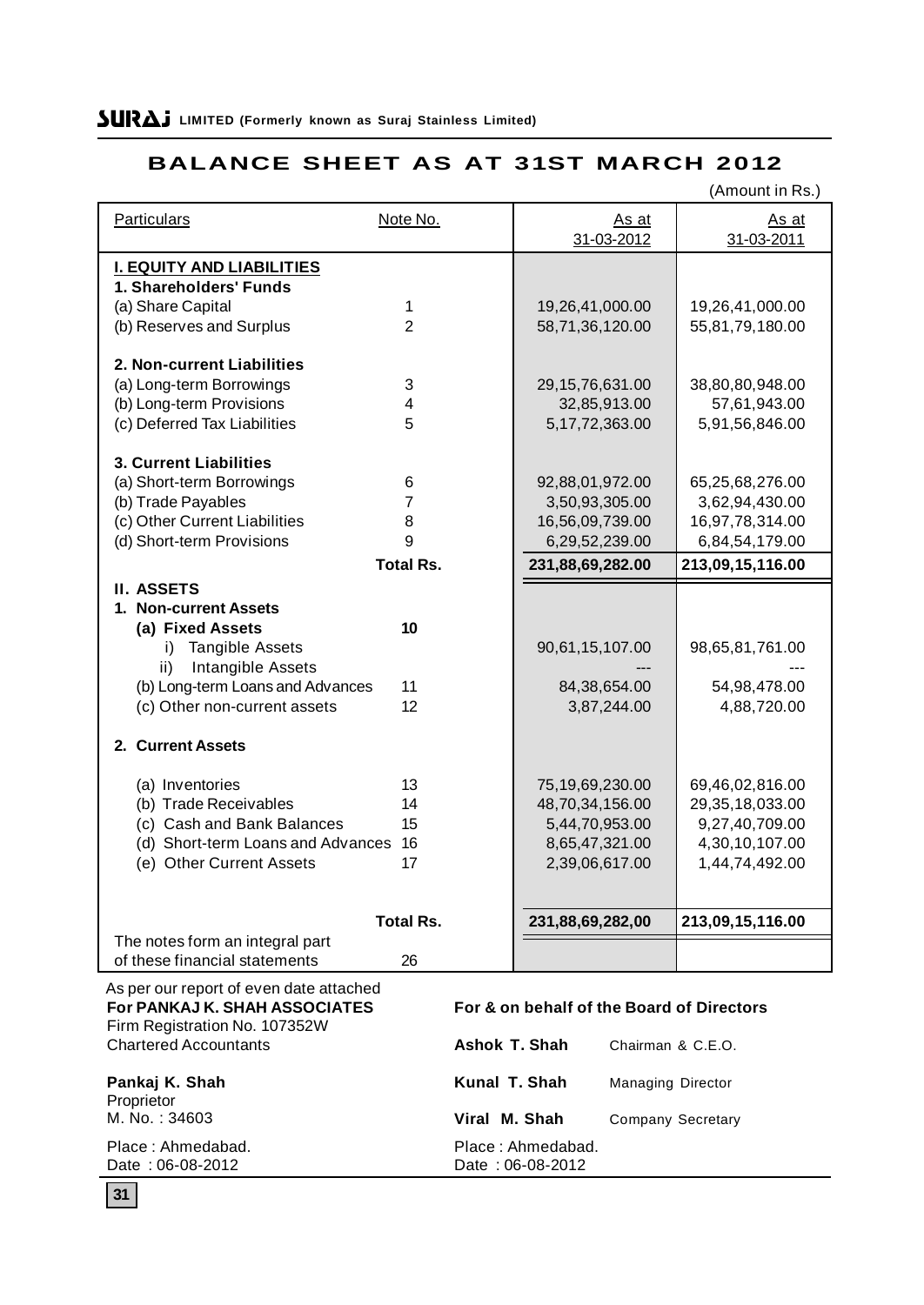**SURAJ LIMITED (Formerly known as Suraj Stainless Limited)**

# BALANCE SHEET AS AT 31ST MARCH 2012

(Amount in Rs.)

| Particulars | Note No. | As at 31-03-2012 | As at 31-03-2011 |
|---|---|---|---|
| **I. EQUITY AND LIABILITIES** | | | |
| **1. Shareholders' Funds** | | | |
| (a) Share Capital | 1 | 19,26,41,000.00 | 19,26,41,000.00 |
| (b) Reserves and Surplus | 2 | 58,71,36,120.00 | 55,81,79,180.00 |
| **2. Non-current Liabilities** | | | |
| (a) Long-term Borrowings | 3 | 29,15,76,631.00 | 38,80,80,948.00 |
| (b) Long-term Provisions | 4 | 32,85,913.00 | 57,61,943.00 |
| (c) Deferred Tax Liabilities | 5 | 5,17,72,363.00 | 5,91,56,846.00 |
| **3. Current Liabilities** | | | |
| (a) Short-term Borrowings | 6 | 92,88,01,972.00 | 65,25,68,276.00 |
| (b) Trade Payables | 7 | 3,50,93,305.00 | 3,62,94,430.00 |
| (c) Other Current Liabilities | 8 | 16,56,09,739.00 | 16,97,78,314.00 |
| (d) Short-term Provisions | 9 | 6,29,52,239.00 | 6,84,54,179.00 |
| | **Total Rs.** | **231,88,69,282.00** | **213,09,15,116.00** |
| **II. ASSETS** | | | |
| **1. Non-current Assets** | | | |
| **(a) Fixed Assets** | **10** | | |
| i) Tangible Assets | | 90,61,15,107.00 | 98,65,81,761.00 |
| ii) Intangible Assets | | --- | --- |
| (b) Long-term Loans and Advances | 11 | 84,38,654.00 | 54,98,478.00 |
| (c) Other non-current assets | 12 | 3,87,244.00 | 4,88,720.00 |
| **2. Current Assets** | | | |
| (a) Inventories | 13 | 75,19,69,230.00 | 69,46,02,816.00 |
| (b) Trade Receivables | 14 | 48,70,34,156.00 | 29,35,18,033.00 |
| (c) Cash and Bank Balances | 15 | 5,44,70,953.00 | 9,27,40,709.00 |
| (d) Short-term Loans and Advances | 16 | 8,65,47,321.00 | 4,30,10,107.00 |
| (e) Other Current Assets | 17 | 2,39,06,617.00 | 1,44,74,492.00 |
| | **Total Rs.** | **231,88,69,282,00** | **213,09,15,116.00** |
| The notes form an integral part of these financial statements | 26 | | |

As per our report of even date attached
**For PANKAJ K. SHAH ASSOCIATES**
Firm Registration No. 107352W
Chartered Accountants

**Pankaj K. Shah**
Proprietor
M. No. : 34603

Place : Ahmedabad.
Date : 06-08-2012

**For & on behalf of the Board of Directors**

**Ashok T. Shah** Chairman & C.E.O.

**Kunal T. Shah** Managing Director

**Viral M. Shah** Company Secretary

Place : Ahmedabad.
Date : 06-08-2012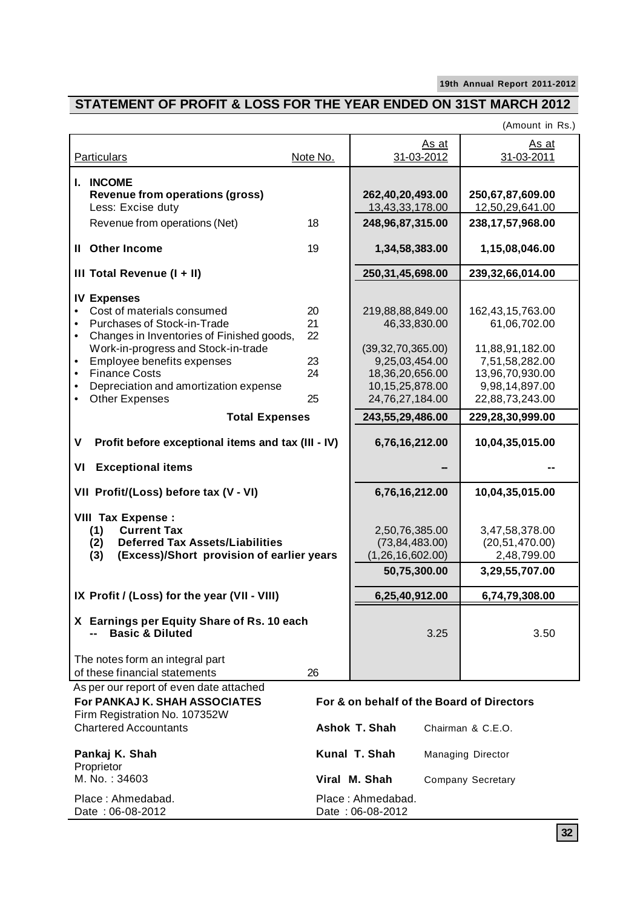## STATEMENT OF PROFIT & LOSS FOR THE YEAR ENDED ON 31ST MARCH 2012

(Amount in Rs.)

| Particulars | Note No. | As at 31-03-2012 | As at 31-03-2011 |
|---|---|---|---|
| **I. INCOME** | | | |
| **Revenue from operations (gross)** | | **262,40,20,493.00** | **250,67,87,609.00** |
| Less: Excise duty | | 13,43,33,178.00 | 12,50,29,641.00 |
| Revenue from operations (Net) | 18 | **248,96,87,315.00** | **238,17,57,968.00** |
| **II Other Income** | 19 | **1,34,58,383.00** | **1,15,08,046.00** |
| **III Total Revenue (I + II)** | | **250,31,45,698.00** | **239,32,66,014.00** |
| **IV Expenses** | | | |
| • Cost of materials consumed | 20 | 219,88,88,849.00 | 162,43,15,763.00 |
| • Purchases of Stock-in-Trade | 21 | 46,33,830.00 | 61,06,702.00 |
| • Changes in Inventories of Finished goods, Work-in-progress and Stock-in-trade | 22 | (39,32,70,365.00) | 11,88,91,182.00 |
| • Employee benefits expenses | 23 | 9,25,03,454.00 | 7,51,58,282.00 |
| • Finance Costs | 24 | 18,36,20,656.00 | 13,96,70,930.00 |
| • Depreciation and amortization expense | | 10,15,25,878.00 | 9,98,14,897.00 |
| • Other Expenses | 25 | 24,76,27,184.00 | 22,88,73,243.00 |
| **Total Expenses** | | **243,55,29,486.00** | **229,28,30,999.00** |
| **V Profit before exceptional items and tax (III - IV)** | | **6,76,16,212.00** | **10,04,35,015.00** |
| **VI Exceptional items** | | -- | -- |
| **VII Profit/(Loss) before tax (V - VI)** | | **6,76,16,212.00** | **10,04,35,015.00** |
| **VIII Tax Expense :** | | | |
| **(1) Current Tax** | | 2,50,76,385.00 | 3,47,58,378.00 |
| **(2) Deferred Tax Assets/Liabilities** | | (73,84,483.00) | (20,51,470.00) |
| **(3) (Excess)/Short provision of earlier years** | | (1,26,16,602.00) | 2,48,799.00 |
| | | **50,75,300.00** | **3,29,55,707.00** |
| **IX Profit / (Loss) for the year (VII - VIII)** | | **6,25,40,912.00** | **6,74,79,308.00** |
| **X Earnings per Equity Share of Rs. 10 each** | | | |
| **-- Basic & Diluted** | | 3.25 | 3.50 |
| The notes form an integral part of these financial statements | 26 | | |

As per our report of even date attached

**For PANKAJ K. SHAH ASSOCIATES**
Firm Registration No. 107352W
Chartered Accountants

**Pankaj K. Shah**
Proprietor
M. No. : 34603

Place : Ahmedabad.
Date : 06-08-2012

**For & on behalf of the Board of Directors**

**Ashok T. Shah** Chairman & C.E.O.

**Kunal T. Shah** Managing Director

**Viral M. Shah** Company Secretary

Place : Ahmedabad.
Date : 06-08-2012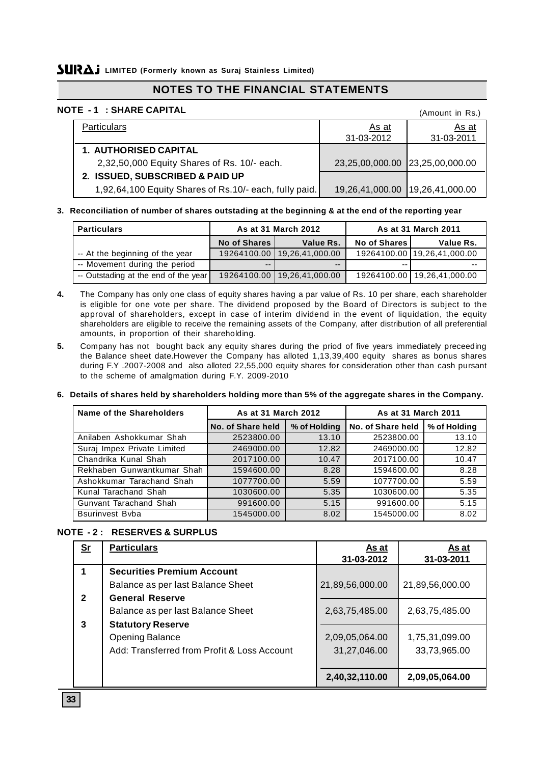## NOTES TO THE FINANCIAL STATEMENTS

### NOTE - 1 : SHARE CAPITAL

(Amount in Rs.)

| Particulars | As at 31-03-2012 | As at 31-03-2011 |
|---|---|---|
| **1. AUTHORISED CAPITAL** | | |
| 2,32,50,000 Equity Shares of Rs. 10/- each. | 23,25,00,000.00 | 23,25,00,000.00 |
| **2. ISSUED, SUBSCRIBED & PAID UP** | | |
| 1,92,64,100 Equity Shares of Rs.10/- each, fully paid. | 19,26,41,000.00 | 19,26,41,000.00 |

**3. Reconciliation of number of shares outstading at the beginning & at the end of the reporting year**

| Particulars | As at 31 March 2012 | | As at 31 March 2011 | |
|---|---|---|---|---|
| | No of Shares | Value Rs. | No of Shares | Value Rs. |
| -- At the beginning of the year | 19264100.00 | 19,26,41,000.00 | 19264100.00 | 19,26,41,000.00 |
| -- Movement during the period | -- | -- | -- | -- |
| -- Outstading at the end of the year | 19264100.00 | 19,26,41,000.00 | 19264100.00 | 19,26,41,000.00 |

**4.** The Company has only one class of equity shares having a par value of Rs. 10 per share, each shareholder is eligible for one vote per share. The dividend proposed by the Board of Directors is subject to the approval of shareholders, except in case of interim dividend in the event of liquidation, the equity shareholders are eligible to receive the remaining assets of the Company, after distribution of all preferential amounts, in proportion of their shareholding.

**5.** Company has not bought back any equity shares during the priod of five years immediately preceeding the Balance sheet date.However the Company has alloted 1,13,39,400 equity shares as bonus shares during F.Y .2007-2008 and also alloted 22,55,000 equity shares for consideration other than cash pursant to the scheme of amalgmation during F.Y. 2009-2010

**6. Details of shares held by shareholders holding more than 5% of the aggregate shares in the Company.**

| Name of the Shareholders | As at 31 March 2012 | | As at 31 March 2011 | |
|---|---|---|---|---|
| | No. of Share held | % of Holding | No. of Share held | % of Holding |
| Anilaben Ashokkumar Shah | 2523800.00 | 13.10 | 2523800.00 | 13.10 |
| Suraj Impex Private Limited | 2469000.00 | 12.82 | 2469000.00 | 12.82 |
| Chandrika Kunal Shah | 2017100.00 | 10.47 | 2017100.00 | 10.47 |
| Rekhaben Gunwantkumar Shah | 1594600.00 | 8.28 | 1594600.00 | 8.28 |
| Ashokkumar Tarachand Shah | 1077700.00 | 5.59 | 1077700.00 | 5.59 |
| Kunal Tarachand Shah | 1030600.00 | 5.35 | 1030600.00 | 5.35 |
| Gunvant Tarachand Shah | 991600.00 | 5.15 | 991600.00 | 5.15 |
| Bsurinvest Bvba | 1545000.00 | 8.02 | 1545000.00 | 8.02 |

### NOTE - 2 : RESERVES & SURPLUS

| Sr | Particulars | As at 31-03-2012 | As at 31-03-2011 |
|---|---|---|---|
| 1 | **Securities Premium Account** | | |
| | Balance as per last Balance Sheet | 21,89,56,000.00 | 21,89,56,000.00 |
| 2 | **General Reserve** | | |
| | Balance as per last Balance Sheet | 2,63,75,485.00 | 2,63,75,485.00 |
| 3 | **Statutory Reserve** | | |
| | Opening Balance | 2,09,05,064.00 | 1,75,31,099.00 |
| | Add: Transferred from Profit & Loss Account | 31,27,046.00 | 33,73,965.00 |
| | | **2,40,32,110.00** | **2,09,05,064.00** |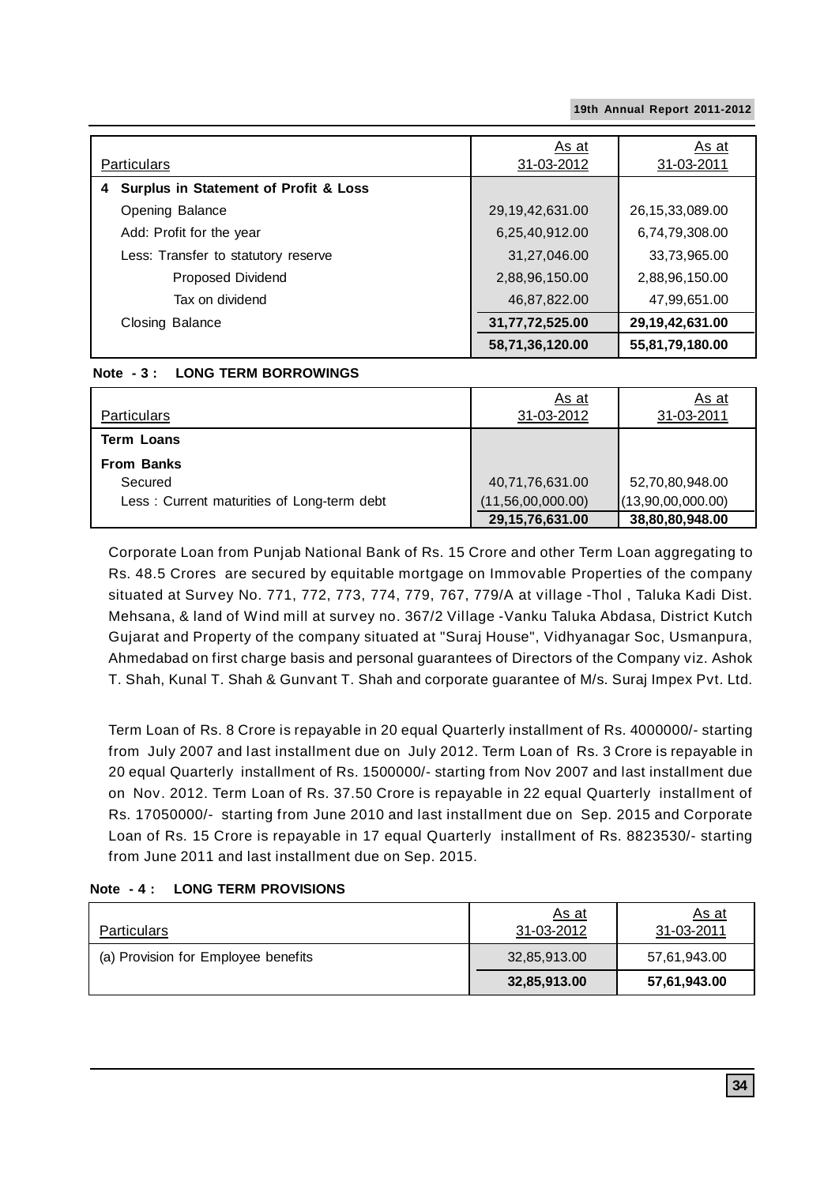| Particulars | As at 31-03-2012 | As at 31-03-2011 |
|---|---|---|
| **4 Surplus in Statement of Profit & Loss** | | |
| Opening Balance | 29,19,42,631.00 | 26,15,33,089.00 |
| Add: Profit for the year | 6,25,40,912.00 | 6,74,79,308.00 |
| Less: Transfer to statutory reserve | 31,27,046.00 | 33,73,965.00 |
| Proposed Dividend | 2,88,96,150.00 | 2,88,96,150.00 |
| Tax on dividend | 46,87,822.00 | 47,99,651.00 |
| Closing Balance | **31,77,72,525.00** | **29,19,42,631.00** |
| | **58,71,36,120.00** | **55,81,79,180.00** |

**Note - 3 : LONG TERM BORROWINGS**

| Particulars | As at 31-03-2012 | As at 31-03-2011 |
|---|---|---|
| **Term Loans** | | |
| **From Banks** | | |
| Secured | 40,71,76,631.00 | 52,70,80,948.00 |
| Less : Current maturities of Long-term debt | (11,56,00,000.00) | (13,90,00,000.00) |
| | **29,15,76,631.00** | **38,80,80,948.00** |

Corporate Loan from Punjab National Bank of Rs. 15 Crore and other Term Loan aggregating to Rs. 48.5 Crores are secured by equitable mortgage on Immovable Properties of the company situated at Survey No. 771, 772, 773, 774, 779, 767, 779/A at village -Thol , Taluka Kadi Dist. Mehsana, & land of Wind mill at survey no. 367/2 Village -Vanku Taluka Abdasa, District Kutch Gujarat and Property of the company situated at "Suraj House", Vidhyanagar Soc, Usmanpura, Ahmedabad on first charge basis and personal guarantees of Directors of the Company viz. Ashok T. Shah, Kunal T. Shah & Gunvant T. Shah and corporate guarantee of M/s. Suraj Impex Pvt. Ltd.

Term Loan of Rs. 8 Crore is repayable in 20 equal Quarterly installment of Rs. 4000000/- starting from July 2007 and last installment due on July 2012. Term Loan of Rs. 3 Crore is repayable in 20 equal Quarterly installment of Rs. 1500000/- starting from Nov 2007 and last installment due on Nov. 2012. Term Loan of Rs. 37.50 Crore is repayable in 22 equal Quarterly installment of Rs. 17050000/- starting from June 2010 and last installment due on Sep. 2015 and Corporate Loan of Rs. 15 Crore is repayable in 17 equal Quarterly installment of Rs. 8823530/- starting from June 2011 and last installment due on Sep. 2015.

**Note - 4 : LONG TERM PROVISIONS**

| Particulars | As at 31-03-2012 | As at 31-03-2011 |
|---|---|---|
| (a) Provision for Employee benefits | 32,85,913.00 | 57,61,943.00 |
| | **32,85,913.00** | **57,61,943.00** |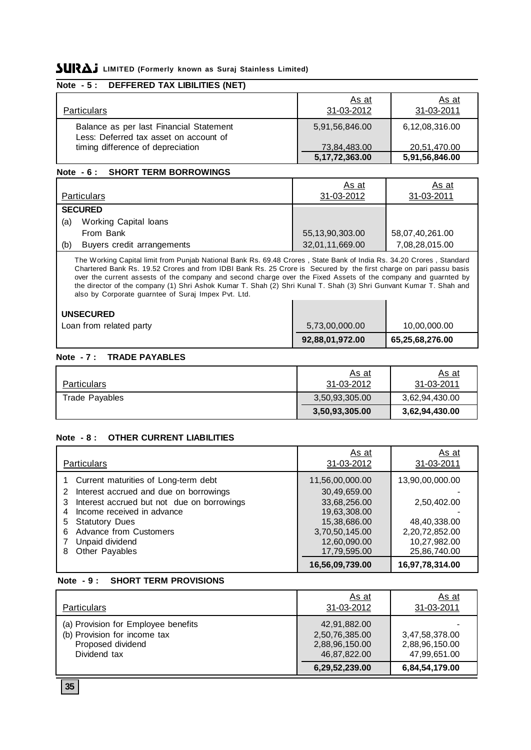## Note - 5 : DEFFERED TAX LIBILITIES (NET)

| Particulars | As at 31-03-2012 | As at 31-03-2011 |
|---|---|---|
| Balance as per last Financial Statement | 5,91,56,846.00 | 6,12,08,316.00 |
| Less: Deferred tax asset on account of timing difference of depreciation | 73,84,483.00 | 20,51,470.00 |
| | **5,17,72,363.00** | **5,91,56,846.00** |

## Note - 6 : SHORT TERM BORROWINGS

| Particulars | As at 31-03-2012 | As at 31-03-2011 |
|---|---|---|
| **SECURED** | | |
| (a) Working Capital loans | | |
| From Bank | 55,13,90,303.00 | 58,07,40,261.00 |
| (b) Buyers credit arrangements | 32,01,11,669.00 | 7,08,28,015.00 |
| **UNSECURED** | | |
| Loan from related party | 5,73,00,000.00 | 10,00,000.00 |
| | **92,88,01,972.00** | **65,25,68,276.00** |

The Working Capital limit from Punjab National Bank Rs. 69.48 Crores , State Bank of India Rs. 34.20 Crores , Standard Chartered Bank Rs. 19.52 Crores and from IDBI Bank Rs. 25 Crore is Secured by the first charge on pari passu basis over the current assests of the company and second charge over the Fixed Assets of the company and guarnted by the director of the company (1) Shri Ashok Kumar T. Shah (2) Shri Kunal T. Shah (3) Shri Gunvant Kumar T. Shah and also by Corporate guarntee of Suraj Impex Pvt. Ltd.

## Note - 7 : TRADE PAYABLES

| Particulars | As at 31-03-2012 | As at 31-03-2011 |
|---|---|---|
| Trade Payables | 3,50,93,305.00 | 3,62,94,430.00 |
| | **3,50,93,305.00** | **3,62,94,430.00** |

## Note - 8 : OTHER CURRENT LIABILITIES

| Particulars | As at 31-03-2012 | As at 31-03-2011 |
|---|---|---|
| 1 Current maturities of Long-term debt | 11,56,00,000.00 | 13,90,00,000.00 |
| 2 Interest accrued and due on borrowings | 30,49,659.00 | - |
| 3 Interest accrued but not due on borrowings | 33,68,256.00 | 2,50,402.00 |
| 4 Income received in advance | 19,63,308.00 | - |
| 5 Statutory Dues | 15,38,686.00 | 48,40,338.00 |
| 6 Advance from Customers | 3,70,50,145.00 | 2,20,72,852.00 |
| 7 Unpaid dividend | 12,60,090.00 | 10,27,982.00 |
| 8 Other Payables | 17,79,595.00 | 25,86,740.00 |
| | **16,56,09,739.00** | **16,97,78,314.00** |

## Note - 9 : SHORT TERM PROVISIONS

| Particulars | As at 31-03-2012 | As at 31-03-2011 |
|---|---|---|
| (a) Provision for Employee benefits | 42,91,882.00 | - |
| (b) Provision for income tax | 2,50,76,385.00 | 3,47,58,378.00 |
| Proposed dividend | 2,88,96,150.00 | 2,88,96,150.00 |
| Dividend tax | 46,87,822.00 | 47,99,651.00 |
| | **6,29,52,239.00** | **6,84,54,179.00** |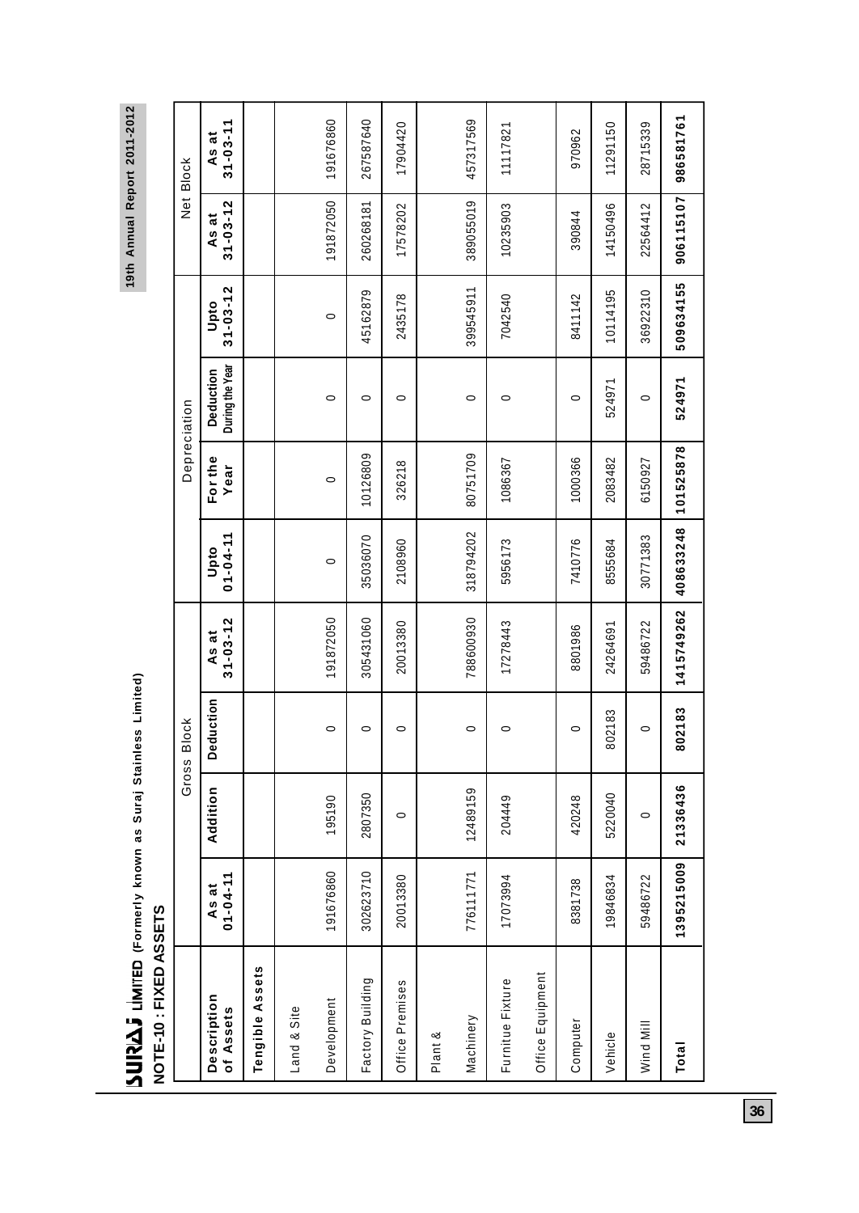**SURAJ LIMITED** (Formerly known as Suraj Stainless Limited)

## NOTE-10 : FIXED ASSETS

| Description of Assets | Gross Block | | | | Depreciation | | | | Net Block | |
|---|---|---|---|---|---|---|---|---|---|---|
| | As at 01-04-11 | Addition | Deduction | As at 31-03-12 | Upto 01-04-11 | For the Year | Deduction During the Year | Upto 31-03-12 | As at 31-03-12 | As at 31-03-11 |
| **Tengible Assets** | | | | | | | | | | |
| Land & Site Development | 191676860 | 195190 | 0 | 191872050 | 0 | 0 | 0 | 0 | 191872050 | 191676860 |
| Factory Building | 302623710 | 2807350 | 0 | 305431060 | 35036070 | 10126809 | 0 | 45162879 | 260268181 | 267587640 |
| Office Premises | 20013380 | 0 | 0 | 20013380 | 2108960 | 326218 | 0 | 2435178 | 17578202 | 17904420 |
| Plant & Machinery | 776111771 | 12489159 | 0 | 788600930 | 318794202 | 80751709 | 0 | 399545911 | 389055019 | 457317569 |
| Furnitue Fixture Office Equipment | 17073994 | 204449 | 0 | 17278443 | 5956173 | 1086367 | 0 | 7042540 | 10235903 | 11117821 |
| Computer | 8381738 | 420248 | 0 | 8801986 | 7410776 | 1000366 | 0 | 8411142 | 390844 | 970962 |
| Vehicle | 19846834 | 5220040 | 802183 | 24264691 | 8555684 | 2083482 | 524971 | 10114195 | 14150496 | 11291150 |
| Wind Mill | 59486722 | 0 | 0 | 59486722 | 30771383 | 6150927 | 0 | 36922310 | 22564412 | 28715339 |
| **Total** | **1395215009** | **21336436** | **802183** | **1415749262** | **408633248** | **101525878** | **524971** | **509634155** | **906115107** | **986581761** |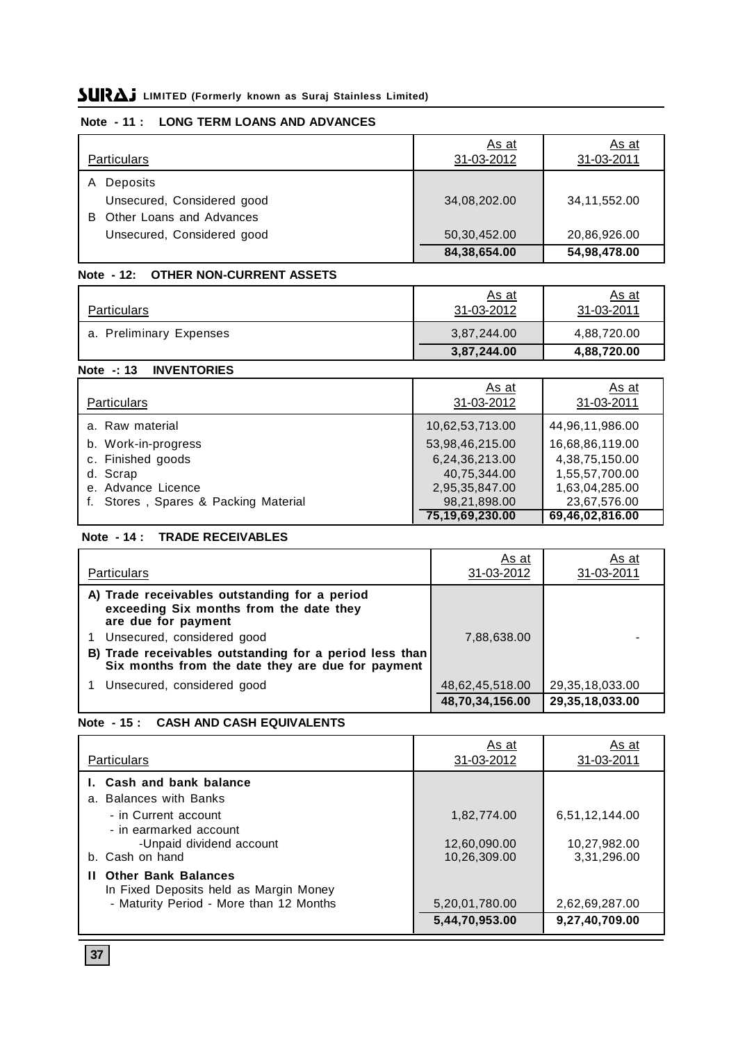#### Note - 11 : LONG TERM LOANS AND ADVANCES

| Particulars | As at 31-03-2012 | As at 31-03-2011 |
|---|---|---|
| A Deposits | | |
| Unsecured, Considered good | 34,08,202.00 | 34,11,552.00 |
| B Other Loans and Advances | | |
| Unsecured, Considered good | 50,30,452.00 | 20,86,926.00 |
| | **84,38,654.00** | **54,98,478.00** |

#### Note - 12: OTHER NON-CURRENT ASSETS

| Particulars | As at 31-03-2012 | As at 31-03-2011 |
|---|---|---|
| a. Preliminary Expenses | 3,87,244.00 | 4,88,720.00 |
| | **3,87,244.00** | **4,88,720.00** |

#### Note -: 13 INVENTORIES

| Particulars | As at 31-03-2012 | As at 31-03-2011 |
|---|---|---|
| a. Raw material | 10,62,53,713.00 | 44,96,11,986.00 |
| b. Work-in-progress | 53,98,46,215.00 | 16,68,86,119.00 |
| c. Finished goods | 6,24,36,213.00 | 4,38,75,150.00 |
| d. Scrap | 40,75,344.00 | 1,55,57,700.00 |
| e. Advance Licence | 2,95,35,847.00 | 1,63,04,285.00 |
| f. Stores , Spares & Packing Material | 98,21,898.00 | 23,67,576.00 |
| | **75,19,69,230.00** | **69,46,02,816.00** |

#### Note - 14 : TRADE RECEIVABLES

| Particulars | As at 31-03-2012 | As at 31-03-2011 |
|---|---|---|
| **A) Trade receivables outstanding for a period exceeding Six months from the date they are due for payment** | | |
| 1 Unsecured, considered good | 7,88,638.00 | - |
| **B) Trade receivables outstanding for a period less than Six months from the date they are due for payment** | | |
| 1 Unsecured, considered good | 48,62,45,518.00 | 29,35,18,033.00 |
| | **48,70,34,156.00** | **29,35,18,033.00** |

#### Note - 15 : CASH AND CASH EQUIVALENTS

| Particulars | As at 31-03-2012 | As at 31-03-2011 |
|---|---|---|
| **I. Cash and bank balance** | | |
| a. Balances with Banks | | |
| - in Current account | 1,82,774.00 | 6,51,12,144.00 |
| - in earmarked account | | |
| -Unpaid dividend account | 12,60,090.00 | 10,27,982.00 |
| b. Cash on hand | 10,26,309.00 | 3,31,296.00 |
| **II Other Bank Balances** | | |
| In Fixed Deposits held as Margin Money | | |
| - Maturity Period - More than 12 Months | 5,20,01,780.00 | 2,62,69,287.00 |
| | **5,44,70,953.00** | **9,27,40,709.00** |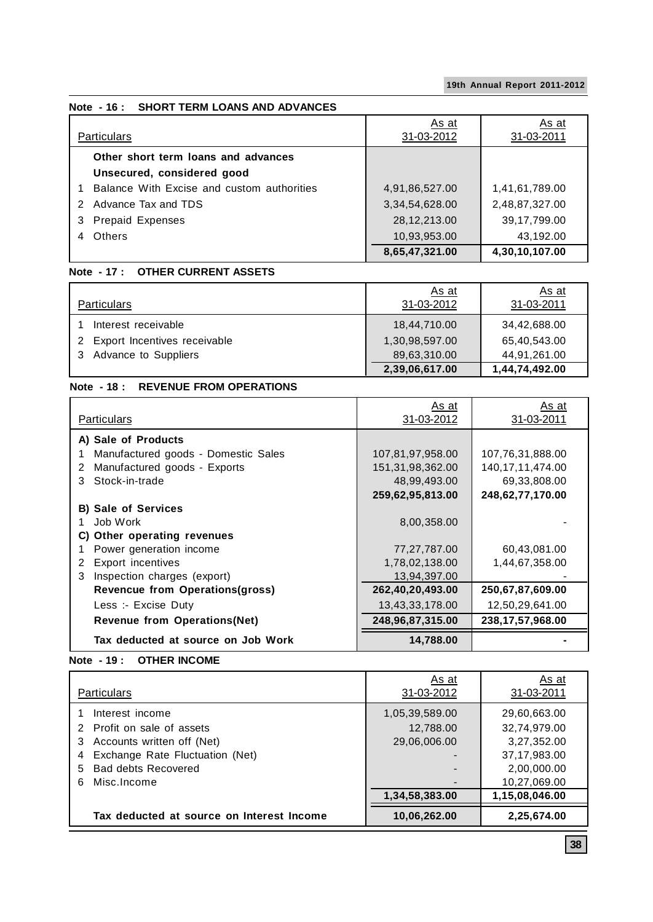**Note - 16 : SHORT TERM LOANS AND ADVANCES**

| Particulars | As at 31-03-2012 | As at 31-03-2011 |
|---|---|---|
| **Other short term loans and advances** | | |
| **Unsecured, considered good** | | |
| 1 Balance With Excise and custom authorities | 4,91,86,527.00 | 1,41,61,789.00 |
| 2 Advance Tax and TDS | 3,34,54,628.00 | 2,48,87,327.00 |
| 3 Prepaid Expenses | 28,12,213.00 | 39,17,799.00 |
| 4 Others | 10,93,953.00 | 43,192.00 |
| | **8,65,47,321.00** | **4,30,10,107.00** |

**Note - 17 : OTHER CURRENT ASSETS**

| Particulars | As at 31-03-2012 | As at 31-03-2011 |
|---|---|---|
| 1 Interest receivable | 18,44,710.00 | 34,42,688.00 |
| 2 Export Incentives receivable | 1,30,98,597.00 | 65,40,543.00 |
| 3 Advance to Suppliers | 89,63,310.00 | 44,91,261.00 |
| | **2,39,06,617.00** | **1,44,74,492.00** |

**Note - 18 : REVENUE FROM OPERATIONS**

| Particulars | As at 31-03-2012 | As at 31-03-2011 |
|---|---|---|
| **A) Sale of Products** | | |
| 1 Manufactured goods - Domestic Sales | 107,81,97,958.00 | 107,76,31,888.00 |
| 2 Manufactured goods - Exports | 151,31,98,362.00 | 140,17,11,474.00 |
| 3 Stock-in-trade | 48,99,493.00 | 69,33,808.00 |
| | **259,62,95,813.00** | **248,62,77,170.00** |
| **B) Sale of Services** | | |
| 1 Job Work | 8,00,358.00 | - |
| **C) Other operating revenues** | | |
| 1 Power generation income | 77,27,787.00 | 60,43,081.00 |
| 2 Export incentives | 1,78,02,138.00 | 1,44,67,358.00 |
| 3 Inspection charges (export) | 13,94,397.00 | - |
| **Revencue from Operations(gross)** | **262,40,20,493.00** | **250,67,87,609.00** |
| Less :- Excise Duty | 13,43,33,178.00 | 12,50,29,641.00 |
| **Revenue from Operations(Net)** | **248,96,87,315.00** | **238,17,57,968.00** |
| **Tax deducted at source on Job Work** | **14,788.00** | **-** |

**Note - 19 : OTHER INCOME**

| Particulars | As at 31-03-2012 | As at 31-03-2011 |
|---|---|---|
| 1 Interest income | 1,05,39,589.00 | 29,60,663.00 |
| 2 Profit on sale of assets | 12,788.00 | 32,74,979.00 |
| 3 Accounts written off (Net) | 29,06,006.00 | 3,27,352.00 |
| 4 Exchange Rate Fluctuation (Net) | - | 37,17,983.00 |
| 5 Bad debts Recovered | - | 2,00,000.00 |
| 6 Misc.Income | - | 10,27,069.00 |
| | **1,34,58,383.00** | **1,15,08,046.00** |
| **Tax deducted at source on Interest Income** | **10,06,262.00** | **2,25,674.00** |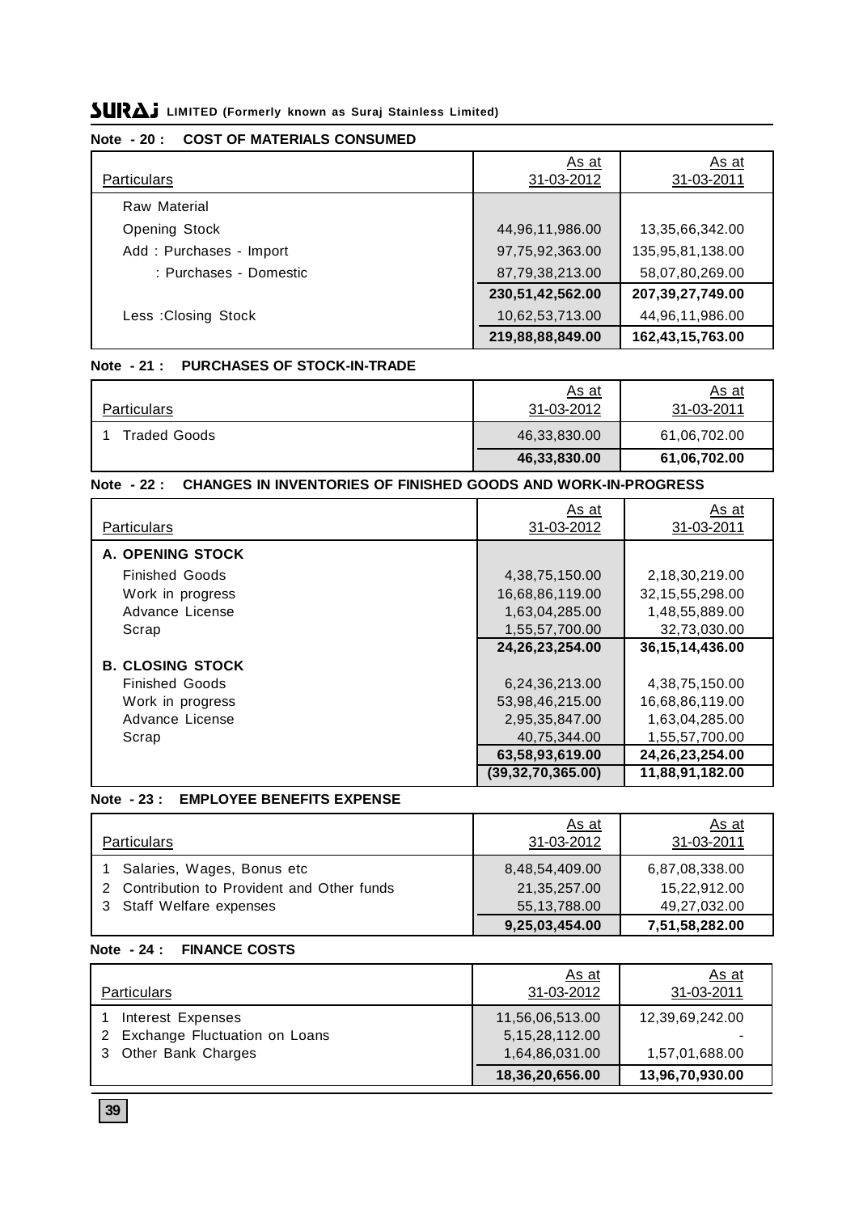## Note - 20 : COST OF MATERIALS CONSUMED

| Particulars | As at 31-03-2012 | As at 31-03-2011 |
|---|---|---|
| Raw Material | | |
| Opening Stock | 44,96,11,986.00 | 13,35,66,342.00 |
| Add : Purchases - Import | 97,75,92,363.00 | 135,95,81,138.00 |
| : Purchases - Domestic | 87,79,38,213.00 | 58,07,80,269.00 |
| | **230,51,42,562.00** | **207,39,27,749.00** |
| Less :Closing Stock | 10,62,53,713.00 | 44,96,11,986.00 |
| | **219,88,88,849.00** | **162,43,15,763.00** |

## Note - 21 : PURCHASES OF STOCK-IN-TRADE

| Particulars | As at 31-03-2012 | As at 31-03-2011 |
|---|---|---|
| 1 Traded Goods | 46,33,830.00 | 61,06,702.00 |
| | **46,33,830.00** | **61,06,702.00** |

## Note - 22 : CHANGES IN INVENTORIES OF FINISHED GOODS AND WORK-IN-PROGRESS

| Particulars | As at 31-03-2012 | As at 31-03-2011 |
|---|---|---|
| **A. OPENING STOCK** | | |
| Finished Goods | 4,38,75,150.00 | 2,18,30,219.00 |
| Work in progress | 16,68,86,119.00 | 32,15,55,298.00 |
| Advance License | 1,63,04,285.00 | 1,48,55,889.00 |
| Scrap | 1,55,57,700.00 | 32,73,030.00 |
| | **24,26,23,254.00** | **36,15,14,436.00** |
| **B. CLOSING STOCK** | | |
| Finished Goods | 6,24,36,213.00 | 4,38,75,150.00 |
| Work in progress | 53,98,46,215.00 | 16,68,86,119.00 |
| Advance License | 2,95,35,847.00 | 1,63,04,285.00 |
| Scrap | 40,75,344.00 | 1,55,57,700.00 |
| | **63,58,93,619.00** | **24,26,23,254.00** |
| | **(39,32,70,365.00)** | **11,88,91,182.00** |

## Note - 23 : EMPLOYEE BENEFITS EXPENSE

| Particulars | As at 31-03-2012 | As at 31-03-2011 |
|---|---|---|
| 1 Salaries, Wages, Bonus etc | 8,48,54,409.00 | 6,87,08,338.00 |
| 2 Contribution to Provident and Other funds | 21,35,257.00 | 15,22,912.00 |
| 3 Staff Welfare expenses | 55,13,788.00 | 49,27,032.00 |
| | **9,25,03,454.00** | **7,51,58,282.00** |

## Note - 24 : FINANCE COSTS

| Particulars | As at 31-03-2012 | As at 31-03-2011 |
|---|---|---|
| 1 Interest Expenses | 11,56,06,513.00 | 12,39,69,242.00 |
| 2 Exchange Fluctuation on Loans | 5,15,28,112.00 | - |
| 3 Other Bank Charges | 1,64,86,031.00 | 1,57,01,688.00 |
| | **18,36,20,656.00** | **13,96,70,930.00** |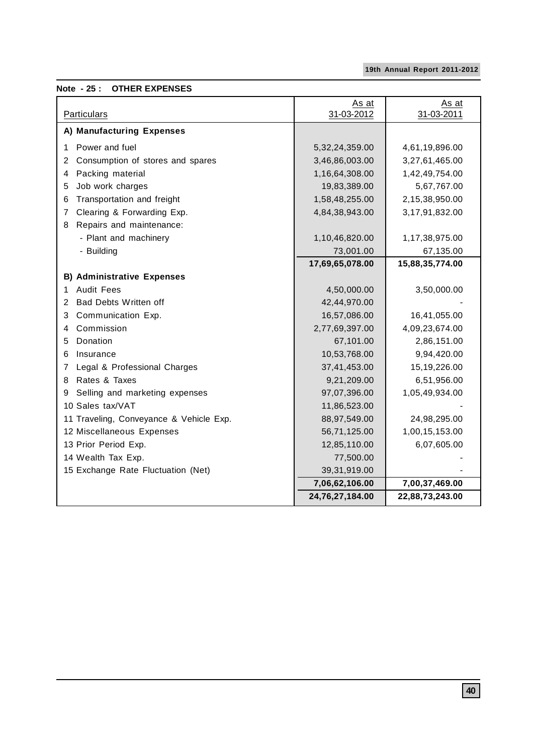**Note - 25 : OTHER EXPENSES**

| Particulars | As at 31-03-2012 | As at 31-03-2011 |
|---|---|---|
| **A) Manufacturing Expenses** | | |
| 1 Power and fuel | 5,32,24,359.00 | 4,61,19,896.00 |
| 2 Consumption of stores and spares | 3,46,86,003.00 | 3,27,61,465.00 |
| 4 Packing material | 1,16,64,308.00 | 1,42,49,754.00 |
| 5 Job work charges | 19,83,389.00 | 5,67,767.00 |
| 6 Transportation and freight | 1,58,48,255.00 | 2,15,38,950.00 |
| 7 Clearing & Forwarding Exp. | 4,84,38,943.00 | 3,17,91,832.00 |
| 8 Repairs and maintenance: | | |
| - Plant and machinery | 1,10,46,820.00 | 1,17,38,975.00 |
| - Building | 73,001.00 | 67,135.00 |
| | **17,69,65,078.00** | **15,88,35,774.00** |
| **B) Administrative Expenses** | | |
| 1 Audit Fees | 4,50,000.00 | 3,50,000.00 |
| 2 Bad Debts Written off | 42,44,970.00 | - |
| 3 Communication Exp. | 16,57,086.00 | 16,41,055.00 |
| 4 Commission | 2,77,69,397.00 | 4,09,23,674.00 |
| 5 Donation | 67,101.00 | 2,86,151.00 |
| 6 Insurance | 10,53,768.00 | 9,94,420.00 |
| 7 Legal & Professional Charges | 37,41,453.00 | 15,19,226.00 |
| 8 Rates & Taxes | 9,21,209.00 | 6,51,956.00 |
| 9 Selling and marketing expenses | 97,07,396.00 | 1,05,49,934.00 |
| 10 Sales tax/VAT | 11,86,523.00 | - |
| 11 Traveling, Conveyance & Vehicle Exp. | 88,97,549.00 | 24,98,295.00 |
| 12 Miscellaneous Expenses | 56,71,125.00 | 1,00,15,153.00 |
| 13 Prior Period Exp. | 12,85,110.00 | 6,07,605.00 |
| 14 Wealth Tax Exp. | 77,500.00 | - |
| 15 Exchange Rate Fluctuation (Net) | 39,31,919.00 | - |
| | **7,06,62,106.00** | **7,00,37,469.00** |
| | **24,76,27,184.00** | **22,88,73,243.00** |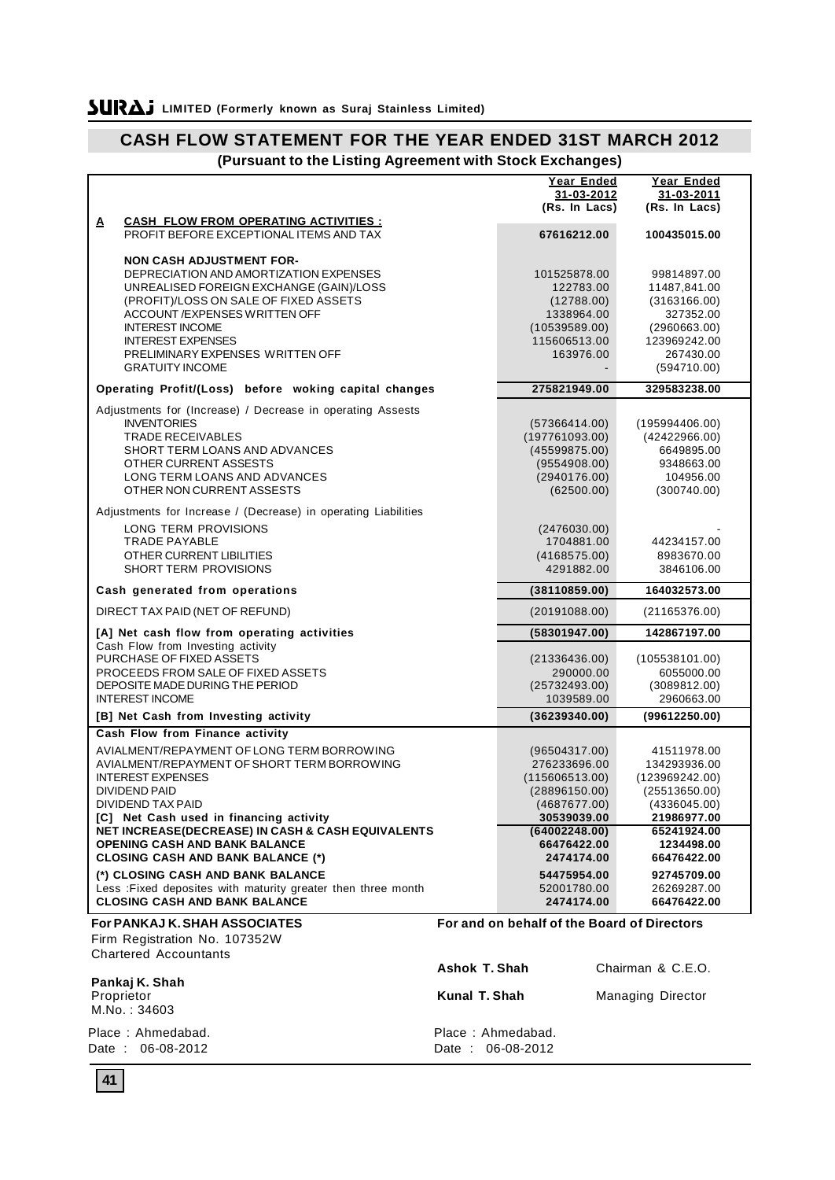**SURAJ LIMITED (Formerly known as Suraj Stainless Limited)**

# CASH FLOW STATEMENT FOR THE YEAR ENDED 31ST MARCH 2012

**(Pursuant to the Listing Agreement with Stock Exchanges)**

| | Year Ended 31-03-2012 (Rs. In Lacs) | Year Ended 31-03-2011 (Rs. In Lacs) |
|---|---|---|
| **A CASH FLOW FROM OPERATING ACTIVITIES :** | | |
| PROFIT BEFORE EXCEPTIONAL ITEMS AND TAX | **67616212.00** | **100435015.00** |
| **NON CASH ADJUSTMENT FOR-** | | |
| DEPRECIATION AND AMORTIZATION EXPENSES | 101525878.00 | 99814897.00 |
| UNREALISED FOREIGN EXCHANGE (GAIN)/LOSS | 122783.00 | 11487,841.00 |
| (PROFIT)/LOSS ON SALE OF FIXED ASSETS | (12788.00) | (3163166.00) |
| ACCOUNT /EXPENSES WRITTEN OFF | 1338964.00 | 327352.00 |
| INTEREST INCOME | (10539589.00) | (2960663.00) |
| INTEREST EXPENSES | 115606513.00 | 123969242.00 |
| PRELIMINARY EXPENSES WRITTEN OFF | 163976.00 | 267430.00 |
| GRATUITY INCOME | - | (594710.00) |
| **Operating Profit/(Loss) before woking capital changes** | **275821949.00** | **329583238.00** |
| Adjustments for (Increase) / Decrease in operating Assests | | |
| INVENTORIES | (57366414.00) | (195994406.00) |
| TRADE RECEIVABLES | (197761093.00) | (42422966.00) |
| SHORT TERM LOANS AND ADVANCES | (45599875.00) | 6649895.00 |
| OTHER CURRENT ASSESTS | (9554908.00) | 9348663.00 |
| LONG TERM LOANS AND ADVANCES | (2940176.00) | 104956.00 |
| OTHER NON CURRENT ASSESTS | (62500.00) | (300740.00) |
| Adjustments for Increase / (Decrease) in operating Liabilities | | |
| LONG TERM PROVISIONS | (2476030.00) | - |
| TRADE PAYABLE | 1704881.00 | 44234157.00 |
| OTHER CURRENT LIBILITIES | (4168575.00) | 8983670.00 |
| SHORT TERM PROVISIONS | 4291882.00 | 3846106.00 |
| **Cash generated from operations** | **(38110859.00)** | **164032573.00** |
| DIRECT TAX PAID (NET OF REFUND) | (20191088.00) | (21165376.00) |
| **[A] Net cash flow from operating activities** | **(58301947.00)** | **142867197.00** |
| Cash Flow from Investing activity | | |
| PURCHASE OF FIXED ASSETS | (21336436.00) | (105538101.00) |
| PROCEEDS FROM SALE OF FIXED ASSETS | 290000.00 | 6055000.00 |
| DEPOSITE MADE DURING THE PERIOD | (25732493.00) | (3089812.00) |
| INTEREST INCOME | 1039589.00 | 2960663.00 |
| **[B] Net Cash from Investing activity** | **(36239340.00)** | **(99612250.00)** |
| **Cash Flow from Finance activity** | | |
| AVIALMENT/REPAYMENT OF LONG TERM BORROWING | (96504317.00) | 41511978.00 |
| AVIALMENT/REPAYMENT OF SHORT TERM BORROWING | 276233696.00 | 134293936.00 |
| INTEREST EXPENSES | (115606513.00) | (123969242.00) |
| DIVIDEND PAID | (28896150.00) | (25513650.00) |
| DIVIDEND TAX PAID | (4687677.00) | (4336045.00) |
| **[C] Net Cash used in financing activity** | **30539039.00** | **21986977.00** |
| **NET INCREASE(DECREASE) IN CASH & CASH EQUIVALENTS** | **(64002248.00)** | **65241924.00** |
| **OPENING CASH AND BANK BALANCE** | **66476422.00** | **1234498.00** |
| **CLOSING CASH AND BANK BALANCE (\*)** | **2474174.00** | **66476422.00** |
| **(\*) CLOSING CASH AND BANK BALANCE** | **54475954.00** | **92745709.00** |
| Less :Fixed deposites with maturity greater then three month | 52001780.00 | 26269287.00 |
| **CLOSING CASH AND BANK BALANCE** | **2474174.00** | **66476422.00** |

**For PANKAJ K. SHAH ASSOCIATES**
Firm Registration No. 107352W
Chartered Accountants

**Pankaj K. Shah**
Proprietor
M.No. : 34603

Place : Ahmedabad.
Date : 06-08-2012

**For and on behalf of the Board of Directors**

**Ashok T. Shah** Chairman & C.E.O.

**Kunal T. Shah** Managing Director

Place : Ahmedabad.
Date : 06-08-2012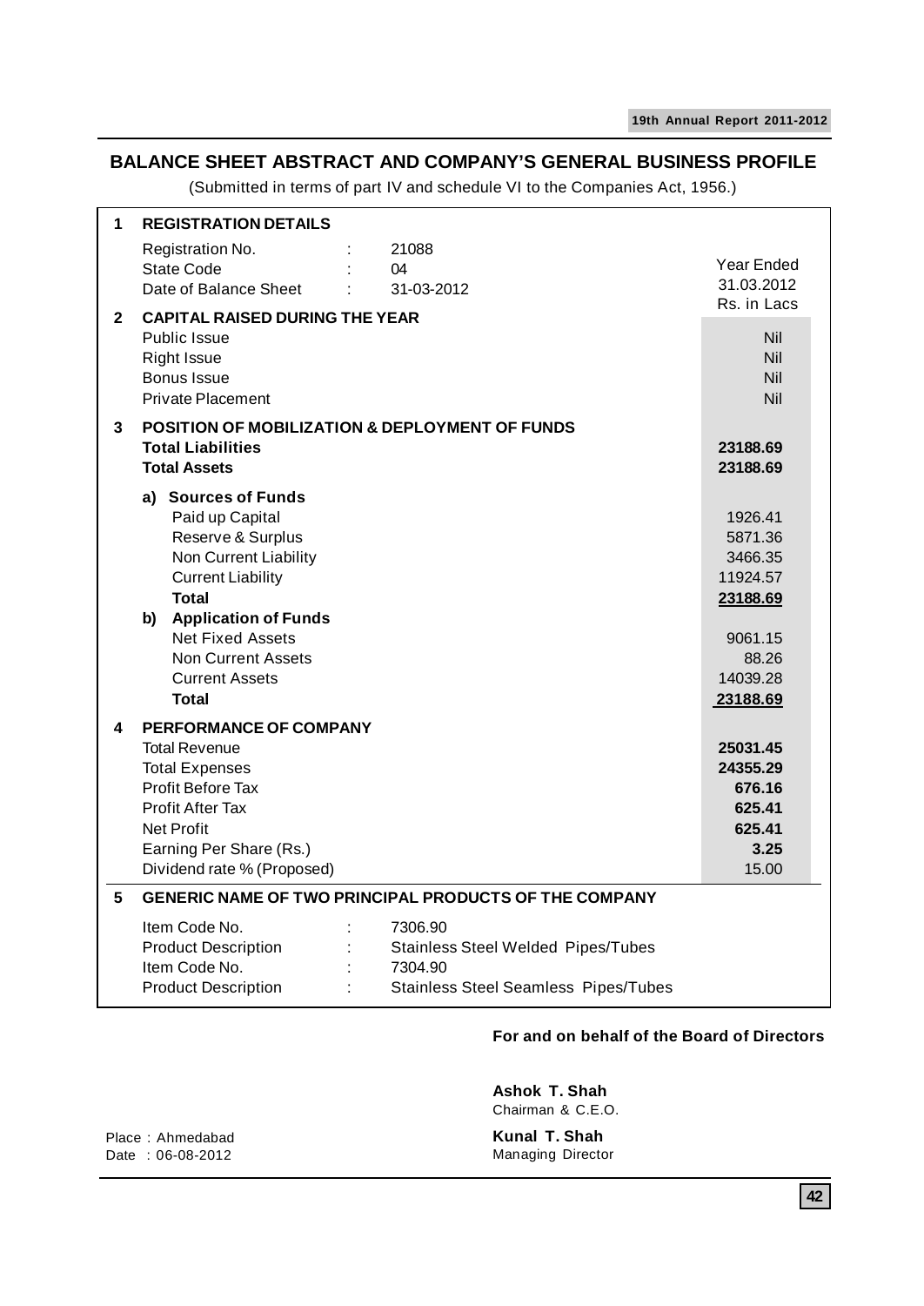# BALANCE SHEET ABSTRACT AND COMPANY'S GENERAL BUSINESS PROFILE

(Submitted in terms of part IV and schedule VI to the Companies Act, 1956.)

| | | |
|---|---|---|
| **1** | **REGISTRATION DETAILS** | |
| | Registration No. : 21088 | |
| | State Code : 04 | Year Ended 31.03.2012 Rs. in Lacs |
| | Date of Balance Sheet : 31-03-2012 | |
| **2** | **CAPITAL RAISED DURING THE YEAR** | |
| | Public Issue | Nil |
| | Right Issue | Nil |
| | Bonus Issue | Nil |
| | Private Placement | Nil |
| **3** | **POSITION OF MOBILIZATION & DEPLOYMENT OF FUNDS** | |
| | **Total Liabilities** | **23188.69** |
| | **Total Assets** | **23188.69** |
| | **a) Sources of Funds** | |
| | Paid up Capital | 1926.41 |
| | Reserve & Surplus | 5871.36 |
| | Non Current Liability | 3466.35 |
| | Current Liability | 11924.57 |
| | **Total** | **23188.69** |
| | **b) Application of Funds** | |
| | Net Fixed Assets | 9061.15 |
| | Non Current Assets | 88.26 |
| | Current Assets | 14039.28 |
| | **Total** | **23188.69** |
| **4** | **PERFORMANCE OF COMPANY** | |
| | Total Revenue | **25031.45** |
| | Total Expenses | **24355.29** |
| | Profit Before Tax | **676.16** |
| | Profit After Tax | **625.41** |
| | Net Profit | **625.41** |
| | Earning Per Share (Rs.) | **3.25** |
| | Dividend rate % (Proposed) | 15.00 |
| **5** | **GENERIC NAME OF TWO PRINCIPAL PRODUCTS OF THE COMPANY** | |
| | Item Code No. : 7306.90 | |
| | Product Description : Stainless Steel Welded Pipes/Tubes | |
| | Item Code No. : 7304.90 | |
| | Product Description : Stainless Steel Seamless Pipes/Tubes | |

**For and on behalf of the Board of Directors**

**Ashok T. Shah**
Chairman & C.E.O.

**Kunal T. Shah**
Managing Director

Place : Ahmedabad
Date : 06-08-2012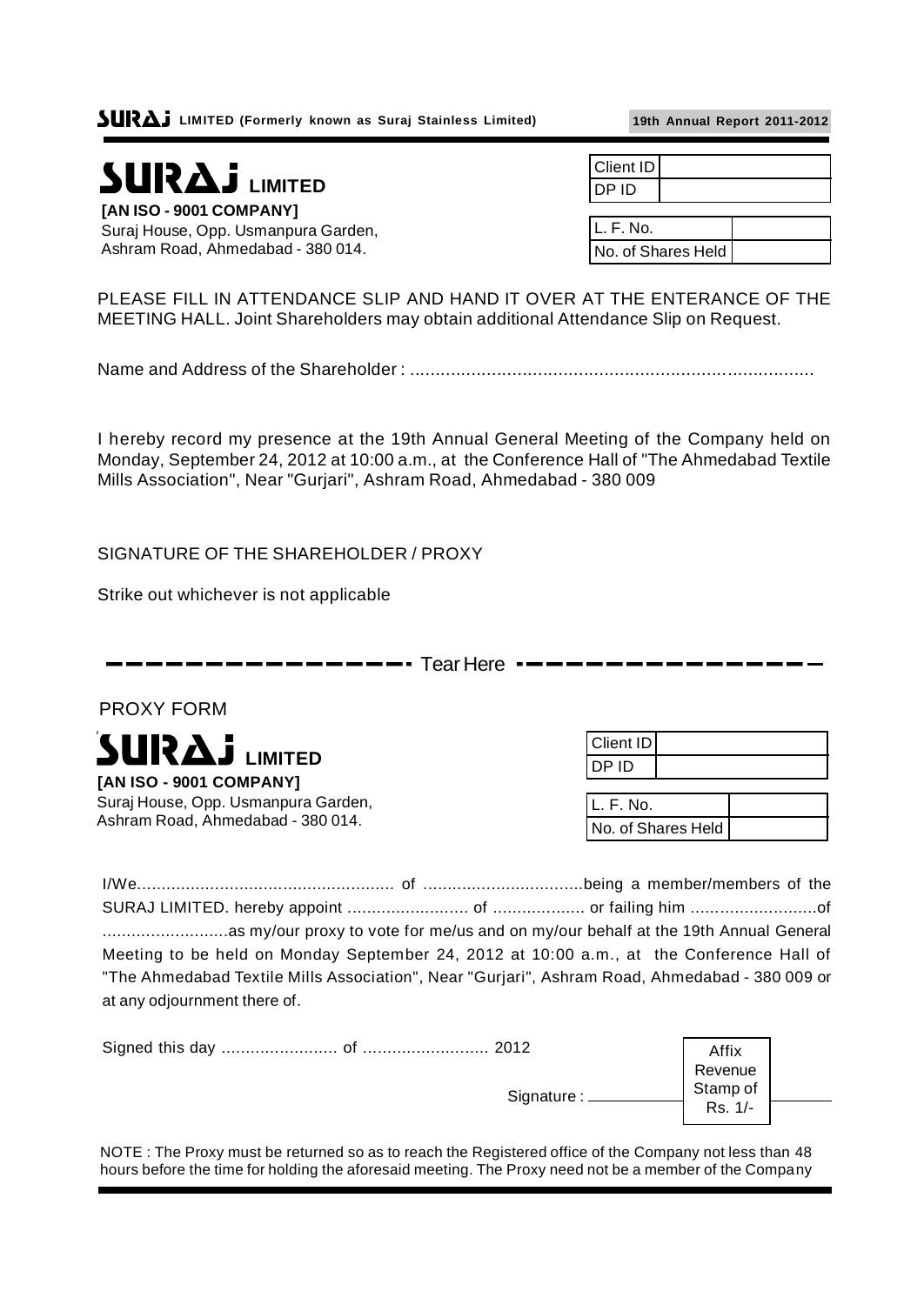# SURAJ LIMITED

**[AN ISO - 9001 COMPANY]**
Suraj House, Opp. Usmanpura Garden,
Ashram Road, Ahmedabad - 380 014.

| Client ID | |
|---|---|
| DP ID | |

| L. F. No. | |
|---|---|
| No. of Shares Held | |

PLEASE FILL IN ATTENDANCE SLIP AND HAND IT OVER AT THE ENTERANCE OF THE MEETING HALL. Joint Shareholders may obtain additional Attendance Slip on Request.

Name and Address of the Shareholder : ...............................................................................

I hereby record my presence at the 19th Annual General Meeting of the Company held on Monday, September 24, 2012 at 10:00 a.m., at the Conference Hall of "The Ahmedabad Textile Mills Association", Near "Gurjari", Ashram Road, Ahmedabad - 380 009

SIGNATURE OF THE SHAREHOLDER / PROXY

Strike out whichever is not applicable

---------------- Tear Here ----------------

## PROXY FORM

# SURAJ LIMITED

**[AN ISO - 9001 COMPANY]**
Suraj House, Opp. Usmanpura Garden,
Ashram Road, Ahmedabad - 380 014.

| Client ID | |
|---|---|
| DP ID | |

| L. F. No. | |
|---|---|
| No. of Shares Held | |

I/We..................................................... of .................................being a member/members of the SURAJ LIMITED. hereby appoint ......................... of ................... or failing him ..........................of ..........................as my/our proxy to vote for me/us and on my/our behalf at the 19th Annual General Meeting to be held on Monday September 24, 2012 at 10:00 a.m., at the Conference Hall of "The Ahmedabad Textile Mills Association", Near "Gurjari", Ashram Road, Ahmedabad - 380 009 or at any odjournment there of.

Signed this day ........................ of .......................... 2012

Signature : ____________ Affix Revenue Stamp of Rs. 1/-

NOTE : The Proxy must be returned so as to reach the Registered office of the Company not less than 48 hours before the time for holding the aforesaid meeting. The Proxy need not be a member of the Company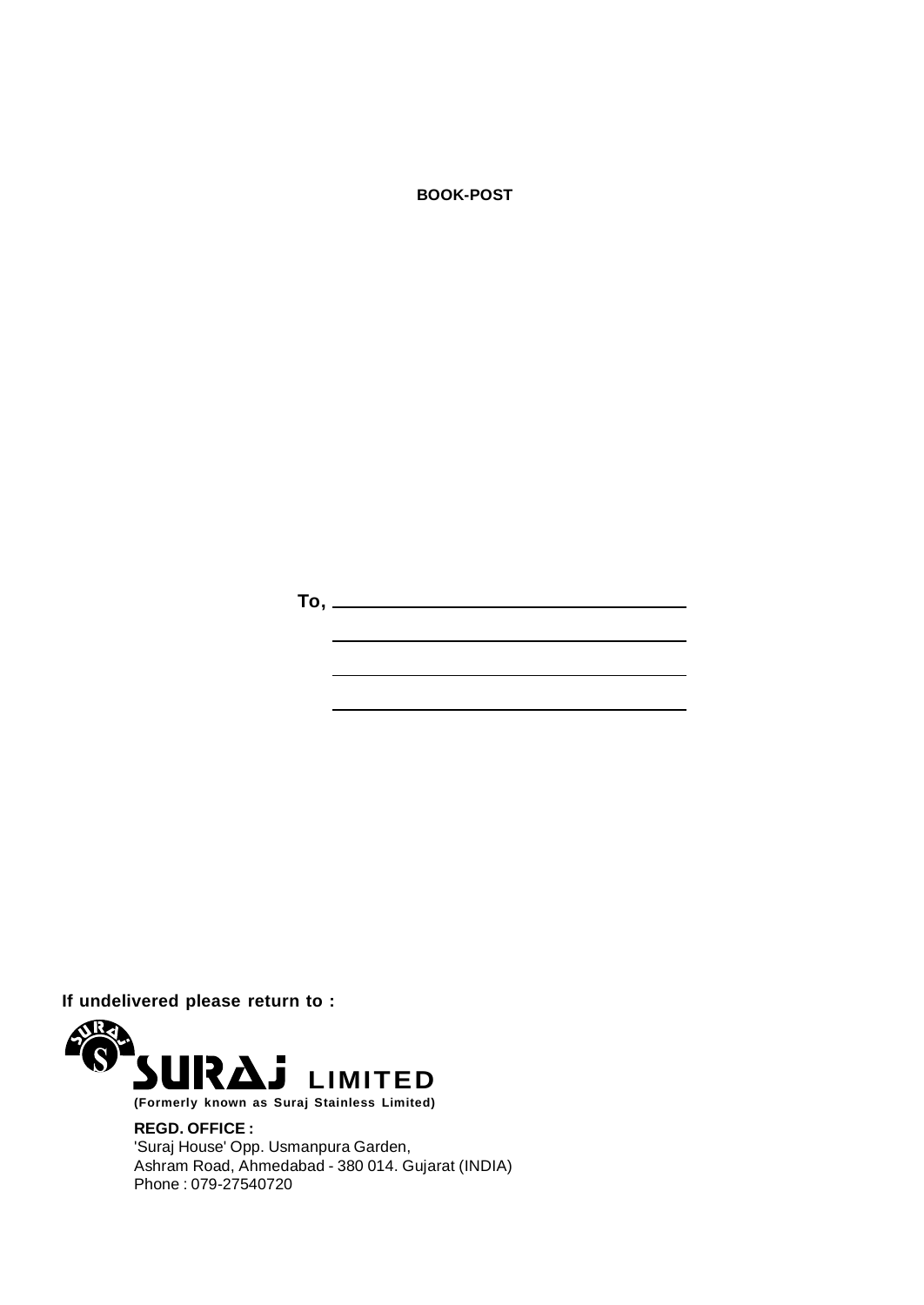**BOOK-POST**

**To,** ______________________________

______________________________

______________________________

______________________________

**If undelivered please return to :**

**SURAJ LIMITED**

**(Formerly known as Suraj Stainless Limited)**

**REGD. OFFICE :**
'Suraj House' Opp. Usmanpura Garden,
Ashram Road, Ahmedabad - 380 014. Gujarat (INDIA)
Phone : 079-27540720